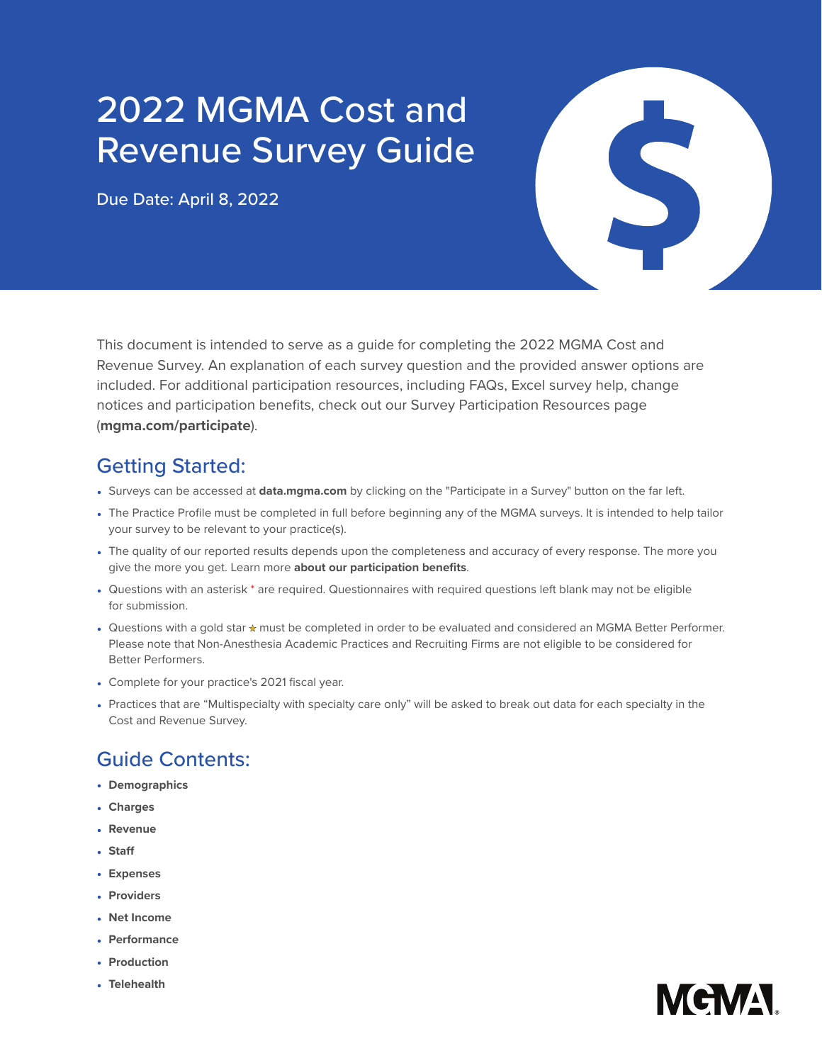# 2022 MGMA Cost and Revenue Survey Guide

Due Date: April 8, 2022

This document is intended to serve as a guide for completing the 2022 MGMA Cost and Revenue Survey. An explanation of each survey question and the provided answer options are included. For additional participation resources, including FAQs, Excel survey help, change notices and participation benefits, check out our Survey Participation Resources page (**mgma.com/participate**).

## Getting Started:

- Surveys can be accessed at **data.mgma.com** by clicking on the "Participate in a Survey" button on the far left.
- The Practice Profile must be completed in full before beginning any of the MGMA surveys. It is intended to help tailor your survey to be relevant to your practice(s).
- The quality of our reported results depends upon the completeness and accuracy of every response. The more you give the more you get. Learn more **about our participation benefits**.
- Questions with an asterisk * are required. Questionnaires with required questions left blank may not be eligible for submission.
- Questions with a gold star ★ must be completed in order to be evaluated and considered an MGMA Better Performer. Please note that Non-Anesthesia Academic Practices and Recruiting Firms are not eligible to be considered for Better Performers.
- Complete for your practice's 2021 fiscal year.
- Practices that are "Multispecialty with specialty care only" will be asked to break out data for each specialty in the Cost and Revenue Survey.

## Guide Contents:

- **Demographics**
- **Charges**
- **Revenue**
- **Staff**
- **Expenses**
- **Providers**
- **Net Income**
- **Performance**
- **Production**
- **Telehealth**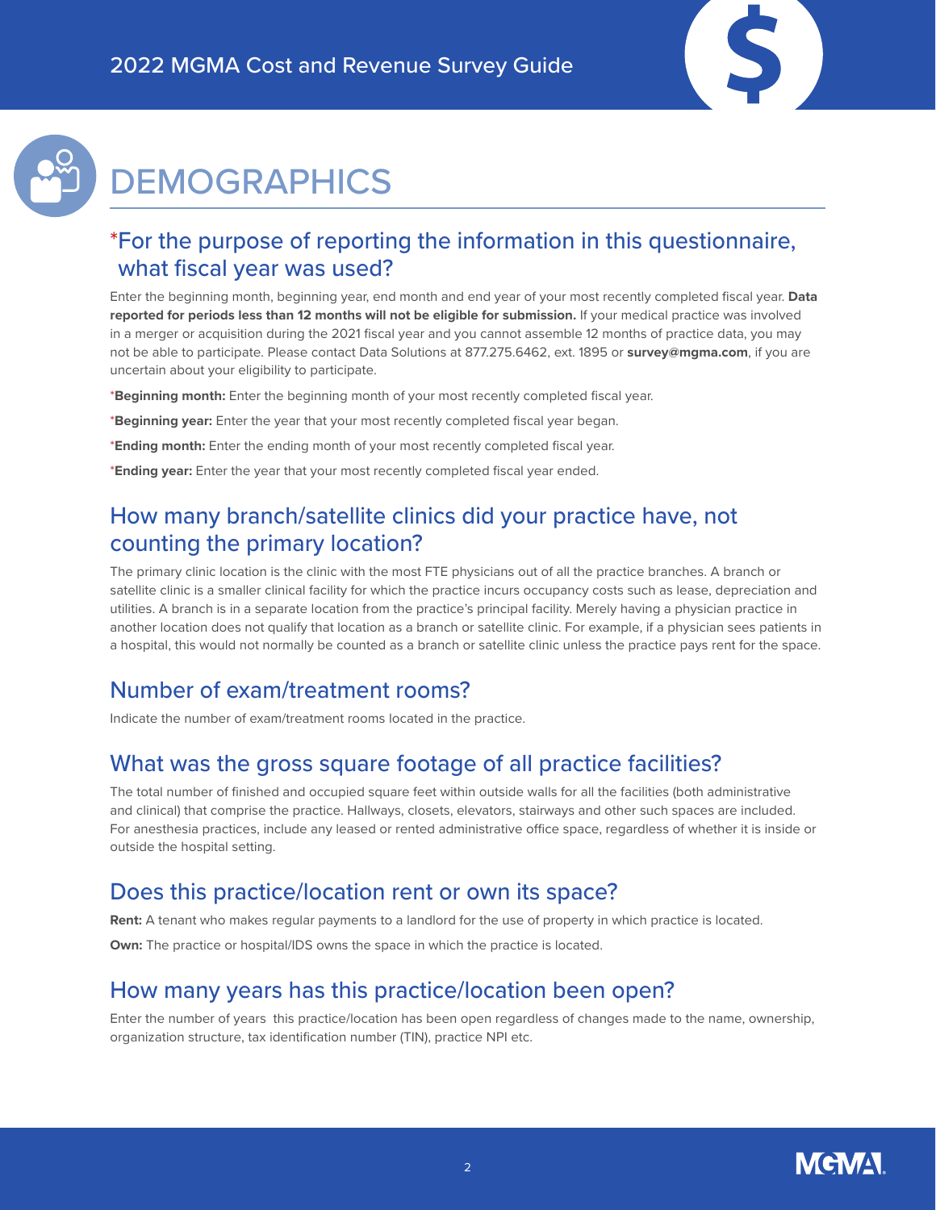# DEMOGRAPHICS

## *For the purpose of reporting the information in this questionnaire, what fiscal year was used?

Enter the beginning month, beginning year, end month and end year of your most recently completed fiscal year. **Data reported for periods less than 12 months will not be eligible for submission.** If your medical practice was involved in a merger or acquisition during the 2021 fiscal year and you cannot assemble 12 months of practice data, you may not be able to participate. Please contact Data Solutions at 877.275.6462, ext. 1895 or **survey@mgma.com**, if you are uncertain about your eligibility to participate.

***Beginning month:** Enter the beginning month of your most recently completed fiscal year.

***Beginning year:** Enter the year that your most recently completed fiscal year began.

***Ending month:** Enter the ending month of your most recently completed fiscal year.

***Ending year:** Enter the year that your most recently completed fiscal year ended.

## How many branch/satellite clinics did your practice have, not counting the primary location?

The primary clinic location is the clinic with the most FTE physicians out of all the practice branches. A branch or satellite clinic is a smaller clinical facility for which the practice incurs occupancy costs such as lease, depreciation and utilities. A branch is in a separate location from the practice's principal facility. Merely having a physician practice in another location does not qualify that location as a branch or satellite clinic. For example, if a physician sees patients in a hospital, this would not normally be counted as a branch or satellite clinic unless the practice pays rent for the space.

## Number of exam/treatment rooms?

Indicate the number of exam/treatment rooms located in the practice.

## What was the gross square footage of all practice facilities?

The total number of finished and occupied square feet within outside walls for all the facilities (both administrative and clinical) that comprise the practice. Hallways, closets, elevators, stairways and other such spaces are included. For anesthesia practices, include any leased or rented administrative office space, regardless of whether it is inside or outside the hospital setting.

## Does this practice/location rent or own its space?

**Rent:** A tenant who makes regular payments to a landlord for the use of property in which practice is located.

**Own:** The practice or hospital/IDS owns the space in which the practice is located.

## How many years has this practice/location been open?

Enter the number of years this practice/location has been open regardless of changes made to the name, ownership, organization structure, tax identification number (TIN), practice NPI etc.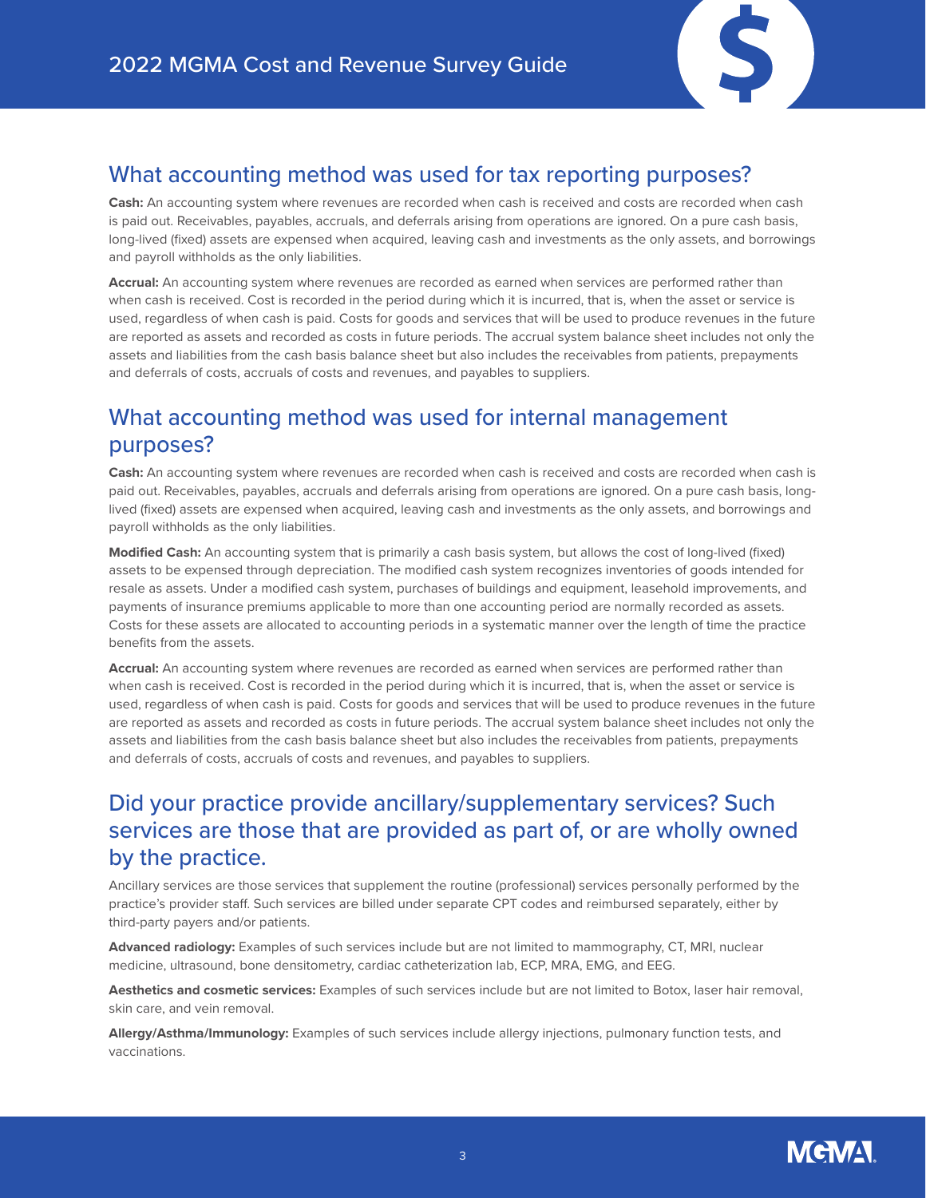## What accounting method was used for tax reporting purposes?

**Cash:** An accounting system where revenues are recorded when cash is received and costs are recorded when cash is paid out. Receivables, payables, accruals, and deferrals arising from operations are ignored. On a pure cash basis, long-lived (fixed) assets are expensed when acquired, leaving cash and investments as the only assets, and borrowings and payroll withholds as the only liabilities.

**Accrual:** An accounting system where revenues are recorded as earned when services are performed rather than when cash is received. Cost is recorded in the period during which it is incurred, that is, when the asset or service is used, regardless of when cash is paid. Costs for goods and services that will be used to produce revenues in the future are reported as assets and recorded as costs in future periods. The accrual system balance sheet includes not only the assets and liabilities from the cash basis balance sheet but also includes the receivables from patients, prepayments and deferrals of costs, accruals of costs and revenues, and payables to suppliers.

## What accounting method was used for internal management purposes?

**Cash:** An accounting system where revenues are recorded when cash is received and costs are recorded when cash is paid out. Receivables, payables, accruals and deferrals arising from operations are ignored. On a pure cash basis, long-lived (fixed) assets are expensed when acquired, leaving cash and investments as the only assets, and borrowings and payroll withholds as the only liabilities.

**Modified Cash:** An accounting system that is primarily a cash basis system, but allows the cost of long-lived (fixed) assets to be expensed through depreciation. The modified cash system recognizes inventories of goods intended for resale as assets. Under a modified cash system, purchases of buildings and equipment, leasehold improvements, and payments of insurance premiums applicable to more than one accounting period are normally recorded as assets. Costs for these assets are allocated to accounting periods in a systematic manner over the length of time the practice benefits from the assets.

**Accrual:** An accounting system where revenues are recorded as earned when services are performed rather than when cash is received. Cost is recorded in the period during which it is incurred, that is, when the asset or service is used, regardless of when cash is paid. Costs for goods and services that will be used to produce revenues in the future are reported as assets and recorded as costs in future periods. The accrual system balance sheet includes not only the assets and liabilities from the cash basis balance sheet but also includes the receivables from patients, prepayments and deferrals of costs, accruals of costs and revenues, and payables to suppliers.

## Did your practice provide ancillary/supplementary services? Such services are those that are provided as part of, or are wholly owned by the practice.

Ancillary services are those services that supplement the routine (professional) services personally performed by the practice's provider staff. Such services are billed under separate CPT codes and reimbursed separately, either by third-party payers and/or patients.

**Advanced radiology:** Examples of such services include but are not limited to mammography, CT, MRI, nuclear medicine, ultrasound, bone densitometry, cardiac catheterization lab, ECP, MRA, EMG, and EEG.

**Aesthetics and cosmetic services:** Examples of such services include but are not limited to Botox, laser hair removal, skin care, and vein removal.

**Allergy/Asthma/Immunology:** Examples of such services include allergy injections, pulmonary function tests, and vaccinations.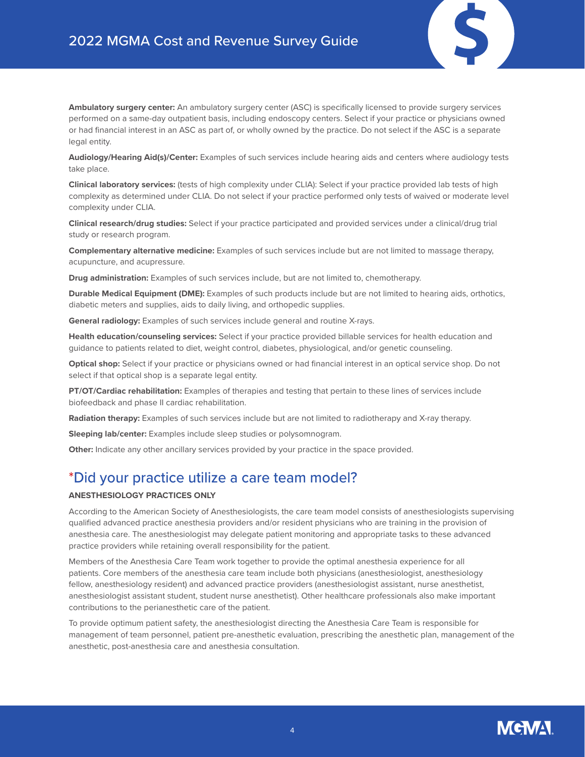**Ambulatory surgery center:** An ambulatory surgery center (ASC) is specifically licensed to provide surgery services performed on a same-day outpatient basis, including endoscopy centers. Select if your practice or physicians owned or had financial interest in an ASC as part of, or wholly owned by the practice. Do not select if the ASC is a separate legal entity.

**Audiology/Hearing Aid(s)/Center:** Examples of such services include hearing aids and centers where audiology tests take place.

**Clinical laboratory services:** (tests of high complexity under CLIA): Select if your practice provided lab tests of high complexity as determined under CLIA. Do not select if your practice performed only tests of waived or moderate level complexity under CLIA.

**Clinical research/drug studies:** Select if your practice participated and provided services under a clinical/drug trial study or research program.

**Complementary alternative medicine:** Examples of such services include but are not limited to massage therapy, acupuncture, and acupressure.

**Drug administration:** Examples of such services include, but are not limited to, chemotherapy.

**Durable Medical Equipment (DME):** Examples of such products include but are not limited to hearing aids, orthotics, diabetic meters and supplies, aids to daily living, and orthopedic supplies.

**General radiology:** Examples of such services include general and routine X-rays.

**Health education/counseling services:** Select if your practice provided billable services for health education and guidance to patients related to diet, weight control, diabetes, physiological, and/or genetic counseling.

**Optical shop:** Select if your practice or physicians owned or had financial interest in an optical service shop. Do not select if that optical shop is a separate legal entity.

**PT/OT/Cardiac rehabilitation:** Examples of therapies and testing that pertain to these lines of services include biofeedback and phase II cardiac rehabilitation.

**Radiation therapy:** Examples of such services include but are not limited to radiotherapy and X-ray therapy.

**Sleeping lab/center:** Examples include sleep studies or polysomnogram.

**Other:** Indicate any other ancillary services provided by your practice in the space provided.

## *Did your practice utilize a care team model?

**ANESTHESIOLOGY PRACTICES ONLY**

According to the American Society of Anesthesiologists, the care team model consists of anesthesiologists supervising qualified advanced practice anesthesia providers and/or resident physicians who are training in the provision of anesthesia care. The anesthesiologist may delegate patient monitoring and appropriate tasks to these advanced practice providers while retaining overall responsibility for the patient.

Members of the Anesthesia Care Team work together to provide the optimal anesthesia experience for all patients. Core members of the anesthesia care team include both physicians (anesthesiologist, anesthesiology fellow, anesthesiology resident) and advanced practice providers (anesthesiologist assistant, nurse anesthetist, anesthesiologist assistant student, student nurse anesthetist). Other healthcare professionals also make important contributions to the perianesthetic care of the patient.

To provide optimum patient safety, the anesthesiologist directing the Anesthesia Care Team is responsible for management of team personnel, patient pre-anesthetic evaluation, prescribing the anesthetic plan, management of the anesthetic, post-anesthesia care and anesthesia consultation.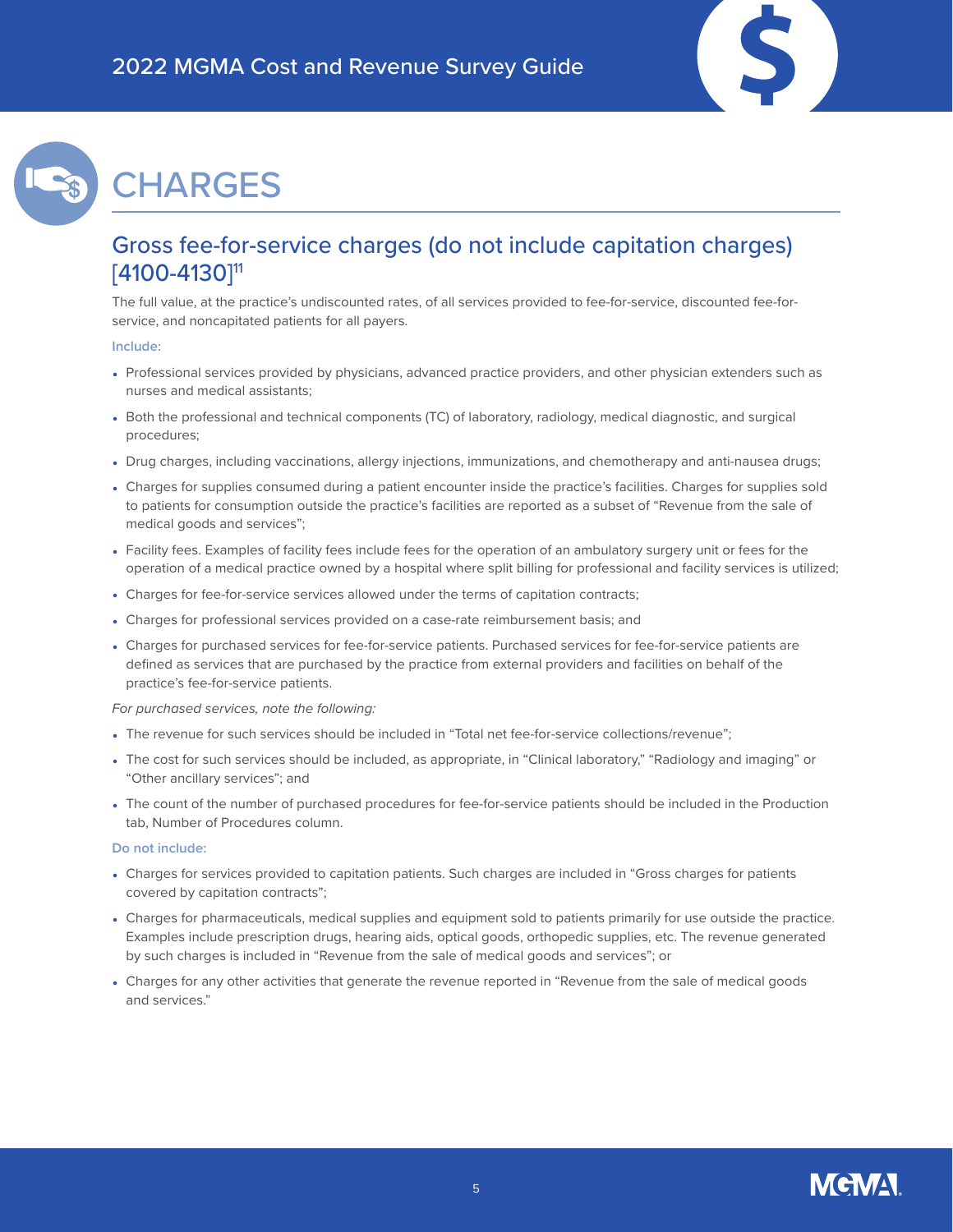# CHARGES

## Gross fee-for-service charges (do not include capitation charges) [4100-4130][11]

The full value, at the practice's undiscounted rates, of all services provided to fee-for-service, discounted fee-for-service, and noncapitated patients for all payers.

**Include:**

- Professional services provided by physicians, advanced practice providers, and other physician extenders such as nurses and medical assistants;
- Both the professional and technical components (TC) of laboratory, radiology, medical diagnostic, and surgical procedures;
- Drug charges, including vaccinations, allergy injections, immunizations, and chemotherapy and anti-nausea drugs;
- Charges for supplies consumed during a patient encounter inside the practice's facilities. Charges for supplies sold to patients for consumption outside the practice's facilities are reported as a subset of "Revenue from the sale of medical goods and services";
- Facility fees. Examples of facility fees include fees for the operation of an ambulatory surgery unit or fees for the operation of a medical practice owned by a hospital where split billing for professional and facility services is utilized;
- Charges for fee-for-service services allowed under the terms of capitation contracts;
- Charges for professional services provided on a case-rate reimbursement basis; and
- Charges for purchased services for fee-for-service patients. Purchased services for fee-for-service patients are defined as services that are purchased by the practice from external providers and facilities on behalf of the practice's fee-for-service patients.

*For purchased services, note the following:*

- The revenue for such services should be included in "Total net fee-for-service collections/revenue";
- The cost for such services should be included, as appropriate, in "Clinical laboratory," "Radiology and imaging" or "Other ancillary services"; and
- The count of the number of purchased procedures for fee-for-service patients should be included in the Production tab, Number of Procedures column.

**Do not include:**

- Charges for services provided to capitation patients. Such charges are included in "Gross charges for patients covered by capitation contracts";
- Charges for pharmaceuticals, medical supplies and equipment sold to patients primarily for use outside the practice. Examples include prescription drugs, hearing aids, optical goods, orthopedic supplies, etc. The revenue generated by such charges is included in "Revenue from the sale of medical goods and services"; or
- Charges for any other activities that generate the revenue reported in "Revenue from the sale of medical goods and services."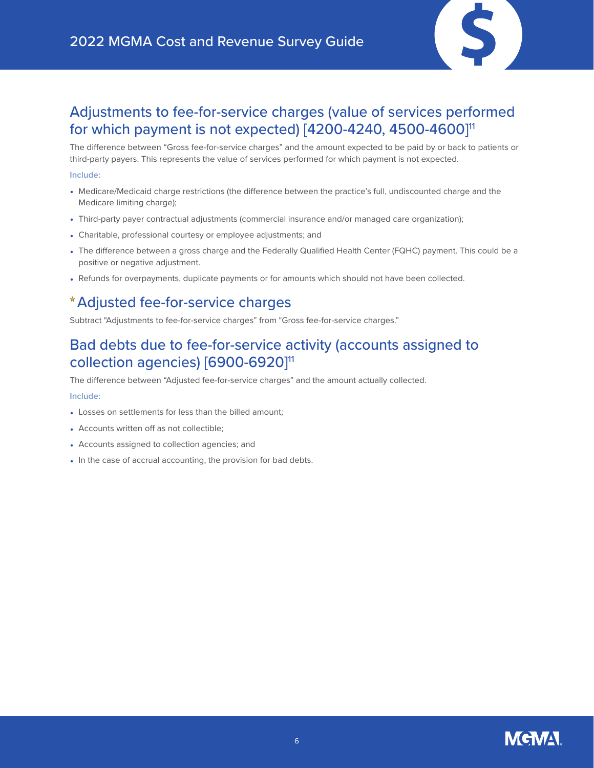## Adjustments to fee-for-service charges (value of services performed for which payment is not expected) [4200-4240, 4500-4600][11]

The difference between "Gross fee-for-service charges" and the amount expected to be paid by or back to patients or third-party payers. This represents the value of services performed for which payment is not expected.

**Include:**

- Medicare/Medicaid charge restrictions (the difference between the practice's full, undiscounted charge and the Medicare limiting charge);
- Third-party payer contractual adjustments (commercial insurance and/or managed care organization);
- Charitable, professional courtesy or employee adjustments; and
- The difference between a gross charge and the Federally Qualified Health Center (FQHC) payment. This could be a positive or negative adjustment.
- Refunds for overpayments, duplicate payments or for amounts which should not have been collected.

## * Adjusted fee-for-service charges

Subtract "Adjustments to fee-for-service charges" from "Gross fee-for-service charges."

## Bad debts due to fee-for-service activity (accounts assigned to collection agencies) [6900-6920][11]

The difference between "Adjusted fee-for-service charges" and the amount actually collected.

**Include:**

- Losses on settlements for less than the billed amount;
- Accounts written off as not collectible;
- Accounts assigned to collection agencies; and
- In the case of accrual accounting, the provision for bad debts.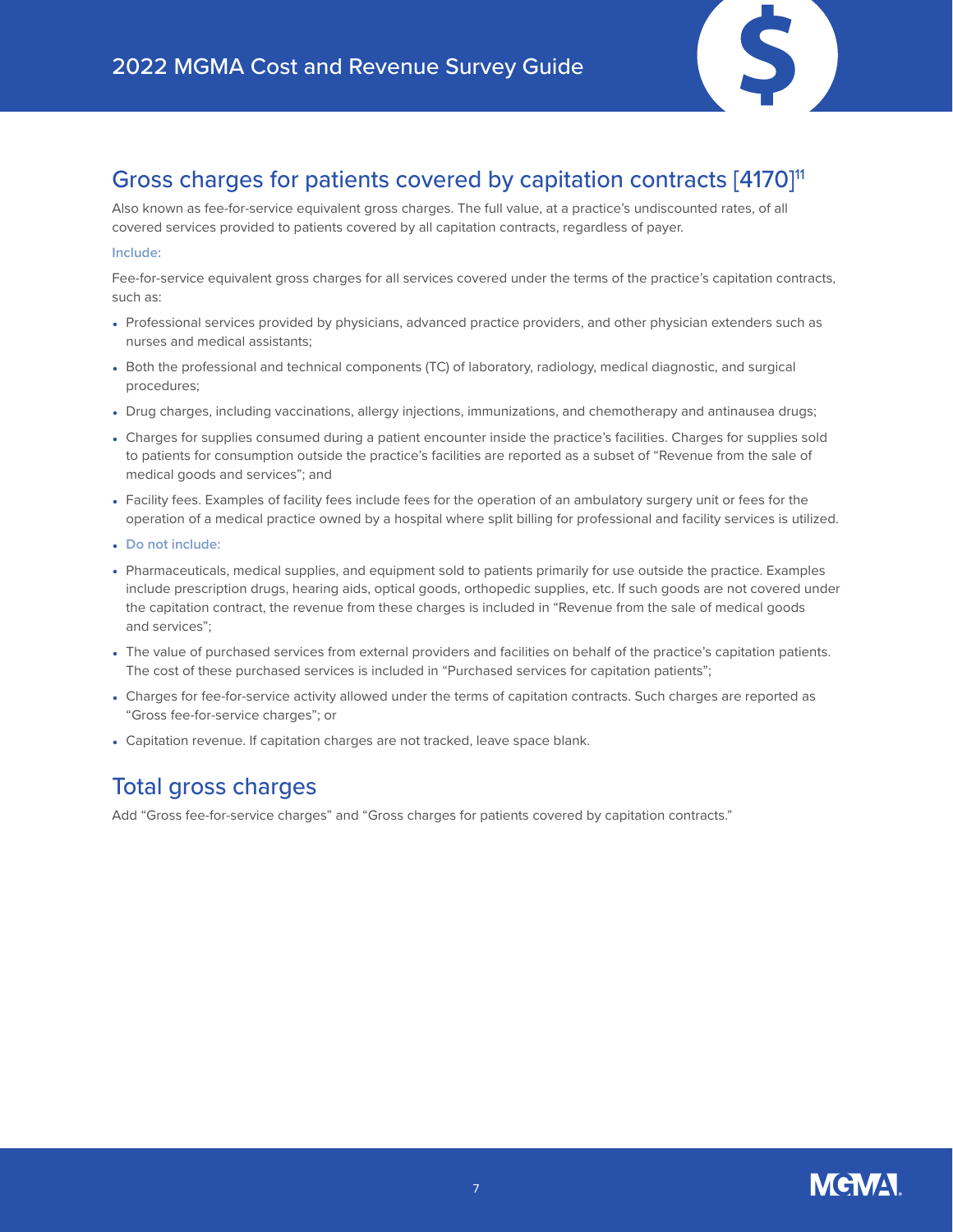## Gross charges for patients covered by capitation contracts [4170][11]

Also known as fee-for-service equivalent gross charges. The full value, at a practice's undiscounted rates, of all covered services provided to patients covered by all capitation contracts, regardless of payer.

**Include:**

Fee-for-service equivalent gross charges for all services covered under the terms of the practice's capitation contracts, such as:

- Professional services provided by physicians, advanced practice providers, and other physician extenders such as nurses and medical assistants;
- Both the professional and technical components (TC) of laboratory, radiology, medical diagnostic, and surgical procedures;
- Drug charges, including vaccinations, allergy injections, immunizations, and chemotherapy and antinausea drugs;
- Charges for supplies consumed during a patient encounter inside the practice's facilities. Charges for supplies sold to patients for consumption outside the practice's facilities are reported as a subset of "Revenue from the sale of medical goods and services"; and
- Facility fees. Examples of facility fees include fees for the operation of an ambulatory surgery unit or fees for the operation of a medical practice owned by a hospital where split billing for professional and facility services is utilized.
- **Do not include:**
- Pharmaceuticals, medical supplies, and equipment sold to patients primarily for use outside the practice. Examples include prescription drugs, hearing aids, optical goods, orthopedic supplies, etc. If such goods are not covered under the capitation contract, the revenue from these charges is included in "Revenue from the sale of medical goods and services";
- The value of purchased services from external providers and facilities on behalf of the practice's capitation patients. The cost of these purchased services is included in "Purchased services for capitation patients";
- Charges for fee-for-service activity allowed under the terms of capitation contracts. Such charges are reported as "Gross fee-for-service charges"; or
- Capitation revenue. If capitation charges are not tracked, leave space blank.

## Total gross charges

Add "Gross fee-for-service charges" and "Gross charges for patients covered by capitation contracts."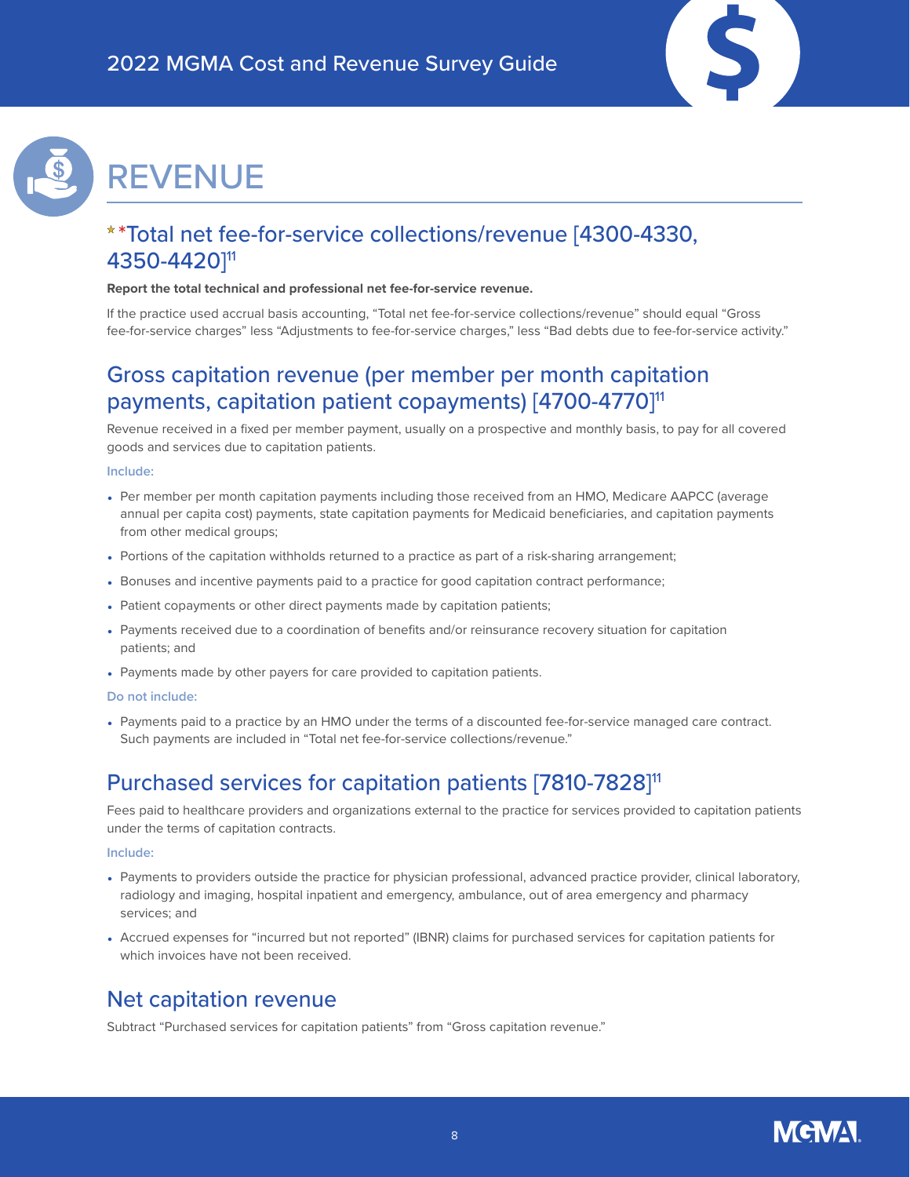# REVENUE

## **Total net fee-for-service collections/revenue [4300-4330, 4350-4420][11]

**Report the total technical and professional net fee-for-service revenue.**

If the practice used accrual basis accounting, "Total net fee-for-service collections/revenue" should equal "Gross fee-for-service charges" less "Adjustments to fee-for-service charges," less "Bad debts due to fee-for-service activity."

## Gross capitation revenue (per member per month capitation payments, capitation patient copayments) [4700-4770][11]

Revenue received in a fixed per member payment, usually on a prospective and monthly basis, to pay for all covered goods and services due to capitation patients.

Include:

- Per member per month capitation payments including those received from an HMO, Medicare AAPCC (average annual per capita cost) payments, state capitation payments for Medicaid beneficiaries, and capitation payments from other medical groups;
- Portions of the capitation withholds returned to a practice as part of a risk-sharing arrangement;
- Bonuses and incentive payments paid to a practice for good capitation contract performance;
- Patient copayments or other direct payments made by capitation patients;
- Payments received due to a coordination of benefits and/or reinsurance recovery situation for capitation patients; and
- Payments made by other payers for care provided to capitation patients.

Do not include:

- Payments paid to a practice by an HMO under the terms of a discounted fee-for-service managed care contract. Such payments are included in "Total net fee-for-service collections/revenue."

## Purchased services for capitation patients [7810-7828][11]

Fees paid to healthcare providers and organizations external to the practice for services provided to capitation patients under the terms of capitation contracts.

Include:

- Payments to providers outside the practice for physician professional, advanced practice provider, clinical laboratory, radiology and imaging, hospital inpatient and emergency, ambulance, out of area emergency and pharmacy services; and
- Accrued expenses for "incurred but not reported" (IBNR) claims for purchased services for capitation patients for which invoices have not been received.

## Net capitation revenue

Subtract "Purchased services for capitation patients" from "Gross capitation revenue."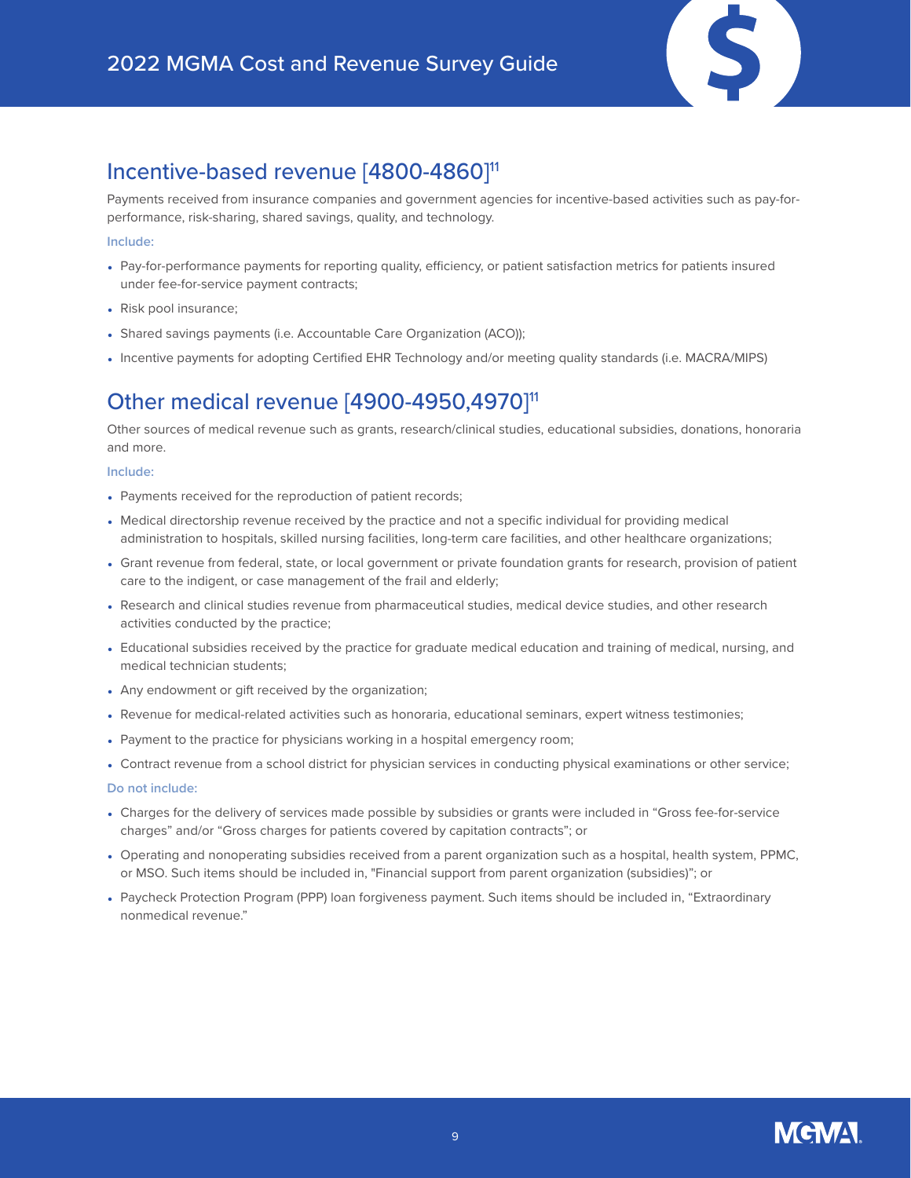## Incentive-based revenue [4800-4860][11]

Payments received from insurance companies and government agencies for incentive-based activities such as pay-for-performance, risk-sharing, shared savings, quality, and technology.

**Include:**

- Pay-for-performance payments for reporting quality, efficiency, or patient satisfaction metrics for patients insured under fee-for-service payment contracts;
- Risk pool insurance;
- Shared savings payments (i.e. Accountable Care Organization (ACO));
- Incentive payments for adopting Certified EHR Technology and/or meeting quality standards (i.e. MACRA/MIPS)

## Other medical revenue [4900-4950,4970][11]

Other sources of medical revenue such as grants, research/clinical studies, educational subsidies, donations, honoraria and more.

**Include:**

- Payments received for the reproduction of patient records;
- Medical directorship revenue received by the practice and not a specific individual for providing medical administration to hospitals, skilled nursing facilities, long-term care facilities, and other healthcare organizations;
- Grant revenue from federal, state, or local government or private foundation grants for research, provision of patient care to the indigent, or case management of the frail and elderly;
- Research and clinical studies revenue from pharmaceutical studies, medical device studies, and other research activities conducted by the practice;
- Educational subsidies received by the practice for graduate medical education and training of medical, nursing, and medical technician students;
- Any endowment or gift received by the organization;
- Revenue for medical-related activities such as honoraria, educational seminars, expert witness testimonies;
- Payment to the practice for physicians working in a hospital emergency room;
- Contract revenue from a school district for physician services in conducting physical examinations or other service;

**Do not include:**

- Charges for the delivery of services made possible by subsidies or grants were included in "Gross fee-for-service charges" and/or "Gross charges for patients covered by capitation contracts"; or
- Operating and nonoperating subsidies received from a parent organization such as a hospital, health system, PPMC, or MSO. Such items should be included in, "Financial support from parent organization (subsidies)"; or
- Paycheck Protection Program (PPP) loan forgiveness payment. Such items should be included in, "Extraordinary nonmedical revenue."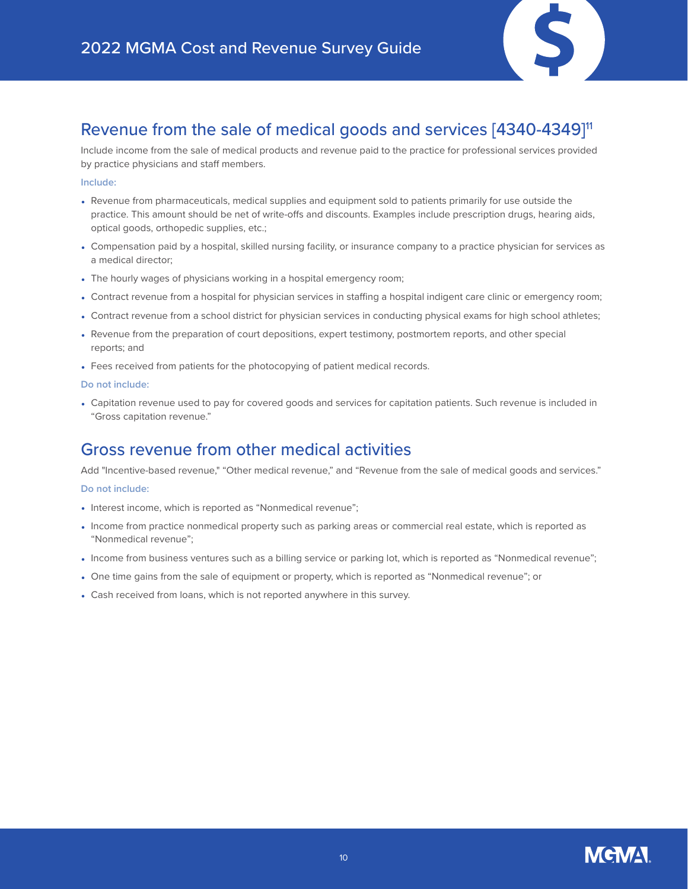## Revenue from the sale of medical goods and services [4340-4349][11]

Include income from the sale of medical products and revenue paid to the practice for professional services provided by practice physicians and staff members.

**Include:**

- Revenue from pharmaceuticals, medical supplies and equipment sold to patients primarily for use outside the practice. This amount should be net of write-offs and discounts. Examples include prescription drugs, hearing aids, optical goods, orthopedic supplies, etc.;
- Compensation paid by a hospital, skilled nursing facility, or insurance company to a practice physician for services as a medical director;
- The hourly wages of physicians working in a hospital emergency room;
- Contract revenue from a hospital for physician services in staffing a hospital indigent care clinic or emergency room;
- Contract revenue from a school district for physician services in conducting physical exams for high school athletes;
- Revenue from the preparation of court depositions, expert testimony, postmortem reports, and other special reports; and
- Fees received from patients for the photocopying of patient medical records.

**Do not include:**

- Capitation revenue used to pay for covered goods and services for capitation patients. Such revenue is included in "Gross capitation revenue."

## Gross revenue from other medical activities

Add "Incentive-based revenue," "Other medical revenue," and "Revenue from the sale of medical goods and services."

**Do not include:**

- Interest income, which is reported as "Nonmedical revenue";
- Income from practice nonmedical property such as parking areas or commercial real estate, which is reported as "Nonmedical revenue";
- Income from business ventures such as a billing service or parking lot, which is reported as "Nonmedical revenue";
- One time gains from the sale of equipment or property, which is reported as "Nonmedical revenue"; or
- Cash received from loans, which is not reported anywhere in this survey.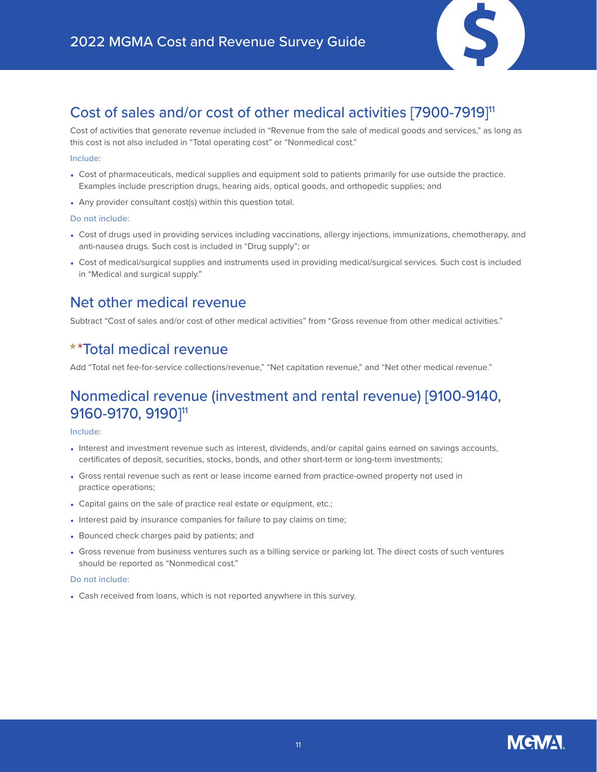## Cost of sales and/or cost of other medical activities [7900-7919][11]

Cost of activities that generate revenue included in "Revenue from the sale of medical goods and services," as long as this cost is not also included in "Total operating cost" or "Nonmedical cost."

**Include:**

- Cost of pharmaceuticals, medical supplies and equipment sold to patients primarily for use outside the practice. Examples include prescription drugs, hearing aids, optical goods, and orthopedic supplies; and
- Any provider consultant cost(s) within this question total.

**Do not include:**

- Cost of drugs used in providing services including vaccinations, allergy injections, immunizations, chemotherapy, and anti-nausea drugs. Such cost is included in "Drug supply"; or
- Cost of medical/surgical supplies and instruments used in providing medical/surgical services. Such cost is included in "Medical and surgical supply."

## Net other medical revenue

Subtract "Cost of sales and/or cost of other medical activities" from "Gross revenue from other medical activities."

## **Total medical revenue

Add "Total net fee-for-service collections/revenue," "Net capitation revenue," and "Net other medical revenue."

## Nonmedical revenue (investment and rental revenue) [9100-9140, 9160-9170, 9190][11]

**Include:**

- Interest and investment revenue such as interest, dividends, and/or capital gains earned on savings accounts, certificates of deposit, securities, stocks, bonds, and other short-term or long-term investments;
- Gross rental revenue such as rent or lease income earned from practice-owned property not used in practice operations;
- Capital gains on the sale of practice real estate or equipment, etc.;
- Interest paid by insurance companies for failure to pay claims on time;
- Bounced check charges paid by patients; and
- Gross revenue from business ventures such as a billing service or parking lot. The direct costs of such ventures should be reported as "Nonmedical cost."

**Do not include:**

- Cash received from loans, which is not reported anywhere in this survey.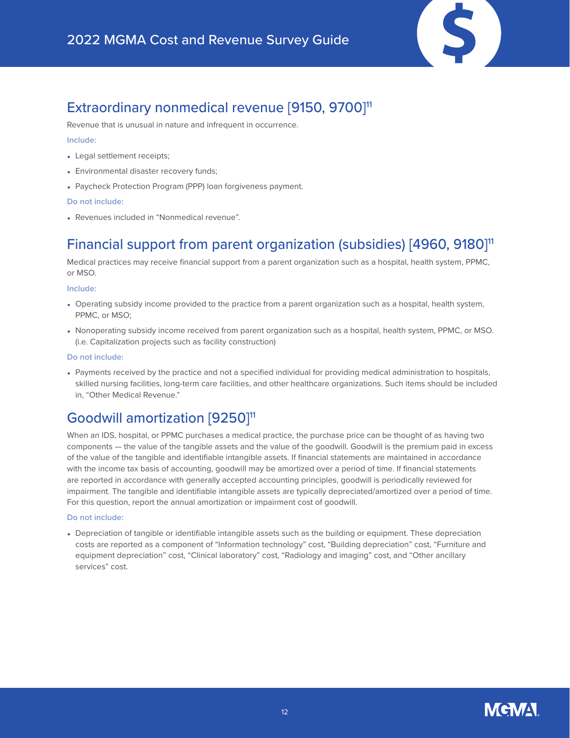## Extraordinary nonmedical revenue [9150, 9700][11]

Revenue that is unusual in nature and infrequent in occurrence.

**Include:**

- Legal settlement receipts;
- Environmental disaster recovery funds;
- Paycheck Protection Program (PPP) loan forgiveness payment.

**Do not include:**

- Revenues included in “Nonmedical revenue”.

## Financial support from parent organization (subsidies) [4960, 9180][11]

Medical practices may receive financial support from a parent organization such as a hospital, health system, PPMC, or MSO.

**Include:**

- Operating subsidy income provided to the practice from a parent organization such as a hospital, health system, PPMC, or MSO;
- Nonoperating subsidy income received from parent organization such as a hospital, health system, PPMC, or MSO. (i.e. Capitalization projects such as facility construction)

**Do not include:**

- Payments received by the practice and not a specified individual for providing medical administration to hospitals, skilled nursing facilities, long-term care facilities, and other healthcare organizations. Such items should be included in, “Other Medical Revenue.”

## Goodwill amortization [9250][11]

When an IDS, hospital, or PPMC purchases a medical practice, the purchase price can be thought of as having two components — the value of the tangible assets and the value of the goodwill. Goodwill is the premium paid in excess of the value of the tangible and identifiable intangible assets. If financial statements are maintained in accordance with the income tax basis of accounting, goodwill may be amortized over a period of time. If financial statements are reported in accordance with generally accepted accounting principles, goodwill is periodically reviewed for impairment. The tangible and identifiable intangible assets are typically depreciated/amortized over a period of time. For this question, report the annual amortization or impairment cost of goodwill.

**Do not include:**

- Depreciation of tangible or identifiable intangible assets such as the building or equipment. These depreciation costs are reported as a component of “Information technology” cost, “Building depreciation” cost, “Furniture and equipment depreciation” cost, “Clinical laboratory” cost, “Radiology and imaging” cost, and “Other ancillary services” cost.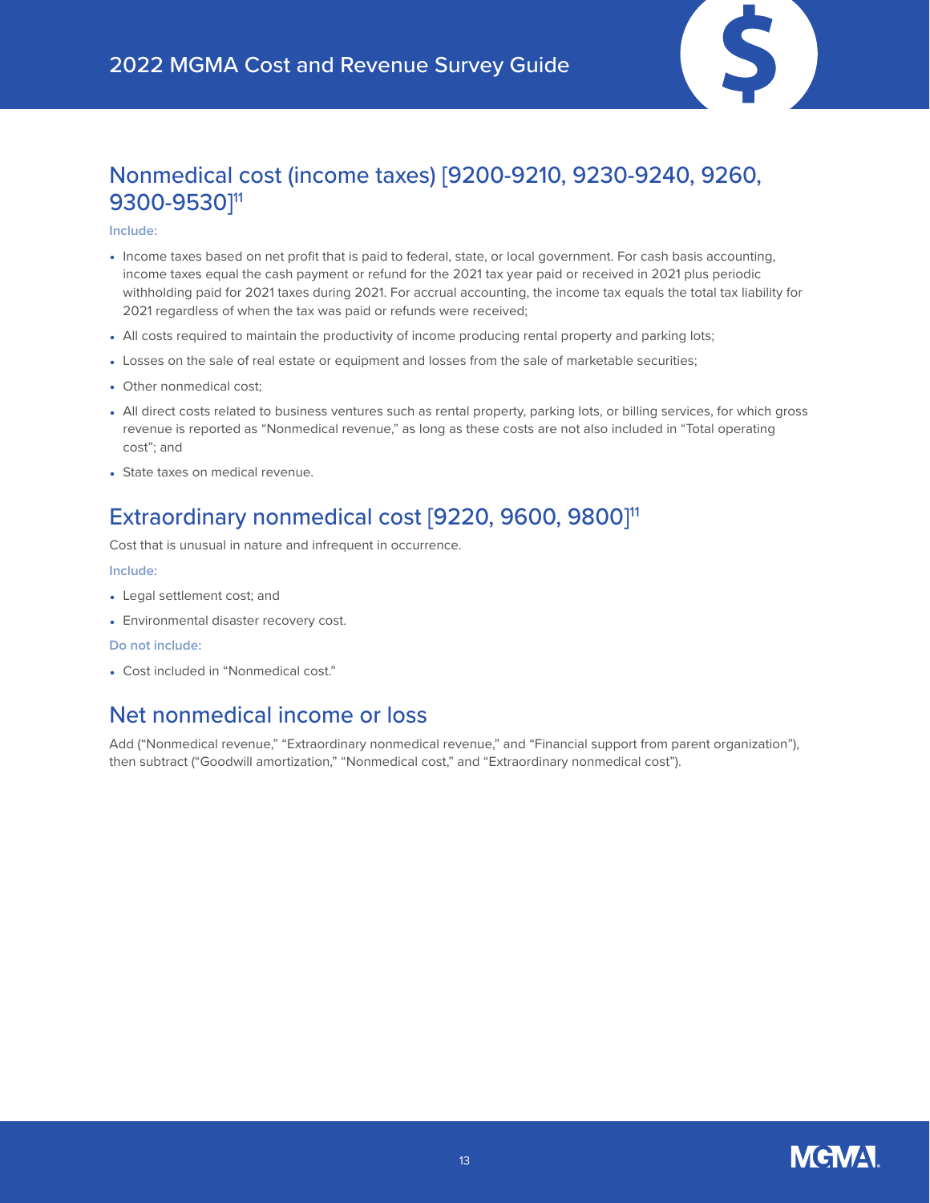## Nonmedical cost (income taxes) [9200-9210, 9230-9240, 9260, 9300-9530][11]

**Include:**

- Income taxes based on net profit that is paid to federal, state, or local government. For cash basis accounting, income taxes equal the cash payment or refund for the 2021 tax year paid or received in 2021 plus periodic withholding paid for 2021 taxes during 2021. For accrual accounting, the income tax equals the total tax liability for 2021 regardless of when the tax was paid or refunds were received;
- All costs required to maintain the productivity of income producing rental property and parking lots;
- Losses on the sale of real estate or equipment and losses from the sale of marketable securities;
- Other nonmedical cost;
- All direct costs related to business ventures such as rental property, parking lots, or billing services, for which gross revenue is reported as "Nonmedical revenue," as long as these costs are not also included in "Total operating cost"; and
- State taxes on medical revenue.

## Extraordinary nonmedical cost [9220, 9600, 9800][11]

Cost that is unusual in nature and infrequent in occurrence.

**Include:**

- Legal settlement cost; and
- Environmental disaster recovery cost.

**Do not include:**

- Cost included in "Nonmedical cost."

## Net nonmedical income or loss

Add ("Nonmedical revenue," "Extraordinary nonmedical revenue," and "Financial support from parent organization"), then subtract ("Goodwill amortization," "Nonmedical cost," and "Extraordinary nonmedical cost").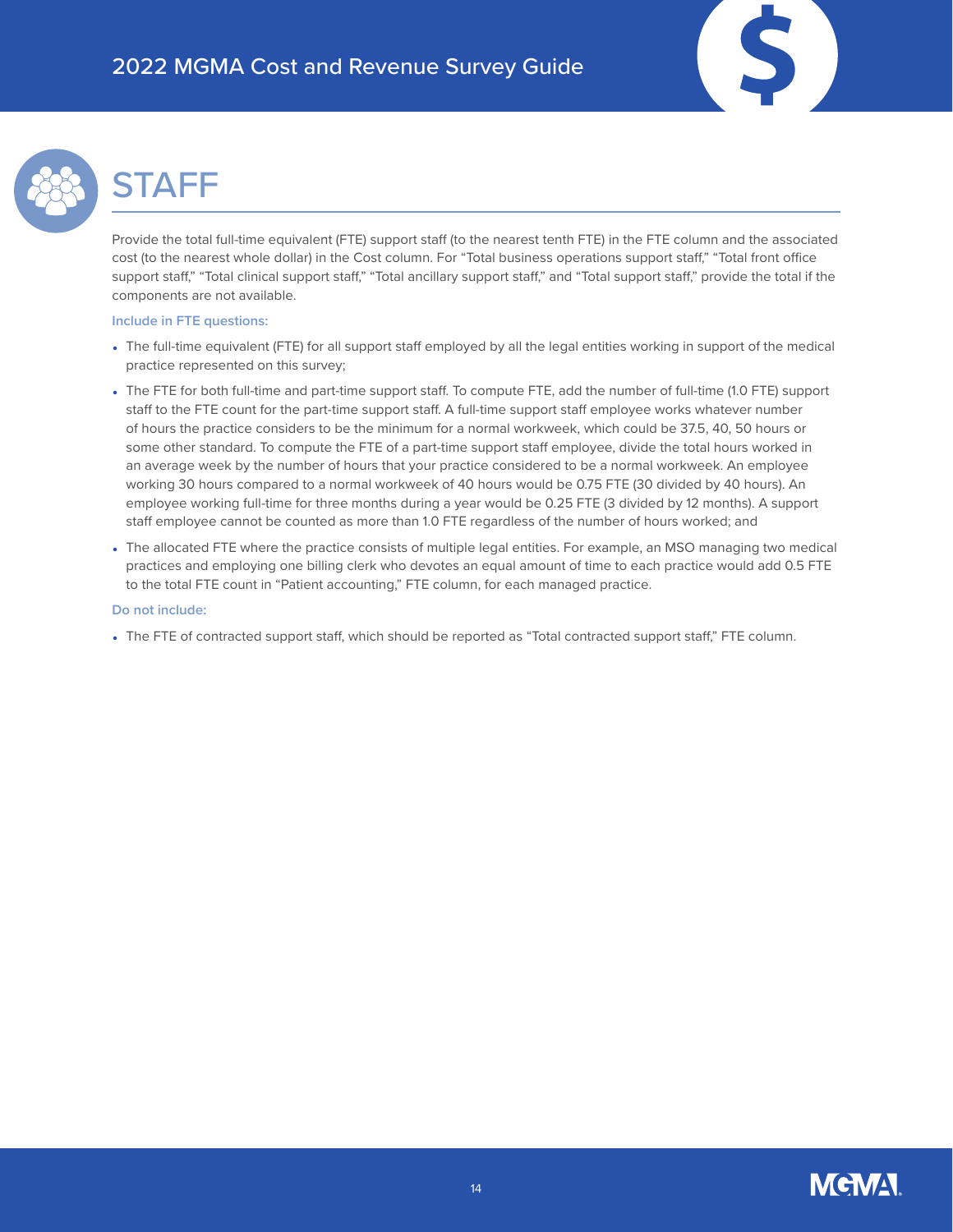# STAFF

Provide the total full-time equivalent (FTE) support staff (to the nearest tenth FTE) in the FTE column and the associated cost (to the nearest whole dollar) in the Cost column. For "Total business operations support staff," "Total front office support staff," "Total clinical support staff," "Total ancillary support staff," and "Total support staff," provide the total if the components are not available.

**Include in FTE questions:**

- The full-time equivalent (FTE) for all support staff employed by all the legal entities working in support of the medical practice represented on this survey;
- The FTE for both full-time and part-time support staff. To compute FTE, add the number of full-time (1.0 FTE) support staff to the FTE count for the part-time support staff. A full-time support staff employee works whatever number of hours the practice considers to be the minimum for a normal workweek, which could be 37.5, 40, 50 hours or some other standard. To compute the FTE of a part-time support staff employee, divide the total hours worked in an average week by the number of hours that your practice considered to be a normal workweek. An employee working 30 hours compared to a normal workweek of 40 hours would be 0.75 FTE (30 divided by 40 hours). An employee working full-time for three months during a year would be 0.25 FTE (3 divided by 12 months). A support staff employee cannot be counted as more than 1.0 FTE regardless of the number of hours worked; and
- The allocated FTE where the practice consists of multiple legal entities. For example, an MSO managing two medical practices and employing one billing clerk who devotes an equal amount of time to each practice would add 0.5 FTE to the total FTE count in "Patient accounting," FTE column, for each managed practice.

**Do not include:**

- The FTE of contracted support staff, which should be reported as "Total contracted support staff," FTE column.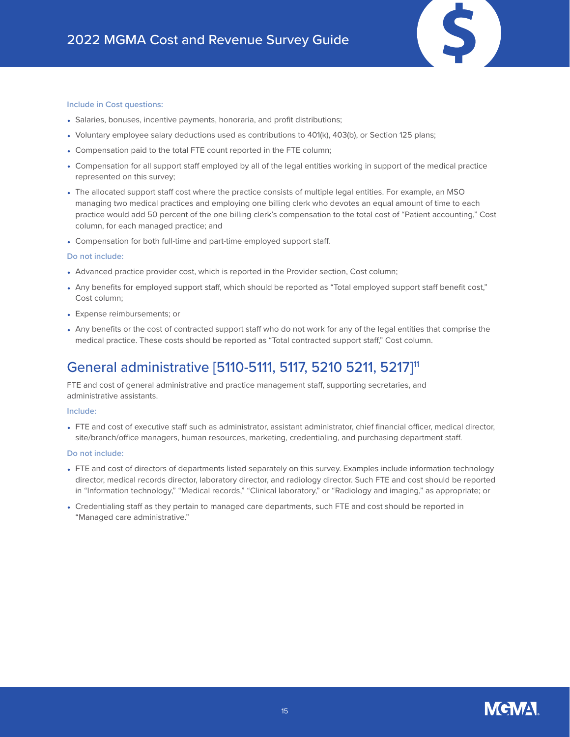**Include in Cost questions:**

- Salaries, bonuses, incentive payments, honoraria, and profit distributions;
- Voluntary employee salary deductions used as contributions to 401(k), 403(b), or Section 125 plans;
- Compensation paid to the total FTE count reported in the FTE column;
- Compensation for all support staff employed by all of the legal entities working in support of the medical practice represented on this survey;
- The allocated support staff cost where the practice consists of multiple legal entities. For example, an MSO managing two medical practices and employing one billing clerk who devotes an equal amount of time to each practice would add 50 percent of the one billing clerk's compensation to the total cost of "Patient accounting," Cost column, for each managed practice; and
- Compensation for both full-time and part-time employed support staff.

**Do not include:**

- Advanced practice provider cost, which is reported in the Provider section, Cost column;
- Any benefits for employed support staff, which should be reported as "Total employed support staff benefit cost," Cost column;
- Expense reimbursements; or
- Any benefits or the cost of contracted support staff who do not work for any of the legal entities that comprise the medical practice. These costs should be reported as "Total contracted support staff," Cost column.

## General administrative [5110-5111, 5117, 5210 5211, 5217][11]

FTE and cost of general administrative and practice management staff, supporting secretaries, and administrative assistants.

**Include:**

- FTE and cost of executive staff such as administrator, assistant administrator, chief financial officer, medical director, site/branch/office managers, human resources, marketing, credentialing, and purchasing department staff.

**Do not include:**

- FTE and cost of directors of departments listed separately on this survey. Examples include information technology director, medical records director, laboratory director, and radiology director. Such FTE and cost should be reported in "Information technology," "Medical records," "Clinical laboratory," or "Radiology and imaging," as appropriate; or
- Credentialing staff as they pertain to managed care departments, such FTE and cost should be reported in "Managed care administrative."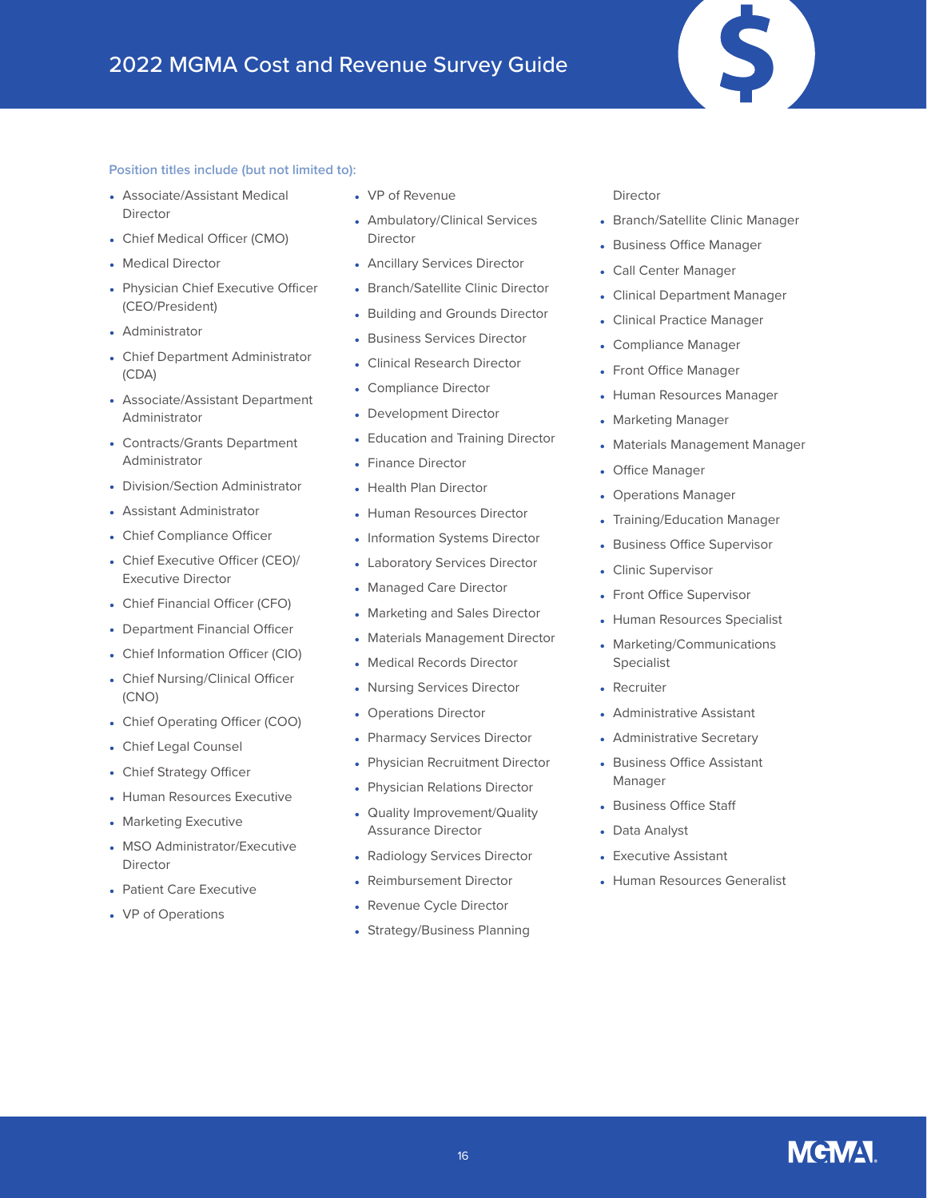Position titles include (but not limited to):

- Associate/Assistant Medical Director
- Chief Medical Officer (CMO)
- Medical Director
- Physician Chief Executive Officer (CEO/President)
- Administrator
- Chief Department Administrator (CDA)
- Associate/Assistant Department Administrator
- Contracts/Grants Department Administrator
- Division/Section Administrator
- Assistant Administrator
- Chief Compliance Officer
- Chief Executive Officer (CEO)/ Executive Director
- Chief Financial Officer (CFO)
- Department Financial Officer
- Chief Information Officer (CIO)
- Chief Nursing/Clinical Officer (CNO)
- Chief Operating Officer (COO)
- Chief Legal Counsel
- Chief Strategy Officer
- Human Resources Executive
- Marketing Executive
- MSO Administrator/Executive Director
- Patient Care Executive
- VP of Operations
- VP of Revenue
- Ambulatory/Clinical Services Director
- Ancillary Services Director
- Branch/Satellite Clinic Director
- Building and Grounds Director
- Business Services Director
- Clinical Research Director
- Compliance Director
- Development Director
- Education and Training Director
- Finance Director
- Health Plan Director
- Human Resources Director
- Information Systems Director
- Laboratory Services Director
- Managed Care Director
- Marketing and Sales Director
- Materials Management Director
- Medical Records Director
- Nursing Services Director
- Operations Director
- Pharmacy Services Director
- Physician Recruitment Director
- Physician Relations Director
- Quality Improvement/Quality Assurance Director
- Radiology Services Director
- Reimbursement Director
- Revenue Cycle Director
- Strategy/Business Planning Director
- Branch/Satellite Clinic Manager
- Business Office Manager
- Call Center Manager
- Clinical Department Manager
- Clinical Practice Manager
- Compliance Manager
- Front Office Manager
- Human Resources Manager
- Marketing Manager
- Materials Management Manager
- Office Manager
- Operations Manager
- Training/Education Manager
- Business Office Supervisor
- Clinic Supervisor
- Front Office Supervisor
- Human Resources Specialist
- Marketing/Communications Specialist
- Recruiter
- Administrative Assistant
- Administrative Secretary
- Business Office Assistant Manager
- Business Office Staff
- Data Analyst
- Executive Assistant
- Human Resources Generalist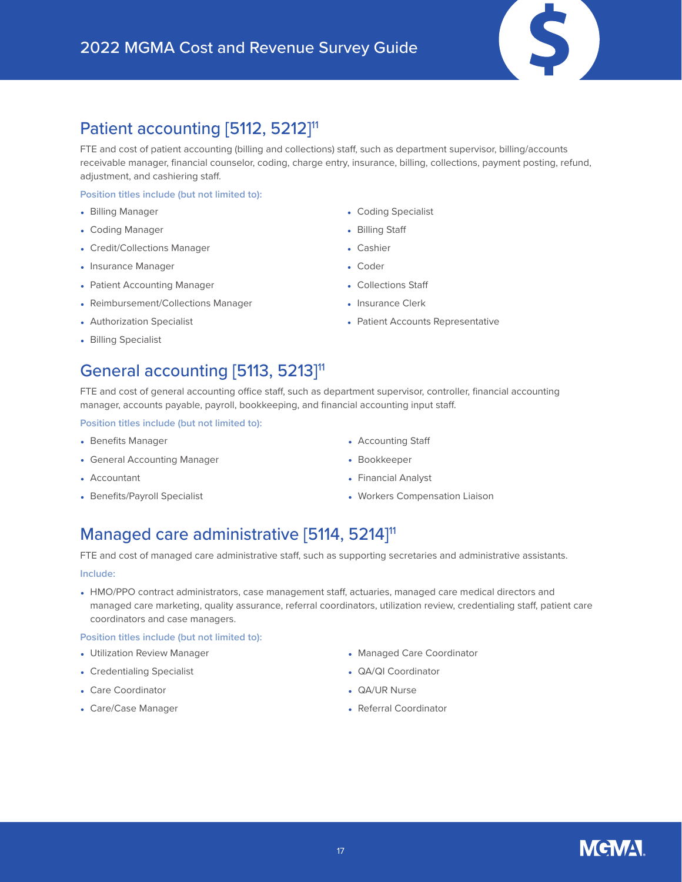## Patient accounting [5112, 5212][11]

FTE and cost of patient accounting (billing and collections) staff, such as department supervisor, billing/accounts receivable manager, financial counselor, coding, charge entry, insurance, billing, collections, payment posting, refund, adjustment, and cashiering staff.

**Position titles include (but not limited to):**

- Billing Manager
- Coding Manager
- Credit/Collections Manager
- Insurance Manager
- Patient Accounting Manager
- Reimbursement/Collections Manager
- Authorization Specialist
- Billing Specialist
- Coding Specialist
- Billing Staff
- Cashier
- Coder
- Collections Staff
- Insurance Clerk
- Patient Accounts Representative

## General accounting [5113, 5213][11]

FTE and cost of general accounting office staff, such as department supervisor, controller, financial accounting manager, accounts payable, payroll, bookkeeping, and financial accounting input staff.

**Position titles include (but not limited to):**

- Benefits Manager
- General Accounting Manager
- Accountant
- Benefits/Payroll Specialist
- Accounting Staff
- Bookkeeper
- Financial Analyst
- Workers Compensation Liaison

## Managed care administrative [5114, 5214][11]

FTE and cost of managed care administrative staff, such as supporting secretaries and administrative assistants.

**Include:**

- HMO/PPO contract administrators, case management staff, actuaries, managed care medical directors and managed care marketing, quality assurance, referral coordinators, utilization review, credentialing staff, patient care coordinators and case managers.

**Position titles include (but not limited to):**

- Utilization Review Manager
- Credentialing Specialist
- Care Coordinator
- Care/Case Manager
- Managed Care Coordinator
- QA/QI Coordinator
- QA/UR Nurse
- Referral Coordinator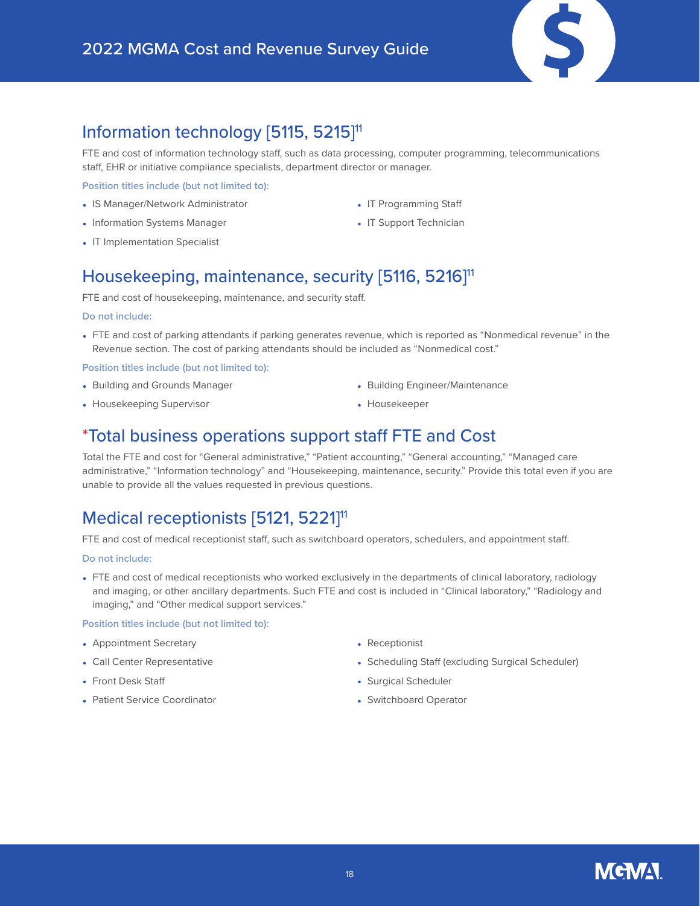## Information technology [5115, 5215][11]

FTE and cost of information technology staff, such as data processing, computer programming, telecommunications staff, EHR or initiative compliance specialists, department director or manager.

**Position titles include (but not limited to):**

- IS Manager/Network Administrator
- Information Systems Manager
- IT Implementation Specialist
- IT Programming Staff
- IT Support Technician

## Housekeeping, maintenance, security [5116, 5216][11]

FTE and cost of housekeeping, maintenance, and security staff.

**Do not include:**

- FTE and cost of parking attendants if parking generates revenue, which is reported as "Nonmedical revenue" in the Revenue section. The cost of parking attendants should be included as "Nonmedical cost."

**Position titles include (but not limited to):**

- Building and Grounds Manager
- Housekeeping Supervisor
- Building Engineer/Maintenance
- Housekeeper

## *Total business operations support staff FTE and Cost

Total the FTE and cost for "General administrative," "Patient accounting," "General accounting," "Managed care administrative," "Information technology" and "Housekeeping, maintenance, security." Provide this total even if you are unable to provide all the values requested in previous questions.

## Medical receptionists [5121, 5221][11]

FTE and cost of medical receptionist staff, such as switchboard operators, schedulers, and appointment staff.

**Do not include:**

- FTE and cost of medical receptionists who worked exclusively in the departments of clinical laboratory, radiology and imaging, or other ancillary departments. Such FTE and cost is included in "Clinical laboratory," "Radiology and imaging," and "Other medical support services."

**Position titles include (but not limited to):**

- Appointment Secretary
- Call Center Representative
- Front Desk Staff
- Patient Service Coordinator
- Receptionist
- Scheduling Staff (excluding Surgical Scheduler)
- Surgical Scheduler
- Switchboard Operator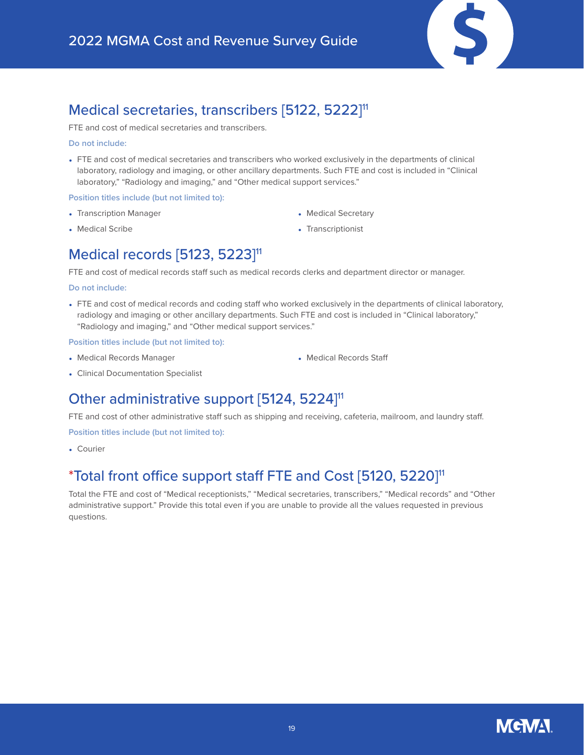## Medical secretaries, transcribers [5122, 5222][11]

FTE and cost of medical secretaries and transcribers.

**Do not include:**

- FTE and cost of medical secretaries and transcribers who worked exclusively in the departments of clinical laboratory, radiology and imaging, or other ancillary departments. Such FTE and cost is included in "Clinical laboratory," "Radiology and imaging," and "Other medical support services."

**Position titles include (but not limited to):**

- Transcription Manager
- Medical Scribe
- Medical Secretary
- Transcriptionist

## Medical records [5123, 5223][11]

FTE and cost of medical records staff such as medical records clerks and department director or manager.

**Do not include:**

- FTE and cost of medical records and coding staff who worked exclusively in the departments of clinical laboratory, radiology and imaging or other ancillary departments. Such FTE and cost is included in "Clinical laboratory," "Radiology and imaging," and "Other medical support services."

**Position titles include (but not limited to):**

- Medical Records Manager
- Clinical Documentation Specialist
- Medical Records Staff

## Other administrative support [5124, 5224][11]

FTE and cost of other administrative staff such as shipping and receiving, cafeteria, mailroom, and laundry staff.

**Position titles include (but not limited to):**

- Courier

## *Total front office support staff FTE and Cost [5120, 5220][11]

Total the FTE and cost of "Medical receptionists," "Medical secretaries, transcribers," "Medical records" and "Other administrative support." Provide this total even if you are unable to provide all the values requested in previous questions.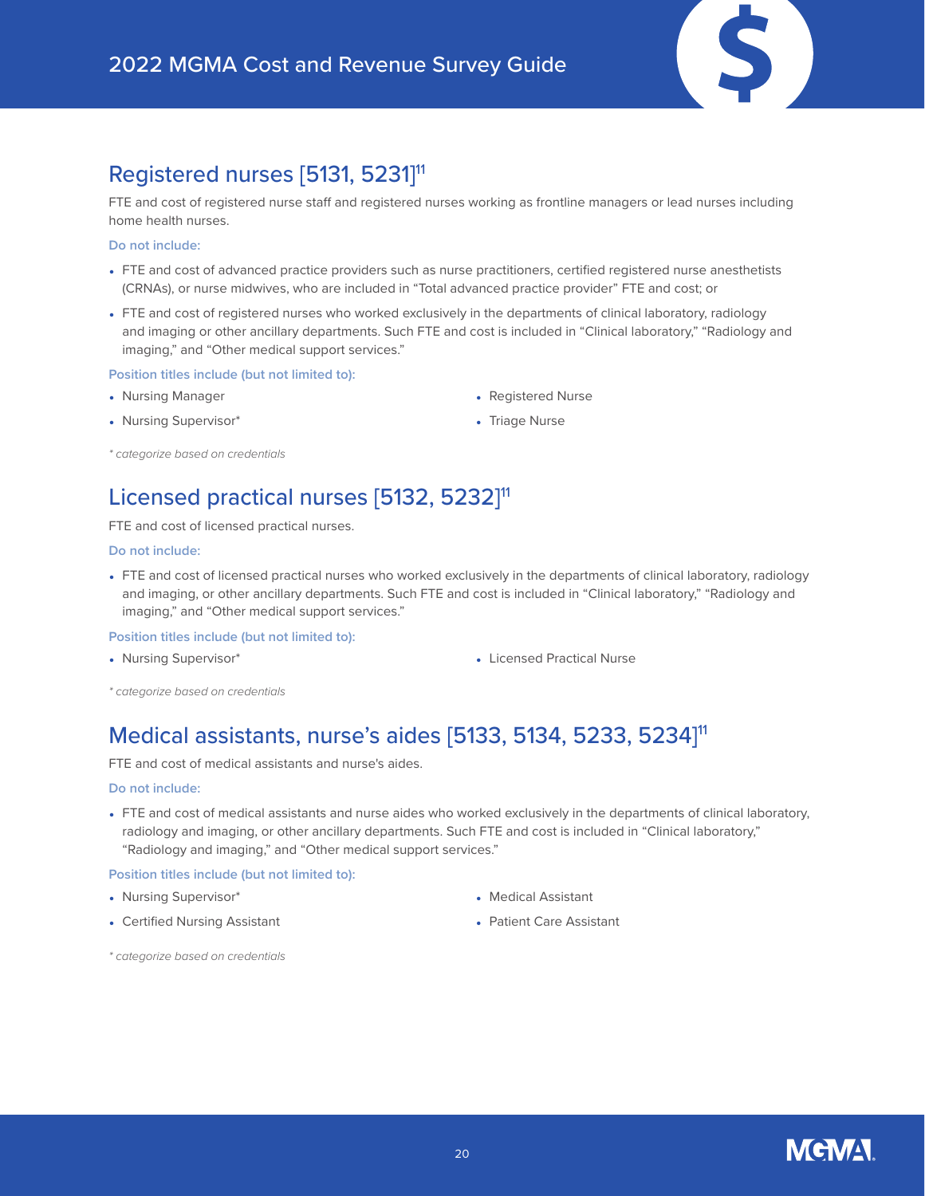## Registered nurses [5131, 5231][11]

FTE and cost of registered nurse staff and registered nurses working as frontline managers or lead nurses including home health nurses.

**Do not include:**

- FTE and cost of advanced practice providers such as nurse practitioners, certified registered nurse anesthetists (CRNAs), or nurse midwives, who are included in "Total advanced practice provider" FTE and cost; or
- FTE and cost of registered nurses who worked exclusively in the departments of clinical laboratory, radiology and imaging or other ancillary departments. Such FTE and cost is included in "Clinical laboratory," "Radiology and imaging," and "Other medical support services."

**Position titles include (but not limited to):**

- Nursing Manager
- Nursing Supervisor*
- Registered Nurse
- Triage Nurse

*\* categorize based on credentials*

## Licensed practical nurses [5132, 5232][11]

FTE and cost of licensed practical nurses.

**Do not include:**

- FTE and cost of licensed practical nurses who worked exclusively in the departments of clinical laboratory, radiology and imaging, or other ancillary departments. Such FTE and cost is included in "Clinical laboratory," "Radiology and imaging," and "Other medical support services."

**Position titles include (but not limited to):**

- Nursing Supervisor*
- Licensed Practical Nurse

*\* categorize based on credentials*

## Medical assistants, nurse's aides [5133, 5134, 5233, 5234][11]

FTE and cost of medical assistants and nurse's aides.

**Do not include:**

- FTE and cost of medical assistants and nurse aides who worked exclusively in the departments of clinical laboratory, radiology and imaging, or other ancillary departments. Such FTE and cost is included in "Clinical laboratory," "Radiology and imaging," and "Other medical support services."

**Position titles include (but not limited to):**

- Nursing Supervisor*
- Certified Nursing Assistant
- Medical Assistant
- Patient Care Assistant

*\* categorize based on credentials*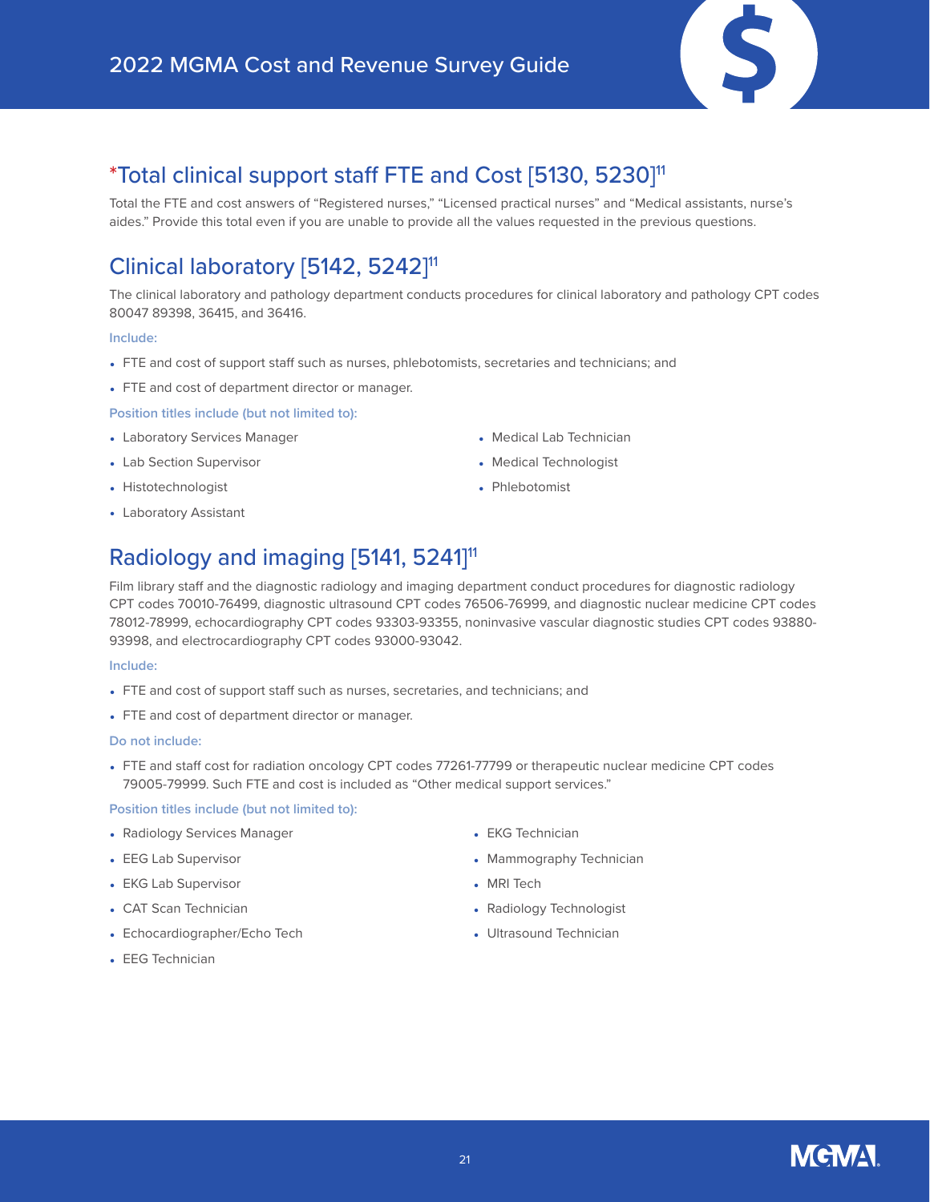## *Total clinical support staff FTE and Cost [5130, 5230][11]

Total the FTE and cost answers of "Registered nurses," "Licensed practical nurses" and "Medical assistants, nurse's aides." Provide this total even if you are unable to provide all the values requested in the previous questions.

## Clinical laboratory [5142, 5242][11]

The clinical laboratory and pathology department conducts procedures for clinical laboratory and pathology CPT codes 80047 89398, 36415, and 36416.

**Include:**

- FTE and cost of support staff such as nurses, phlebotomists, secretaries and technicians; and
- FTE and cost of department director or manager.

**Position titles include (but not limited to):**

- Laboratory Services Manager
- Lab Section Supervisor
- Histotechnologist
- Laboratory Assistant
- Medical Lab Technician
- Medical Technologist
- Phlebotomist

## Radiology and imaging [5141, 5241][11]

Film library staff and the diagnostic radiology and imaging department conduct procedures for diagnostic radiology CPT codes 70010-76499, diagnostic ultrasound CPT codes 76506-76999, and diagnostic nuclear medicine CPT codes 78012-78999, echocardiography CPT codes 93303-93355, noninvasive vascular diagnostic studies CPT codes 93880-93998, and electrocardiography CPT codes 93000-93042.

**Include:**

- FTE and cost of support staff such as nurses, secretaries, and technicians; and
- FTE and cost of department director or manager.

**Do not include:**

- FTE and staff cost for radiation oncology CPT codes 77261-77799 or therapeutic nuclear medicine CPT codes 79005-79999. Such FTE and cost is included as "Other medical support services."

**Position titles include (but not limited to):**

- Radiology Services Manager
- EEG Lab Supervisor
- EKG Lab Supervisor
- CAT Scan Technician
- Echocardiographer/Echo Tech
- EEG Technician
- EKG Technician
- Mammography Technician
- MRI Tech
- Radiology Technologist
- Ultrasound Technician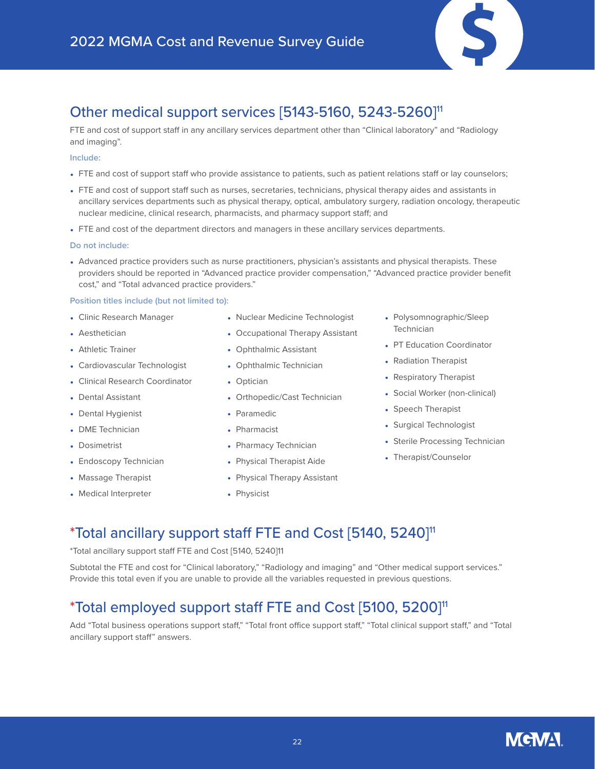## Other medical support services [5143-5160, 5243-5260][11]

FTE and cost of support staff in any ancillary services department other than "Clinical laboratory" and "Radiology and imaging".

**Include:**

- FTE and cost of support staff who provide assistance to patients, such as patient relations staff or lay counselors;
- FTE and cost of support staff such as nurses, secretaries, technicians, physical therapy aides and assistants in ancillary services departments such as physical therapy, optical, ambulatory surgery, radiation oncology, therapeutic nuclear medicine, clinical research, pharmacists, and pharmacy support staff; and
- FTE and cost of the department directors and managers in these ancillary services departments.

**Do not include:**

- Advanced practice providers such as nurse practitioners, physician's assistants and physical therapists. These providers should be reported in "Advanced practice provider compensation," "Advanced practice provider benefit cost," and "Total advanced practice providers."

**Position titles include (but not limited to):**

- Clinic Research Manager
- Aesthetician
- Athletic Trainer
- Cardiovascular Technologist
- Clinical Research Coordinator
- Dental Assistant
- Dental Hygienist
- DME Technician
- Dosimetrist
- Endoscopy Technician
- Massage Therapist
- Medical Interpreter
- Nuclear Medicine Technologist
- Occupational Therapy Assistant
- Ophthalmic Assistant
- Ophthalmic Technician
- Optician
- Orthopedic/Cast Technician
- Paramedic
- Pharmacist
- Pharmacy Technician
- Physical Therapist Aide
- Physical Therapy Assistant
- Physicist
- Polysomnographic/Sleep Technician
- PT Education Coordinator
- Radiation Therapist
- Respiratory Therapist
- Social Worker (non-clinical)
- Speech Therapist
- Surgical Technologist
- Sterile Processing Technician
- Therapist/Counselor

## *Total ancillary support staff FTE and Cost [5140, 5240][11]

*Total ancillary support staff FTE and Cost [5140, 5240]11

Subtotal the FTE and cost for "Clinical laboratory," "Radiology and imaging" and "Other medical support services." Provide this total even if you are unable to provide all the variables requested in previous questions.

## *Total employed support staff FTE and Cost [5100, 5200][11]

Add "Total business operations support staff," "Total front office support staff," "Total clinical support staff," and "Total ancillary support staff" answers.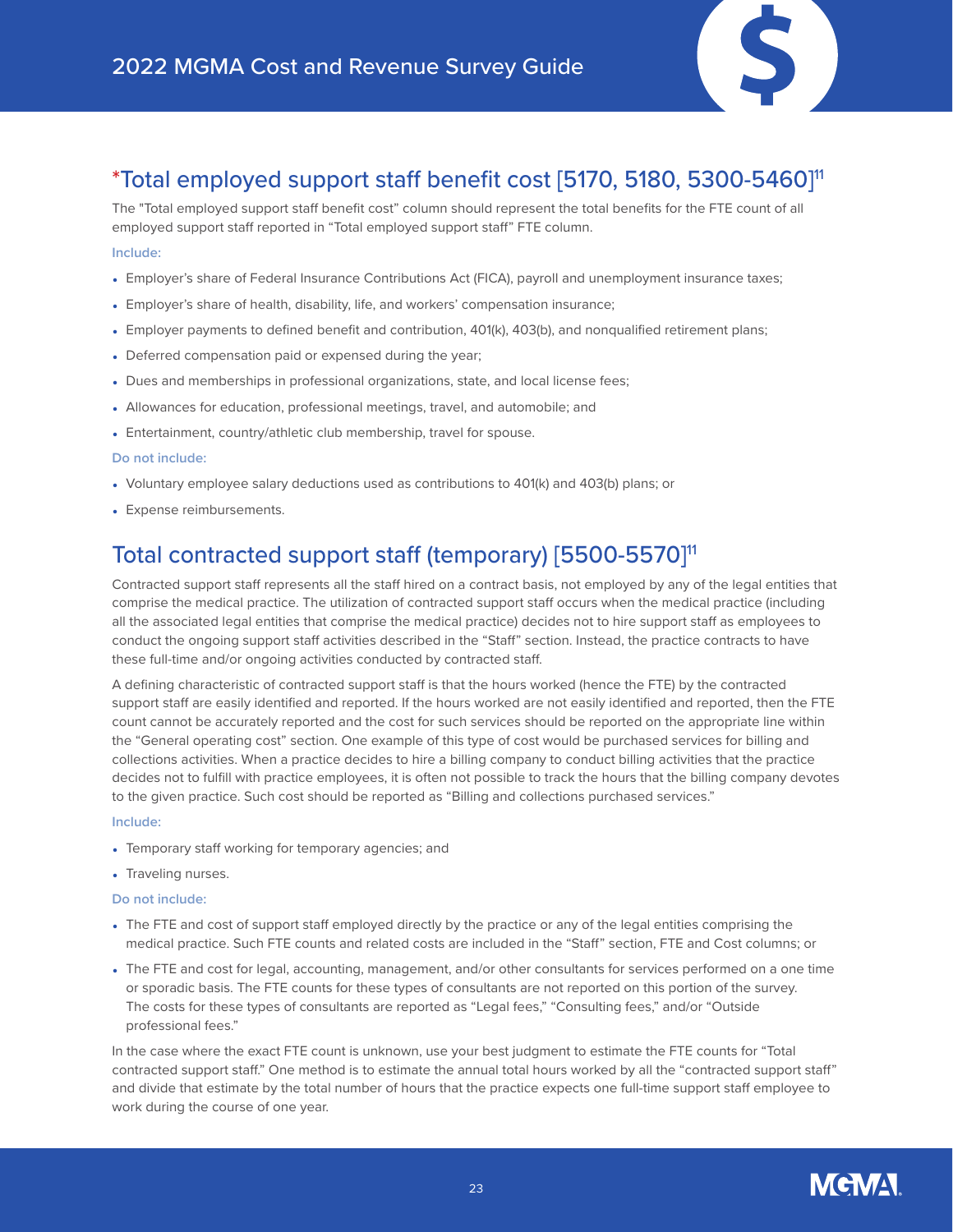## *Total employed support staff benefit cost [5170, 5180, 5300-5460][11]

The "Total employed support staff benefit cost" column should represent the total benefits for the FTE count of all employed support staff reported in "Total employed support staff" FTE column.

**Include:**

- Employer's share of Federal Insurance Contributions Act (FICA), payroll and unemployment insurance taxes;
- Employer's share of health, disability, life, and workers' compensation insurance;
- Employer payments to defined benefit and contribution, 401(k), 403(b), and nonqualified retirement plans;
- Deferred compensation paid or expensed during the year;
- Dues and memberships in professional organizations, state, and local license fees;
- Allowances for education, professional meetings, travel, and automobile; and
- Entertainment, country/athletic club membership, travel for spouse.

**Do not include:**

- Voluntary employee salary deductions used as contributions to 401(k) and 403(b) plans; or
- Expense reimbursements.

## Total contracted support staff (temporary) [5500-5570][11]

Contracted support staff represents all the staff hired on a contract basis, not employed by any of the legal entities that comprise the medical practice. The utilization of contracted support staff occurs when the medical practice (including all the associated legal entities that comprise the medical practice) decides not to hire support staff as employees to conduct the ongoing support staff activities described in the "Staff" section. Instead, the practice contracts to have these full-time and/or ongoing activities conducted by contracted staff.

A defining characteristic of contracted support staff is that the hours worked (hence the FTE) by the contracted support staff are easily identified and reported. If the hours worked are not easily identified and reported, then the FTE count cannot be accurately reported and the cost for such services should be reported on the appropriate line within the "General operating cost" section. One example of this type of cost would be purchased services for billing and collections activities. When a practice decides to hire a billing company to conduct billing activities that the practice decides not to fulfill with practice employees, it is often not possible to track the hours that the billing company devotes to the given practice. Such cost should be reported as "Billing and collections purchased services."

**Include:**

- Temporary staff working for temporary agencies; and
- Traveling nurses.

**Do not include:**

- The FTE and cost of support staff employed directly by the practice or any of the legal entities comprising the medical practice. Such FTE counts and related costs are included in the "Staff" section, FTE and Cost columns; or
- The FTE and cost for legal, accounting, management, and/or other consultants for services performed on a one time or sporadic basis. The FTE counts for these types of consultants are not reported on this portion of the survey. The costs for these types of consultants are reported as "Legal fees," "Consulting fees," and/or "Outside professional fees."

In the case where the exact FTE count is unknown, use your best judgment to estimate the FTE counts for "Total contracted support staff." One method is to estimate the annual total hours worked by all the "contracted support staff" and divide that estimate by the total number of hours that the practice expects one full-time support staff employee to work during the course of one year.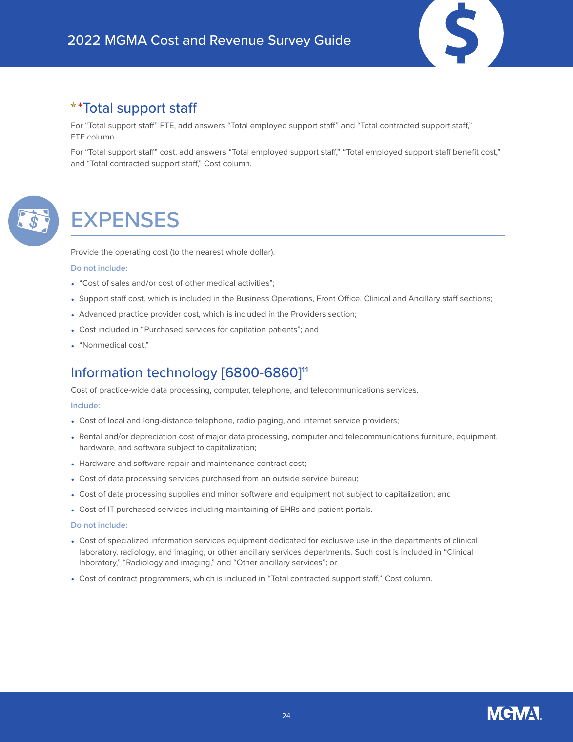## **Total support staff

For "Total support staff" FTE, add answers "Total employed support staff" and "Total contracted support staff," FTE column.

For "Total support staff" cost, add answers "Total employed support staff," "Total employed support staff benefit cost," and "Total contracted support staff," Cost column.

# EXPENSES

Provide the operating cost (to the nearest whole dollar).

**Do not include:**

- "Cost of sales and/or cost of other medical activities";
- Support staff cost, which is included in the Business Operations, Front Office, Clinical and Ancillary staff sections;
- Advanced practice provider cost, which is included in the Providers section;
- Cost included in "Purchased services for capitation patients"; and
- "Nonmedical cost."

## Information technology [6800-6860][11]

Cost of practice-wide data processing, computer, telephone, and telecommunications services.

**Include:**

- Cost of local and long-distance telephone, radio paging, and internet service providers;
- Rental and/or depreciation cost of major data processing, computer and telecommunications furniture, equipment, hardware, and software subject to capitalization;
- Hardware and software repair and maintenance contract cost;
- Cost of data processing services purchased from an outside service bureau;
- Cost of data processing supplies and minor software and equipment not subject to capitalization; and
- Cost of IT purchased services including maintaining of EHRs and patient portals.

**Do not include:**

- Cost of specialized information services equipment dedicated for exclusive use in the departments of clinical laboratory, radiology, and imaging, or other ancillary services departments. Such cost is included in "Clinical laboratory," "Radiology and imaging," and "Other ancillary services"; or
- Cost of contract programmers, which is included in "Total contracted support staff," Cost column.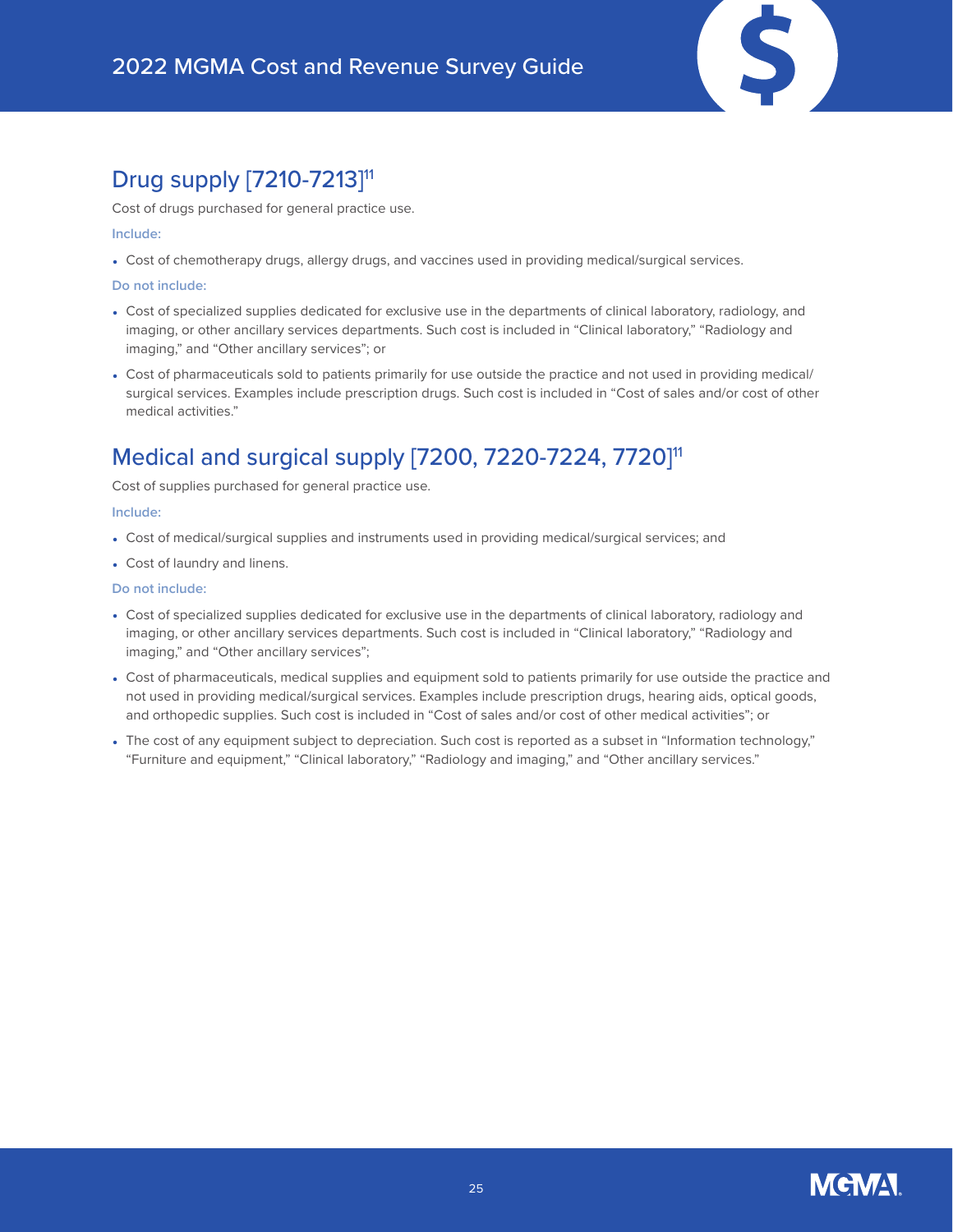## Drug supply [7210-7213][11]

Cost of drugs purchased for general practice use.

**Include:**

- Cost of chemotherapy drugs, allergy drugs, and vaccines used in providing medical/surgical services.

**Do not include:**

- Cost of specialized supplies dedicated for exclusive use in the departments of clinical laboratory, radiology, and imaging, or other ancillary services departments. Such cost is included in "Clinical laboratory," "Radiology and imaging," and "Other ancillary services"; or
- Cost of pharmaceuticals sold to patients primarily for use outside the practice and not used in providing medical/surgical services. Examples include prescription drugs. Such cost is included in "Cost of sales and/or cost of other medical activities."

## Medical and surgical supply [7200, 7220-7224, 7720][11]

Cost of supplies purchased for general practice use.

**Include:**

- Cost of medical/surgical supplies and instruments used in providing medical/surgical services; and
- Cost of laundry and linens.

**Do not include:**

- Cost of specialized supplies dedicated for exclusive use in the departments of clinical laboratory, radiology and imaging, or other ancillary services departments. Such cost is included in "Clinical laboratory," "Radiology and imaging," and "Other ancillary services";
- Cost of pharmaceuticals, medical supplies and equipment sold to patients primarily for use outside the practice and not used in providing medical/surgical services. Examples include prescription drugs, hearing aids, optical goods, and orthopedic supplies. Such cost is included in "Cost of sales and/or cost of other medical activities"; or
- The cost of any equipment subject to depreciation. Such cost is reported as a subset in "Information technology," "Furniture and equipment," "Clinical laboratory," "Radiology and imaging," and "Other ancillary services."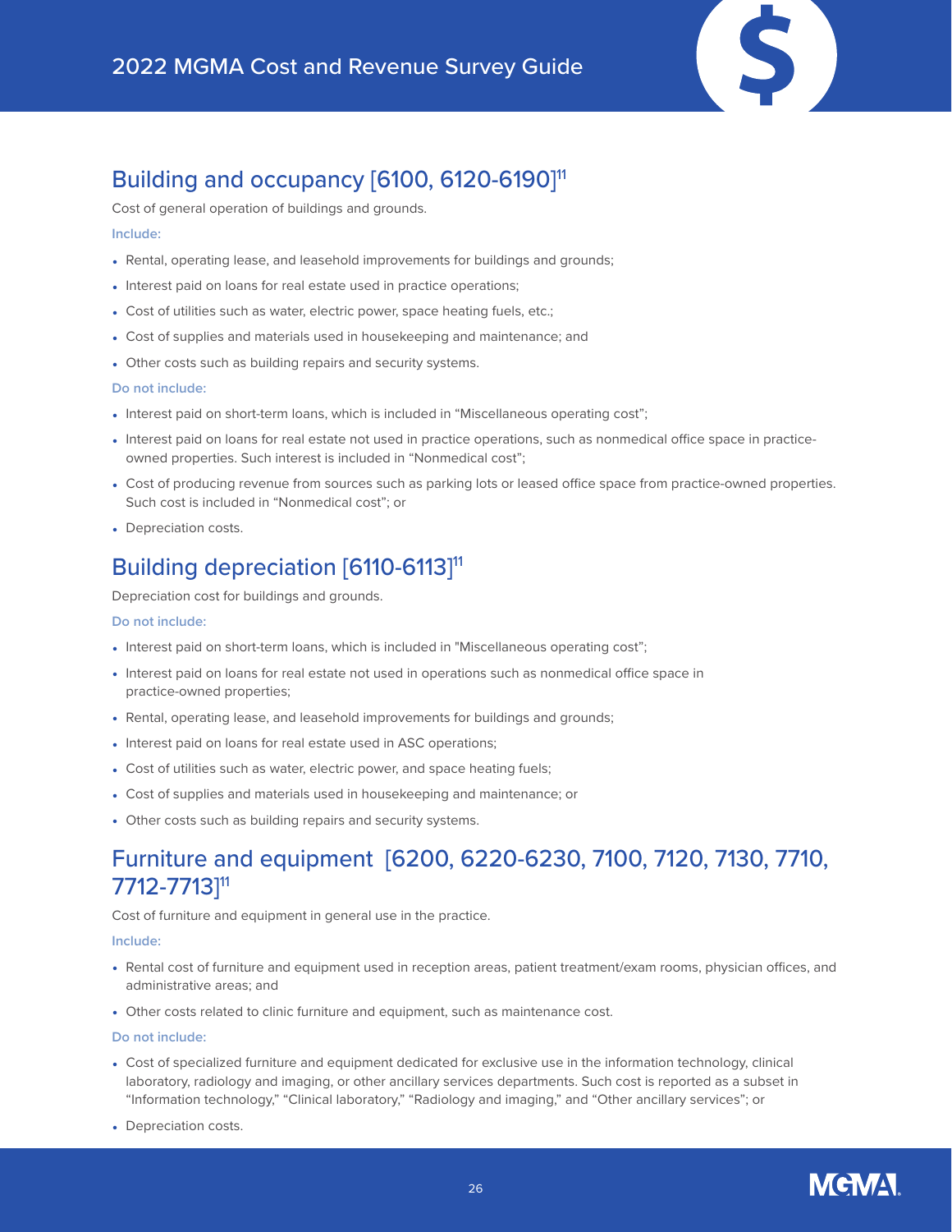## Building and occupancy [6100, 6120-6190][11]

Cost of general operation of buildings and grounds.

**Include:**

- Rental, operating lease, and leasehold improvements for buildings and grounds;
- Interest paid on loans for real estate used in practice operations;
- Cost of utilities such as water, electric power, space heating fuels, etc.;
- Cost of supplies and materials used in housekeeping and maintenance; and
- Other costs such as building repairs and security systems.

**Do not include:**

- Interest paid on short-term loans, which is included in "Miscellaneous operating cost";
- Interest paid on loans for real estate not used in practice operations, such as nonmedical office space in practice-owned properties. Such interest is included in "Nonmedical cost";
- Cost of producing revenue from sources such as parking lots or leased office space from practice-owned properties. Such cost is included in "Nonmedical cost"; or
- Depreciation costs.

## Building depreciation [6110-6113][11]

Depreciation cost for buildings and grounds.

**Do not include:**

- Interest paid on short-term loans, which is included in "Miscellaneous operating cost";
- Interest paid on loans for real estate not used in operations such as nonmedical office space in practice-owned properties;
- Rental, operating lease, and leasehold improvements for buildings and grounds;
- Interest paid on loans for real estate used in ASC operations;
- Cost of utilities such as water, electric power, and space heating fuels;
- Cost of supplies and materials used in housekeeping and maintenance; or
- Other costs such as building repairs and security systems.

## Furniture and equipment [6200, 6220-6230, 7100, 7120, 7130, 7710, 7712-7713][11]

Cost of furniture and equipment in general use in the practice.

**Include:**

- Rental cost of furniture and equipment used in reception areas, patient treatment/exam rooms, physician offices, and administrative areas; and
- Other costs related to clinic furniture and equipment, such as maintenance cost.

**Do not include:**

- Cost of specialized furniture and equipment dedicated for exclusive use in the information technology, clinical laboratory, radiology and imaging, or other ancillary services departments. Such cost is reported as a subset in "Information technology," "Clinical laboratory," "Radiology and imaging," and "Other ancillary services"; or
- Depreciation costs.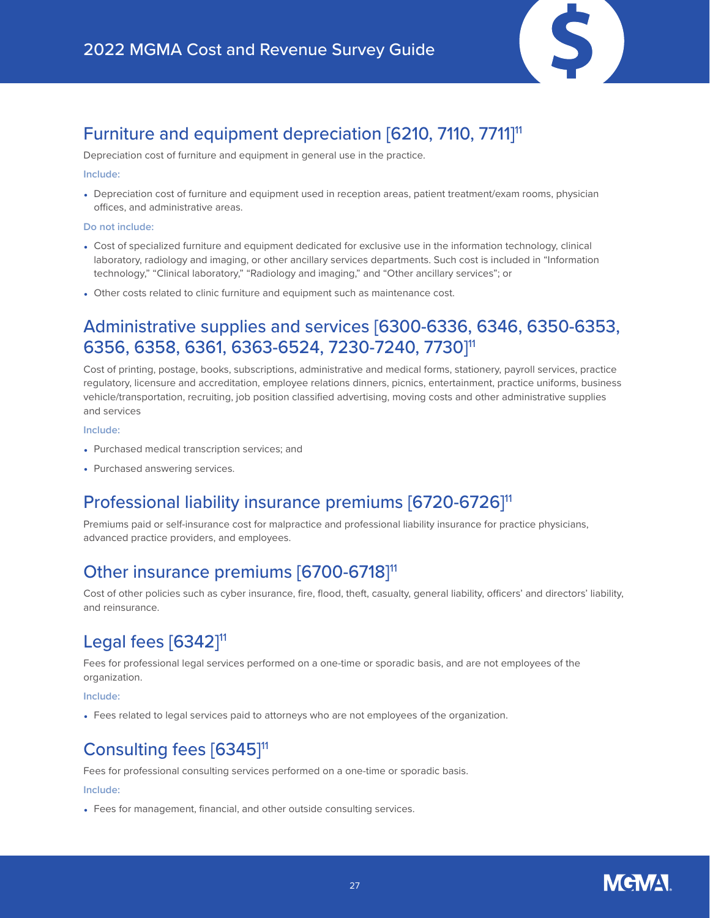## Furniture and equipment depreciation [6210, 7110, 7711][11]

Depreciation cost of furniture and equipment in general use in the practice.

**Include:**

- Depreciation cost of furniture and equipment used in reception areas, patient treatment/exam rooms, physician offices, and administrative areas.

**Do not include:**

- Cost of specialized furniture and equipment dedicated for exclusive use in the information technology, clinical laboratory, radiology and imaging, or other ancillary services departments. Such cost is included in "Information technology," "Clinical laboratory," "Radiology and imaging," and "Other ancillary services"; or
- Other costs related to clinic furniture and equipment such as maintenance cost.

## Administrative supplies and services [6300-6336, 6346, 6350-6353, 6356, 6358, 6361, 6363-6524, 7230-7240, 7730][11]

Cost of printing, postage, books, subscriptions, administrative and medical forms, stationery, payroll services, practice regulatory, licensure and accreditation, employee relations dinners, picnics, entertainment, practice uniforms, business vehicle/transportation, recruiting, job position classified advertising, moving costs and other administrative supplies and services

**Include:**

- Purchased medical transcription services; and
- Purchased answering services.

## Professional liability insurance premiums [6720-6726][11]

Premiums paid or self-insurance cost for malpractice and professional liability insurance for practice physicians, advanced practice providers, and employees.

## Other insurance premiums [6700-6718][11]

Cost of other policies such as cyber insurance, fire, flood, theft, casualty, general liability, officers' and directors' liability, and reinsurance.

## Legal fees [6342][11]

Fees for professional legal services performed on a one-time or sporadic basis, and are not employees of the organization.

**Include:**

- Fees related to legal services paid to attorneys who are not employees of the organization.

## Consulting fees [6345][11]

Fees for professional consulting services performed on a one-time or sporadic basis.

**Include:**

- Fees for management, financial, and other outside consulting services.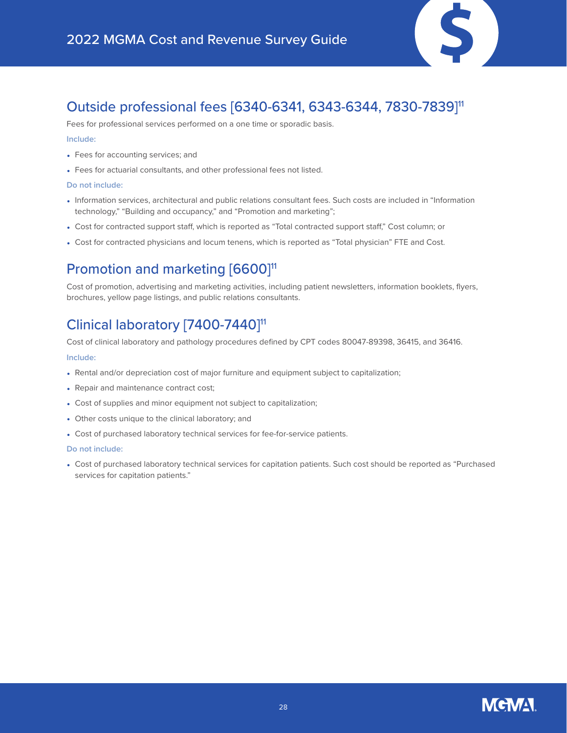## Outside professional fees [6340-6341, 6343-6344, 7830-7839][11]

Fees for professional services performed on a one time or sporadic basis.

**Include:**

- Fees for accounting services; and
- Fees for actuarial consultants, and other professional fees not listed.

**Do not include:**

- Information services, architectural and public relations consultant fees. Such costs are included in "Information technology," "Building and occupancy," and "Promotion and marketing";
- Cost for contracted support staff, which is reported as "Total contracted support staff," Cost column; or
- Cost for contracted physicians and locum tenens, which is reported as "Total physician" FTE and Cost.

## Promotion and marketing [6600][11]

Cost of promotion, advertising and marketing activities, including patient newsletters, information booklets, flyers, brochures, yellow page listings, and public relations consultants.

## Clinical laboratory [7400-7440][11]

Cost of clinical laboratory and pathology procedures defined by CPT codes 80047-89398, 36415, and 36416.

**Include:**

- Rental and/or depreciation cost of major furniture and equipment subject to capitalization;
- Repair and maintenance contract cost;
- Cost of supplies and minor equipment not subject to capitalization;
- Other costs unique to the clinical laboratory; and
- Cost of purchased laboratory technical services for fee-for-service patients.

**Do not include:**

- Cost of purchased laboratory technical services for capitation patients. Such cost should be reported as "Purchased services for capitation patients."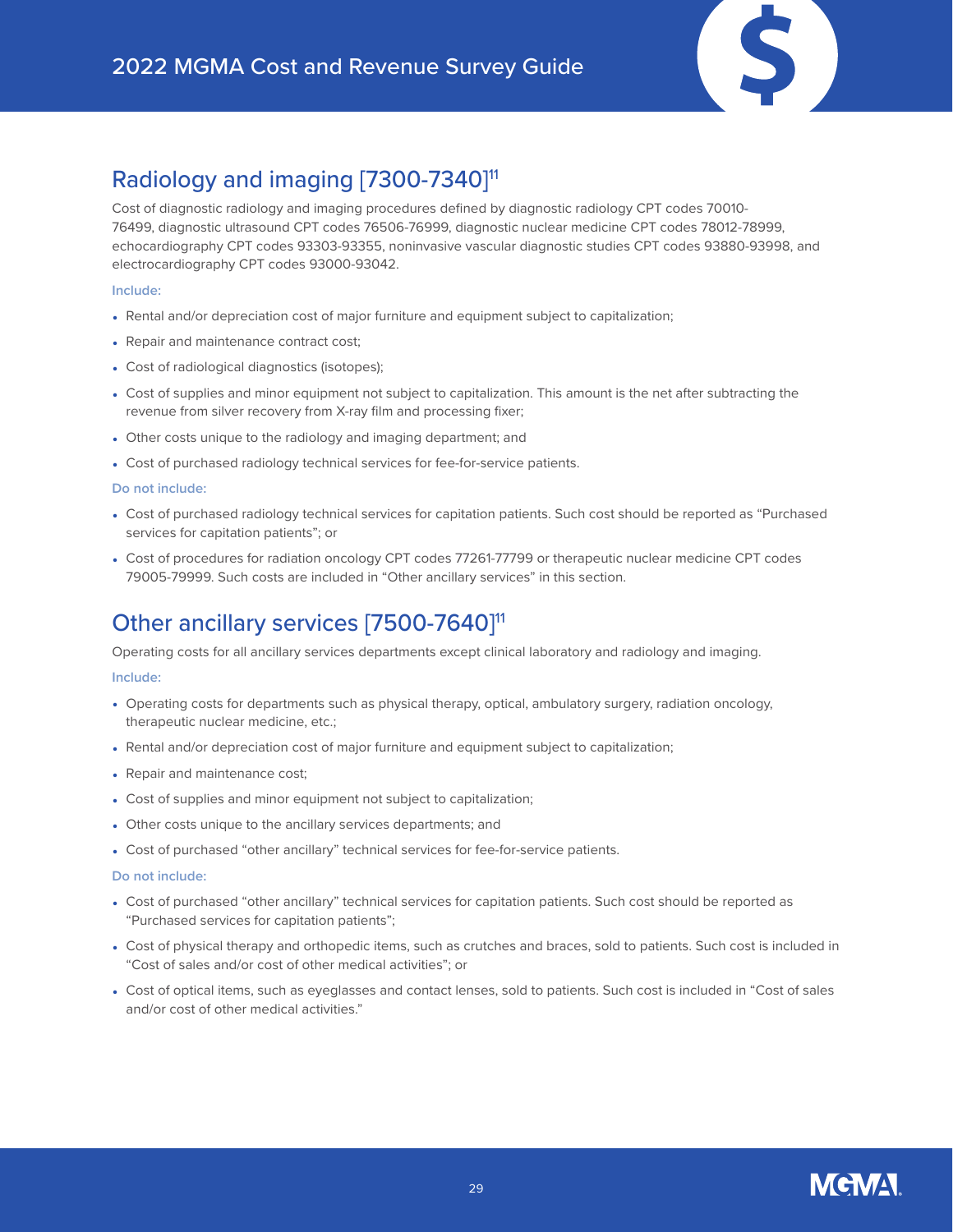## Radiology and imaging [7300-7340][11]

Cost of diagnostic radiology and imaging procedures defined by diagnostic radiology CPT codes 70010-76499, diagnostic ultrasound CPT codes 76506-76999, diagnostic nuclear medicine CPT codes 78012-78999, echocardiography CPT codes 93303-93355, noninvasive vascular diagnostic studies CPT codes 93880-93998, and electrocardiography CPT codes 93000-93042.

**Include:**

- Rental and/or depreciation cost of major furniture and equipment subject to capitalization;
- Repair and maintenance contract cost;
- Cost of radiological diagnostics (isotopes);
- Cost of supplies and minor equipment not subject to capitalization. This amount is the net after subtracting the revenue from silver recovery from X-ray film and processing fixer;
- Other costs unique to the radiology and imaging department; and
- Cost of purchased radiology technical services for fee-for-service patients.

**Do not include:**

- Cost of purchased radiology technical services for capitation patients. Such cost should be reported as "Purchased services for capitation patients"; or
- Cost of procedures for radiation oncology CPT codes 77261-77799 or therapeutic nuclear medicine CPT codes 79005-79999. Such costs are included in "Other ancillary services" in this section.

## Other ancillary services [7500-7640][11]

Operating costs for all ancillary services departments except clinical laboratory and radiology and imaging.

**Include:**

- Operating costs for departments such as physical therapy, optical, ambulatory surgery, radiation oncology, therapeutic nuclear medicine, etc.;
- Rental and/or depreciation cost of major furniture and equipment subject to capitalization;
- Repair and maintenance cost;
- Cost of supplies and minor equipment not subject to capitalization;
- Other costs unique to the ancillary services departments; and
- Cost of purchased "other ancillary" technical services for fee-for-service patients.

**Do not include:**

- Cost of purchased "other ancillary" technical services for capitation patients. Such cost should be reported as "Purchased services for capitation patients";
- Cost of physical therapy and orthopedic items, such as crutches and braces, sold to patients. Such cost is included in "Cost of sales and/or cost of other medical activities"; or
- Cost of optical items, such as eyeglasses and contact lenses, sold to patients. Such cost is included in "Cost of sales and/or cost of other medical activities."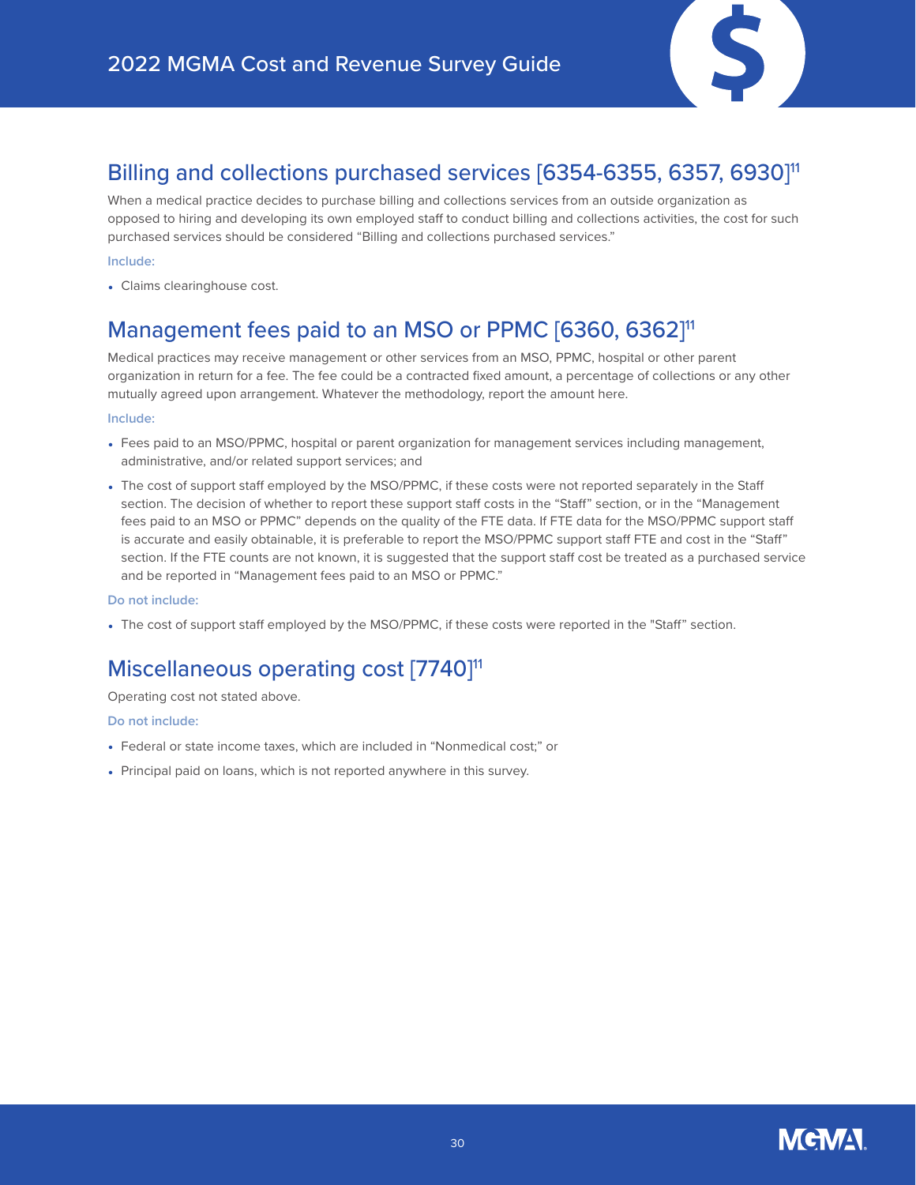## Billing and collections purchased services [6354-6355, 6357, 6930][11]

When a medical practice decides to purchase billing and collections services from an outside organization as opposed to hiring and developing its own employed staff to conduct billing and collections activities, the cost for such purchased services should be considered "Billing and collections purchased services."

**Include:**

- Claims clearinghouse cost.

## Management fees paid to an MSO or PPMC [6360, 6362][11]

Medical practices may receive management or other services from an MSO, PPMC, hospital or other parent organization in return for a fee. The fee could be a contracted fixed amount, a percentage of collections or any other mutually agreed upon arrangement. Whatever the methodology, report the amount here.

**Include:**

- Fees paid to an MSO/PPMC, hospital or parent organization for management services including management, administrative, and/or related support services; and
- The cost of support staff employed by the MSO/PPMC, if these costs were not reported separately in the Staff section. The decision of whether to report these support staff costs in the "Staff" section, or in the "Management fees paid to an MSO or PPMC" depends on the quality of the FTE data. If FTE data for the MSO/PPMC support staff is accurate and easily obtainable, it is preferable to report the MSO/PPMC support staff FTE and cost in the "Staff" section. If the FTE counts are not known, it is suggested that the support staff cost be treated as a purchased service and be reported in "Management fees paid to an MSO or PPMC."

**Do not include:**

- The cost of support staff employed by the MSO/PPMC, if these costs were reported in the "Staff" section.

## Miscellaneous operating cost [7740][11]

Operating cost not stated above.

**Do not include:**

- Federal or state income taxes, which are included in "Nonmedical cost;" or
- Principal paid on loans, which is not reported anywhere in this survey.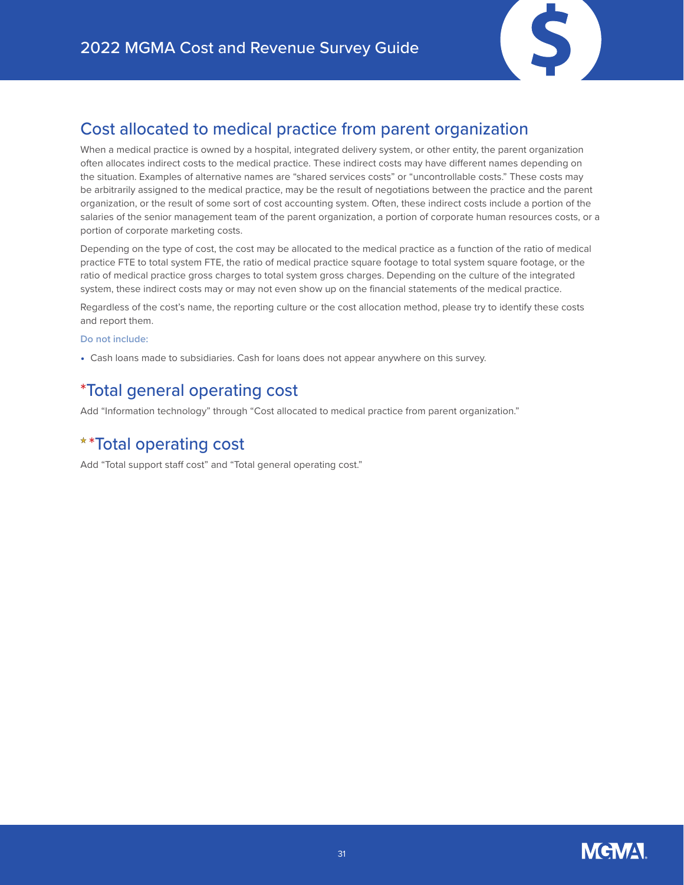## Cost allocated to medical practice from parent organization

When a medical practice is owned by a hospital, integrated delivery system, or other entity, the parent organization often allocates indirect costs to the medical practice. These indirect costs may have different names depending on the situation. Examples of alternative names are "shared services costs" or "uncontrollable costs." These costs may be arbitrarily assigned to the medical practice, may be the result of negotiations between the practice and the parent organization, or the result of some sort of cost accounting system. Often, these indirect costs include a portion of the salaries of the senior management team of the parent organization, a portion of corporate human resources costs, or a portion of corporate marketing costs.

Depending on the type of cost, the cost may be allocated to the medical practice as a function of the ratio of medical practice FTE to total system FTE, the ratio of medical practice square footage to total system square footage, or the ratio of medical practice gross charges to total system gross charges. Depending on the culture of the integrated system, these indirect costs may or may not even show up on the financial statements of the medical practice.

Regardless of the cost's name, the reporting culture or the cost allocation method, please try to identify these costs and report them.

**Do not include:**

- Cash loans made to subsidiaries. Cash for loans does not appear anywhere on this survey.

## *Total general operating cost

Add "Information technology" through "Cost allocated to medical practice from parent organization."

## **Total operating cost

Add "Total support staff cost" and "Total general operating cost."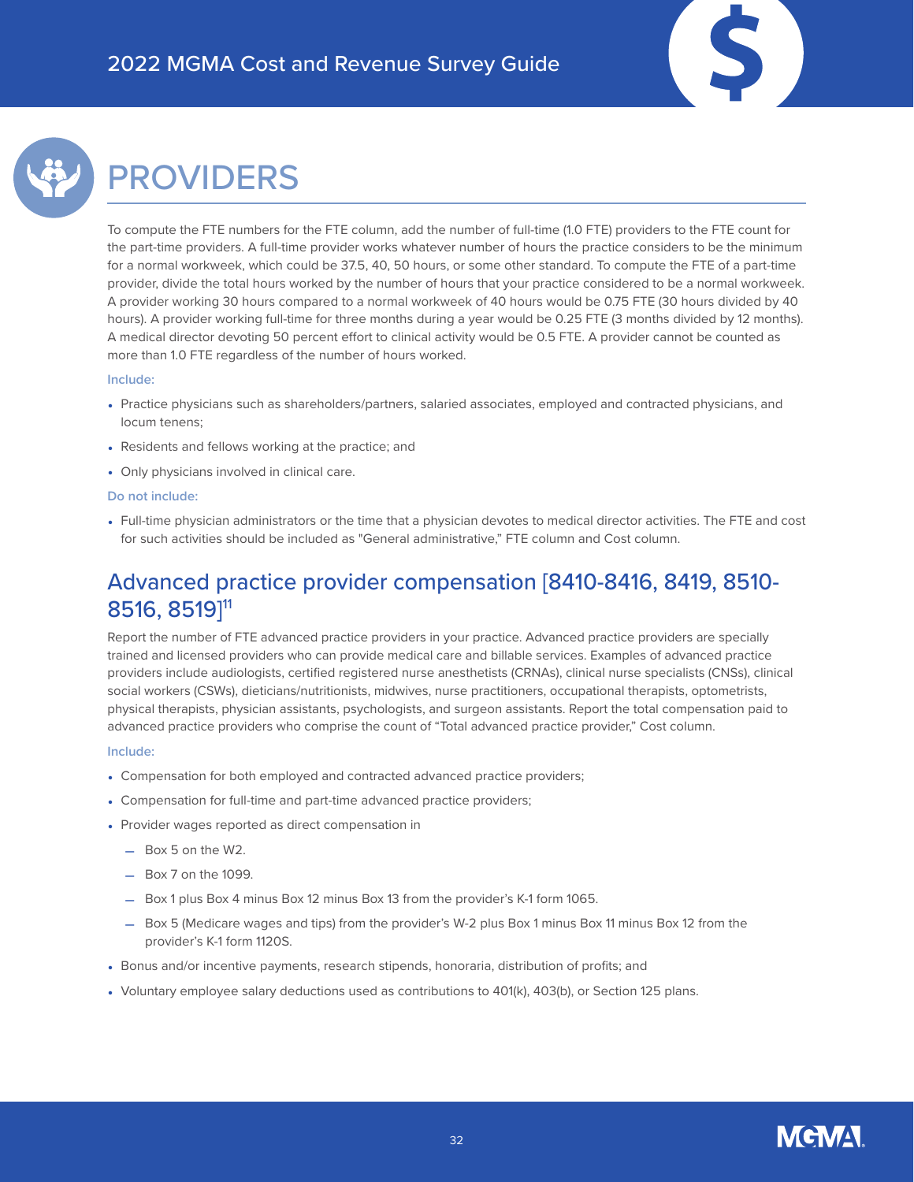# PROVIDERS

To compute the FTE numbers for the FTE column, add the number of full-time (1.0 FTE) providers to the FTE count for the part-time providers. A full-time provider works whatever number of hours the practice considers to be the minimum for a normal workweek, which could be 37.5, 40, 50 hours, or some other standard. To compute the FTE of a part-time provider, divide the total hours worked by the number of hours that your practice considered to be a normal workweek. A provider working 30 hours compared to a normal workweek of 40 hours would be 0.75 FTE (30 hours divided by 40 hours). A provider working full-time for three months during a year would be 0.25 FTE (3 months divided by 12 months). A medical director devoting 50 percent effort to clinical activity would be 0.5 FTE. A provider cannot be counted as more than 1.0 FTE regardless of the number of hours worked.

**Include:**

- Practice physicians such as shareholders/partners, salaried associates, employed and contracted physicians, and locum tenens;
- Residents and fellows working at the practice; and
- Only physicians involved in clinical care.

**Do not include:**

- Full-time physician administrators or the time that a physician devotes to medical director activities. The FTE and cost for such activities should be included as "General administrative," FTE column and Cost column.

## Advanced practice provider compensation [8410-8416, 8419, 8510-8516, 8519][11]

Report the number of FTE advanced practice providers in your practice. Advanced practice providers are specially trained and licensed providers who can provide medical care and billable services. Examples of advanced practice providers include audiologists, certified registered nurse anesthetists (CRNAs), clinical nurse specialists (CNSs), clinical social workers (CSWs), dieticians/nutritionists, midwives, nurse practitioners, occupational therapists, optometrists, physical therapists, physician assistants, psychologists, and surgeon assistants. Report the total compensation paid to advanced practice providers who comprise the count of "Total advanced practice provider," Cost column.

**Include:**

- Compensation for both employed and contracted advanced practice providers;
- Compensation for full-time and part-time advanced practice providers;
- Provider wages reported as direct compensation in
  - Box 5 on the W2.
  - Box 7 on the 1099.
  - Box 1 plus Box 4 minus Box 12 minus Box 13 from the provider's K-1 form 1065.
  - Box 5 (Medicare wages and tips) from the provider's W-2 plus Box 1 minus Box 11 minus Box 12 from the provider's K-1 form 1120S.
- Bonus and/or incentive payments, research stipends, honoraria, distribution of profits; and
- Voluntary employee salary deductions used as contributions to 401(k), 403(b), or Section 125 plans.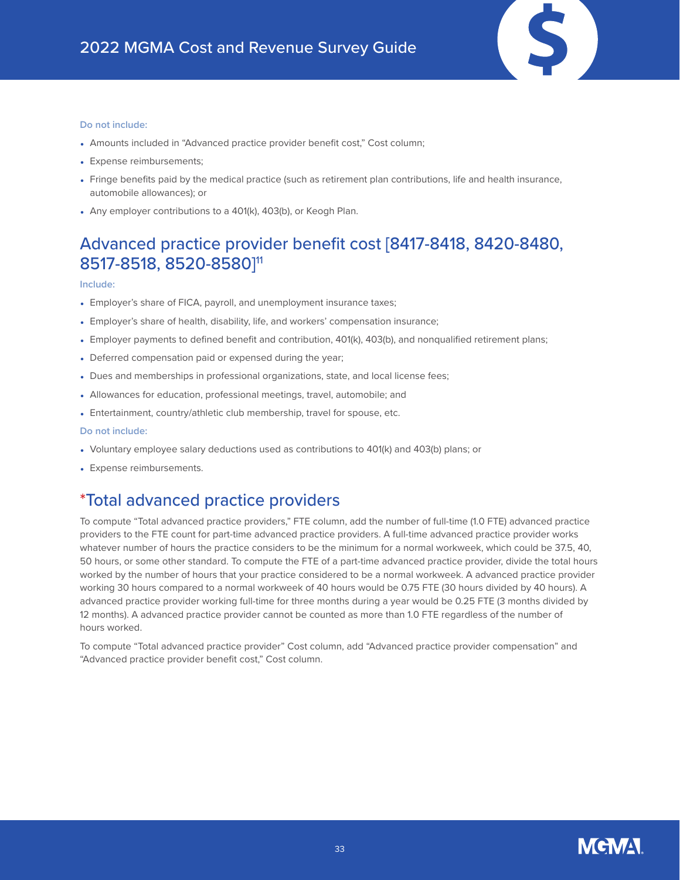**Do not include:**

- Amounts included in “Advanced practice provider benefit cost,” Cost column;
- Expense reimbursements;
- Fringe benefits paid by the medical practice (such as retirement plan contributions, life and health insurance, automobile allowances); or
- Any employer contributions to a 401(k), 403(b), or Keogh Plan.

## Advanced practice provider benefit cost [8417-8418, 8420-8480, 8517-8518, 8520-8580][11]

**Include:**

- Employer’s share of FICA, payroll, and unemployment insurance taxes;
- Employer’s share of health, disability, life, and workers’ compensation insurance;
- Employer payments to defined benefit and contribution, 401(k), 403(b), and nonqualified retirement plans;
- Deferred compensation paid or expensed during the year;
- Dues and memberships in professional organizations, state, and local license fees;
- Allowances for education, professional meetings, travel, automobile; and
- Entertainment, country/athletic club membership, travel for spouse, etc.

**Do not include:**

- Voluntary employee salary deductions used as contributions to 401(k) and 403(b) plans; or
- Expense reimbursements.

## *Total advanced practice providers

To compute “Total advanced practice providers,” FTE column, add the number of full-time (1.0 FTE) advanced practice providers to the FTE count for part-time advanced practice providers. A full-time advanced practice provider works whatever number of hours the practice considers to be the minimum for a normal workweek, which could be 37.5, 40, 50 hours, or some other standard. To compute the FTE of a part-time advanced practice provider, divide the total hours worked by the number of hours that your practice considered to be a normal workweek. A advanced practice provider working 30 hours compared to a normal workweek of 40 hours would be 0.75 FTE (30 hours divided by 40 hours). A advanced practice provider working full-time for three months during a year would be 0.25 FTE (3 months divided by 12 months). A advanced practice provider cannot be counted as more than 1.0 FTE regardless of the number of hours worked.

To compute “Total advanced practice provider” Cost column, add “Advanced practice provider compensation” and “Advanced practice provider benefit cost,” Cost column.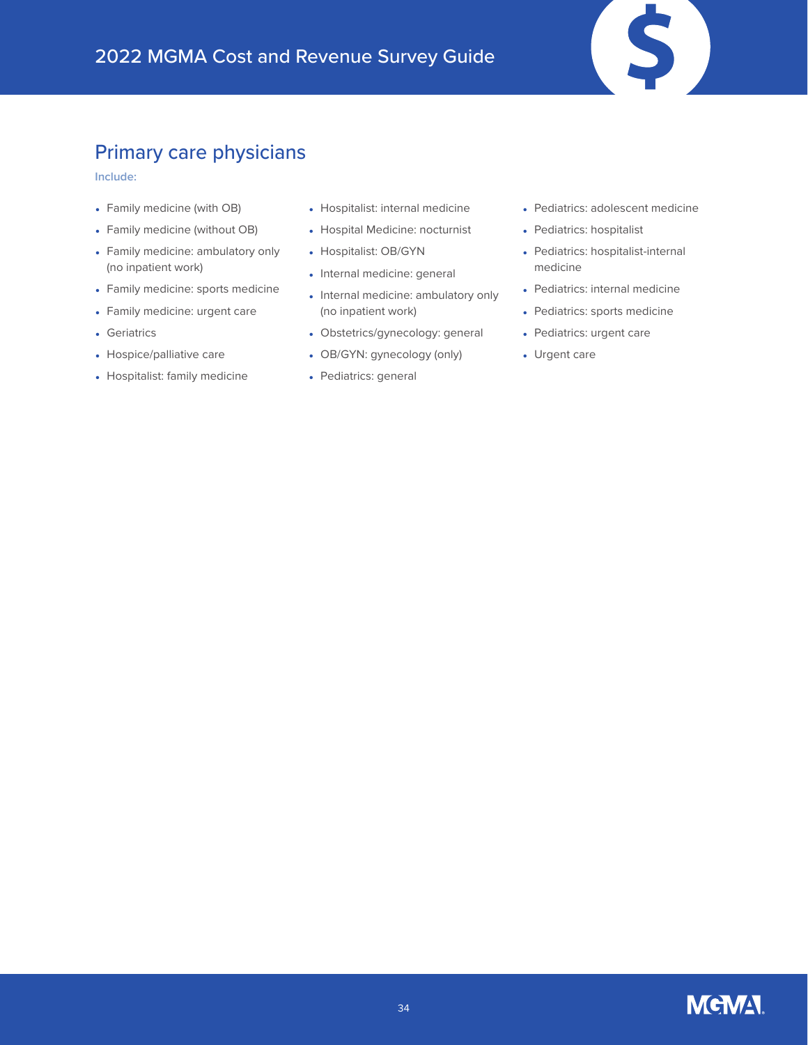## Primary care physicians

**Include:**

- Family medicine (with OB)
- Family medicine (without OB)
- Family medicine: ambulatory only (no inpatient work)
- Family medicine: sports medicine
- Family medicine: urgent care
- Geriatrics
- Hospice/palliative care
- Hospitalist: family medicine
- Hospitalist: internal medicine
- Hospital Medicine: nocturnist
- Hospitalist: OB/GYN
- Internal medicine: general
- Internal medicine: ambulatory only (no inpatient work)
- Obstetrics/gynecology: general
- OB/GYN: gynecology (only)
- Pediatrics: general
- Pediatrics: adolescent medicine
- Pediatrics: hospitalist
- Pediatrics: hospitalist-internal medicine
- Pediatrics: internal medicine
- Pediatrics: sports medicine
- Pediatrics: urgent care
- Urgent care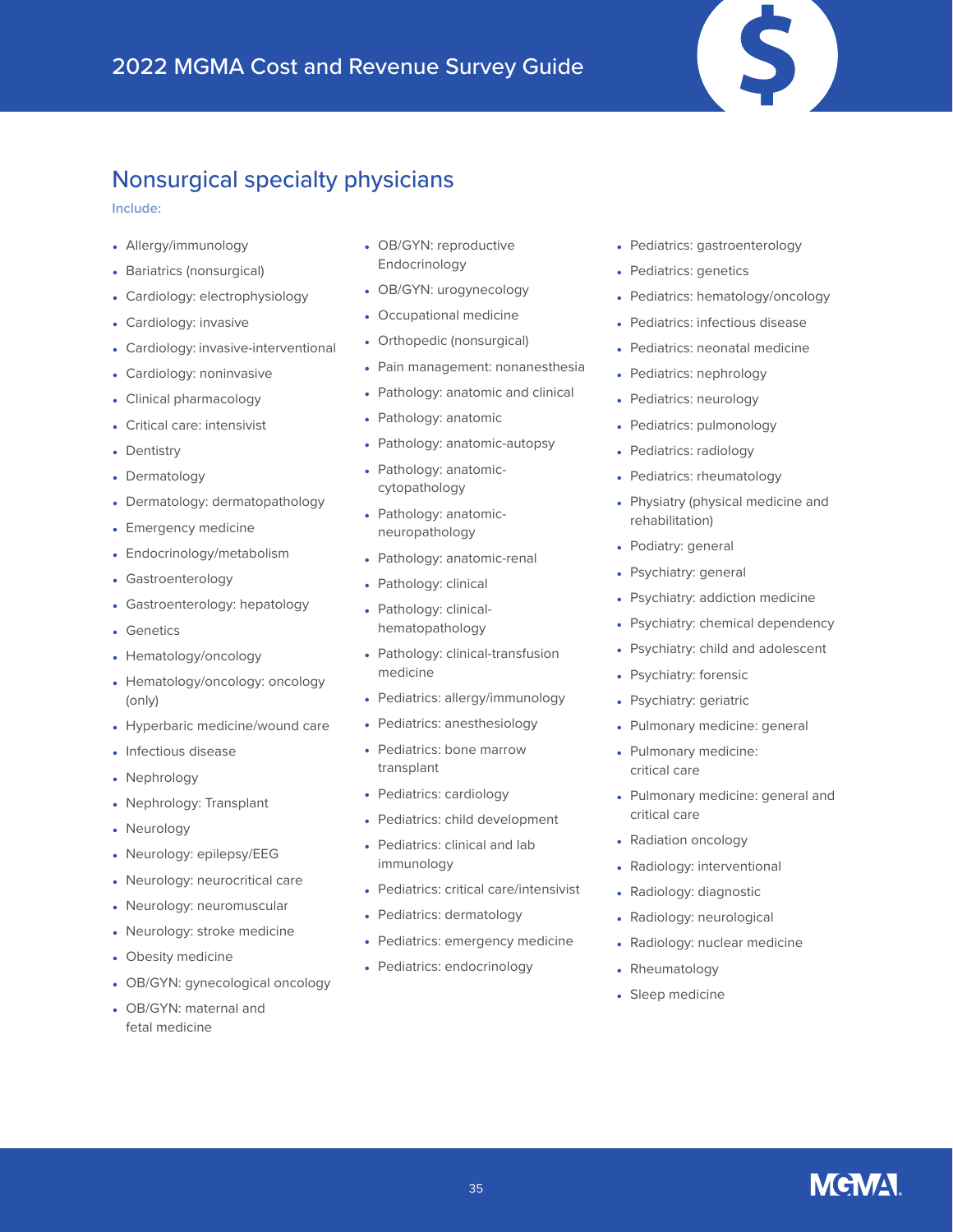## Nonsurgical specialty physicians

**Include:**

- Allergy/immunology
- Bariatrics (nonsurgical)
- Cardiology: electrophysiology
- Cardiology: invasive
- Cardiology: invasive-interventional
- Cardiology: noninvasive
- Clinical pharmacology
- Critical care: intensivist
- Dentistry
- Dermatology
- Dermatology: dermatopathology
- Emergency medicine
- Endocrinology/metabolism
- Gastroenterology
- Gastroenterology: hepatology
- Genetics
- Hematology/oncology
- Hematology/oncology: oncology (only)
- Hyperbaric medicine/wound care
- Infectious disease
- Nephrology
- Nephrology: Transplant
- Neurology
- Neurology: epilepsy/EEG
- Neurology: neurocritical care
- Neurology: neuromuscular
- Neurology: stroke medicine
- Obesity medicine
- OB/GYN: gynecological oncology
- OB/GYN: maternal and fetal medicine
- OB/GYN: reproductive Endocrinology
- OB/GYN: urogynecology
- Occupational medicine
- Orthopedic (nonsurgical)
- Pain management: nonanesthesia
- Pathology: anatomic and clinical
- Pathology: anatomic
- Pathology: anatomic-autopsy
- Pathology: anatomic-cytopathology
- Pathology: anatomic-neuropathology
- Pathology: anatomic-renal
- Pathology: clinical
- Pathology: clinical-hematopathology
- Pathology: clinical-transfusion medicine
- Pediatrics: allergy/immunology
- Pediatrics: anesthesiology
- Pediatrics: bone marrow transplant
- Pediatrics: cardiology
- Pediatrics: child development
- Pediatrics: clinical and lab immunology
- Pediatrics: critical care/intensivist
- Pediatrics: dermatology
- Pediatrics: emergency medicine
- Pediatrics: endocrinology
- Pediatrics: gastroenterology
- Pediatrics: genetics
- Pediatrics: hematology/oncology
- Pediatrics: infectious disease
- Pediatrics: neonatal medicine
- Pediatrics: nephrology
- Pediatrics: neurology
- Pediatrics: pulmonology
- Pediatrics: radiology
- Pediatrics: rheumatology
- Physiatry (physical medicine and rehabilitation)
- Podiatry: general
- Psychiatry: general
- Psychiatry: addiction medicine
- Psychiatry: chemical dependency
- Psychiatry: child and adolescent
- Psychiatry: forensic
- Psychiatry: geriatric
- Pulmonary medicine: general
- Pulmonary medicine: critical care
- Pulmonary medicine: general and critical care
- Radiation oncology
- Radiology: interventional
- Radiology: diagnostic
- Radiology: neurological
- Radiology: nuclear medicine
- Rheumatology
- Sleep medicine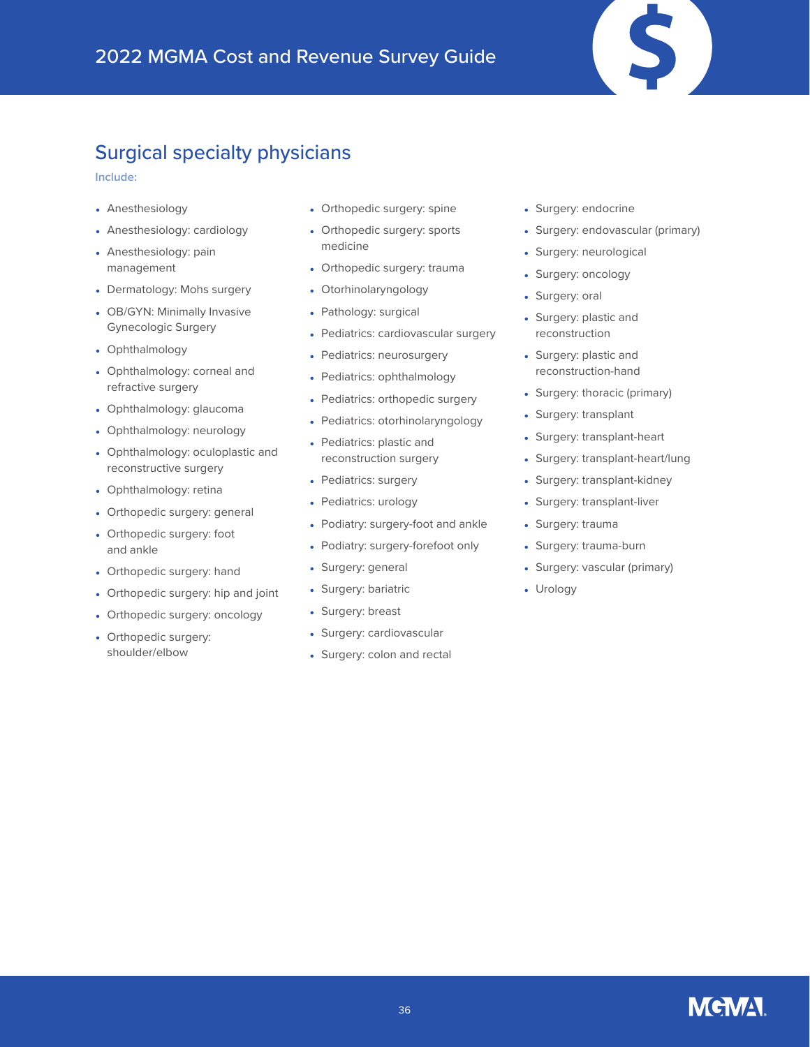## Surgical specialty physicians

**Include:**

- Anesthesiology
- Anesthesiology: cardiology
- Anesthesiology: pain management
- Dermatology: Mohs surgery
- OB/GYN: Minimally Invasive Gynecologic Surgery
- Ophthalmology
- Ophthalmology: corneal and refractive surgery
- Ophthalmology: glaucoma
- Ophthalmology: neurology
- Ophthalmology: oculoplastic and reconstructive surgery
- Ophthalmology: retina
- Orthopedic surgery: general
- Orthopedic surgery: foot and ankle
- Orthopedic surgery: hand
- Orthopedic surgery: hip and joint
- Orthopedic surgery: oncology
- Orthopedic surgery: shoulder/elbow
- Orthopedic surgery: spine
- Orthopedic surgery: sports medicine
- Orthopedic surgery: trauma
- Otorhinolaryngology
- Pathology: surgical
- Pediatrics: cardiovascular surgery
- Pediatrics: neurosurgery
- Pediatrics: ophthalmology
- Pediatrics: orthopedic surgery
- Pediatrics: otorhinolaryngology
- Pediatrics: plastic and reconstruction surgery
- Pediatrics: surgery
- Pediatrics: urology
- Podiatry: surgery-foot and ankle
- Podiatry: surgery-forefoot only
- Surgery: general
- Surgery: bariatric
- Surgery: breast
- Surgery: cardiovascular
- Surgery: colon and rectal
- Surgery: endocrine
- Surgery: endovascular (primary)
- Surgery: neurological
- Surgery: oncology
- Surgery: oral
- Surgery: plastic and reconstruction
- Surgery: plastic and reconstruction-hand
- Surgery: thoracic (primary)
- Surgery: transplant
- Surgery: transplant-heart
- Surgery: transplant-heart/lung
- Surgery: transplant-kidney
- Surgery: transplant-liver
- Surgery: trauma
- Surgery: trauma-burn
- Surgery: vascular (primary)
- Urology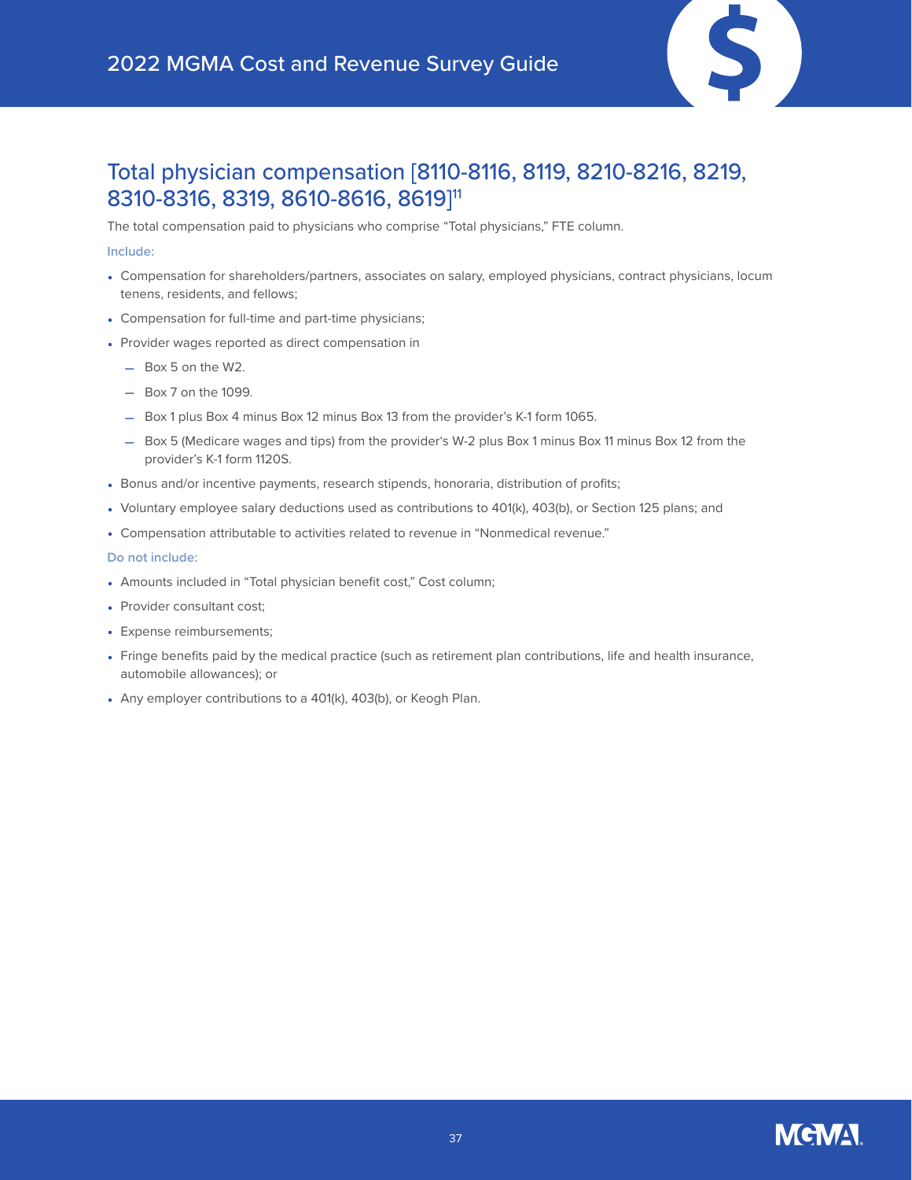## Total physician compensation [8110-8116, 8119, 8210-8216, 8219, 8310-8316, 8319, 8610-8616, 8619][11]

The total compensation paid to physicians who comprise "Total physicians," FTE column.

**Include:**

- Compensation for shareholders/partners, associates on salary, employed physicians, contract physicians, locum tenens, residents, and fellows;
- Compensation for full-time and part-time physicians;
- Provider wages reported as direct compensation in
  - Box 5 on the W2.
  - Box 7 on the 1099.
  - Box 1 plus Box 4 minus Box 12 minus Box 13 from the provider's K-1 form 1065.
  - Box 5 (Medicare wages and tips) from the provider's W-2 plus Box 1 minus Box 11 minus Box 12 from the provider's K-1 form 1120S.
- Bonus and/or incentive payments, research stipends, honoraria, distribution of profits;
- Voluntary employee salary deductions used as contributions to 401(k), 403(b), or Section 125 plans; and
- Compensation attributable to activities related to revenue in "Nonmedical revenue."

**Do not include:**

- Amounts included in "Total physician benefit cost," Cost column;
- Provider consultant cost;
- Expense reimbursements;
- Fringe benefits paid by the medical practice (such as retirement plan contributions, life and health insurance, automobile allowances); or
- Any employer contributions to a 401(k), 403(b), or Keogh Plan.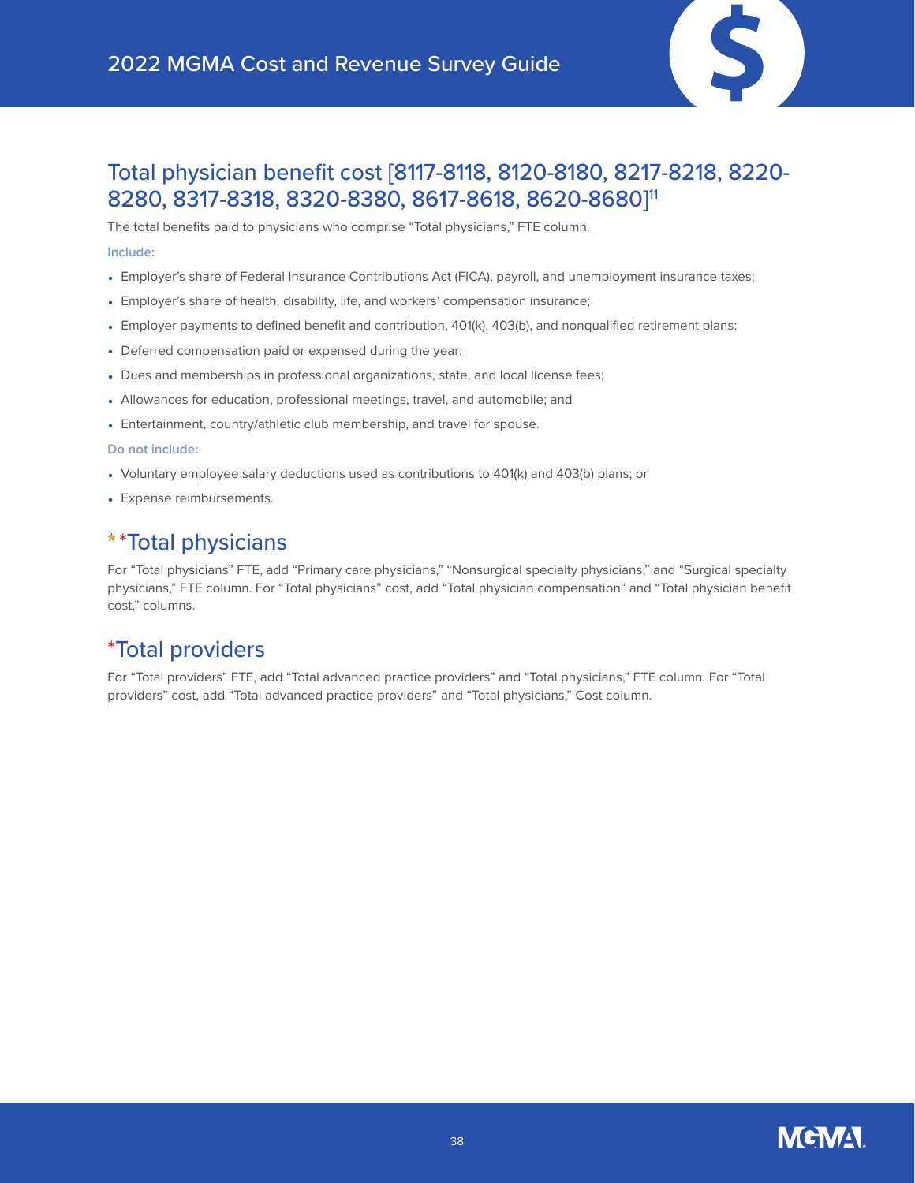## Total physician benefit cost [8117-8118, 8120-8180, 8217-8218, 8220-8280, 8317-8318, 8320-8380, 8617-8618, 8620-8680][11]

The total benefits paid to physicians who comprise "Total physicians," FTE column.

**Include:**

- Employer's share of Federal Insurance Contributions Act (FICA), payroll, and unemployment insurance taxes;
- Employer's share of health, disability, life, and workers' compensation insurance;
- Employer payments to defined benefit and contribution, 401(k), 403(b), and nonqualified retirement plans;
- Deferred compensation paid or expensed during the year;
- Dues and memberships in professional organizations, state, and local license fees;
- Allowances for education, professional meetings, travel, and automobile; and
- Entertainment, country/athletic club membership, and travel for spouse.

**Do not include:**

- Voluntary employee salary deductions used as contributions to 401(k) and 403(b) plans; or
- Expense reimbursements.

## ⭑*Total physicians

For "Total physicians" FTE, add "Primary care physicians," "Nonsurgical specialty physicians," and "Surgical specialty physicians," FTE column. For "Total physicians" cost, add "Total physician compensation" and "Total physician benefit cost," columns.

## *Total providers

For "Total providers" FTE, add "Total advanced practice providers" and "Total physicians," FTE column. For "Total providers" cost, add "Total advanced practice providers" and "Total physicians," Cost column.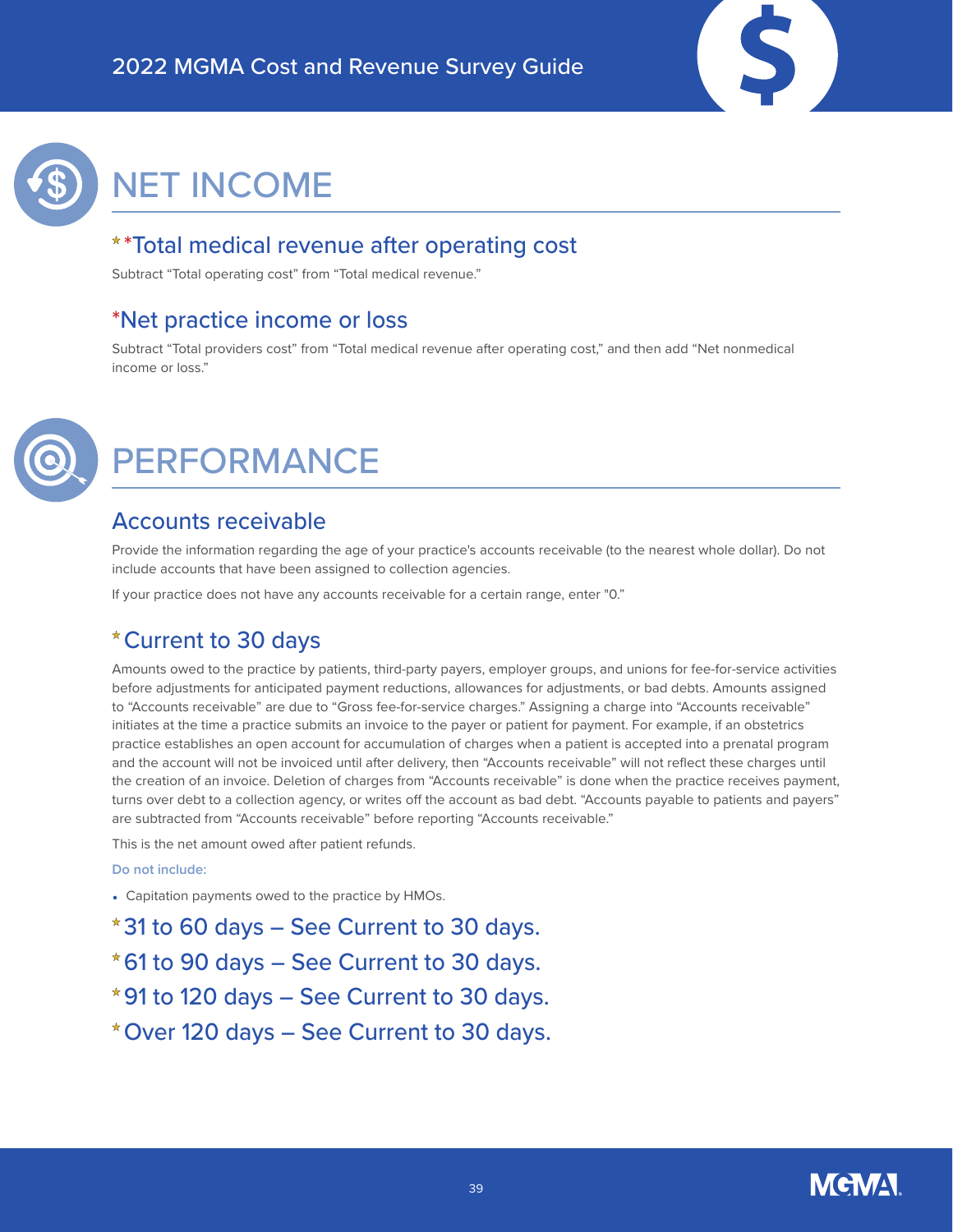# NET INCOME

## **Total medical revenue after operating cost

Subtract "Total operating cost" from "Total medical revenue."

## *Net practice income or loss

Subtract "Total providers cost" from "Total medical revenue after operating cost," and then add "Net nonmedical income or loss."

# PERFORMANCE

## Accounts receivable

Provide the information regarding the age of your practice's accounts receivable (to the nearest whole dollar). Do not include accounts that have been assigned to collection agencies.

If your practice does not have any accounts receivable for a certain range, enter "0."

## *Current to 30 days

Amounts owed to the practice by patients, third-party payers, employer groups, and unions for fee-for-service activities before adjustments for anticipated payment reductions, allowances for adjustments, or bad debts. Amounts assigned to "Accounts receivable" are due to "Gross fee-for-service charges." Assigning a charge into "Accounts receivable" initiates at the time a practice submits an invoice to the payer or patient for payment. For example, if an obstetrics practice establishes an open account for accumulation of charges when a patient is accepted into a prenatal program and the account will not be invoiced until after delivery, then "Accounts receivable" will not reflect these charges until the creation of an invoice. Deletion of charges from "Accounts receivable" is done when the practice receives payment, turns over debt to a collection agency, or writes off the account as bad debt. "Accounts payable to patients and payers" are subtracted from "Accounts receivable" before reporting "Accounts receivable."

This is the net amount owed after patient refunds.

**Do not include:**

- Capitation payments owed to the practice by HMOs.

## *31 to 60 days – See Current to 30 days.

## *61 to 90 days – See Current to 30 days.

## *91 to 120 days – See Current to 30 days.

## *Over 120 days – See Current to 30 days.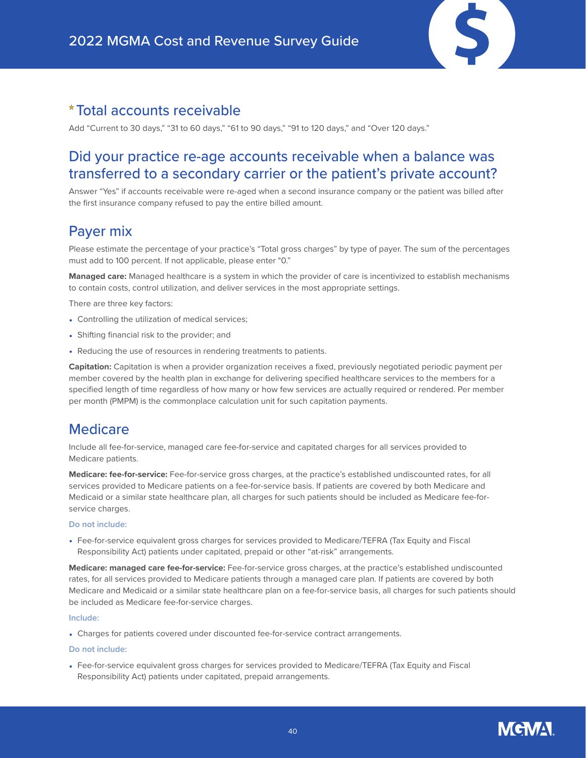## * Total accounts receivable

Add "Current to 30 days," "31 to 60 days," "61 to 90 days," "91 to 120 days," and "Over 120 days."

## Did your practice re-age accounts receivable when a balance was transferred to a secondary carrier or the patient's private account?

Answer "Yes" if accounts receivable were re-aged when a second insurance company or the patient was billed after the first insurance company refused to pay the entire billed amount.

## Payer mix

Please estimate the percentage of your practice's "Total gross charges" by type of payer. The sum of the percentages must add to 100 percent. If not applicable, please enter "0."

**Managed care:** Managed healthcare is a system in which the provider of care is incentivized to establish mechanisms to contain costs, control utilization, and deliver services in the most appropriate settings.

There are three key factors:

- Controlling the utilization of medical services;
- Shifting financial risk to the provider; and
- Reducing the use of resources in rendering treatments to patients.

**Capitation:** Capitation is when a provider organization receives a fixed, previously negotiated periodic payment per member covered by the health plan in exchange for delivering specified healthcare services to the members for a specified length of time regardless of how many or how few services are actually required or rendered. Per member per month (PMPM) is the commonplace calculation unit for such capitation payments.

## Medicare

Include all fee-for-service, managed care fee-for-service and capitated charges for all services provided to Medicare patients.

**Medicare: fee-for-service:** Fee-for-service gross charges, at the practice's established undiscounted rates, for all services provided to Medicare patients on a fee-for-service basis. If patients are covered by both Medicare and Medicaid or a similar state healthcare plan, all charges for such patients should be included as Medicare fee-for-service charges.

#### Do not include:

- Fee-for-service equivalent gross charges for services provided to Medicare/TEFRA (Tax Equity and Fiscal Responsibility Act) patients under capitated, prepaid or other "at-risk" arrangements.

**Medicare: managed care fee-for-service:** Fee-for-service gross charges, at the practice's established undiscounted rates, for all services provided to Medicare patients through a managed care plan. If patients are covered by both Medicare and Medicaid or a similar state healthcare plan on a fee-for-service basis, all charges for such patients should be included as Medicare fee-for-service charges.

#### Include:

- Charges for patients covered under discounted fee-for-service contract arrangements.

#### Do not include:

- Fee-for-service equivalent gross charges for services provided to Medicare/TEFRA (Tax Equity and Fiscal Responsibility Act) patients under capitated, prepaid arrangements.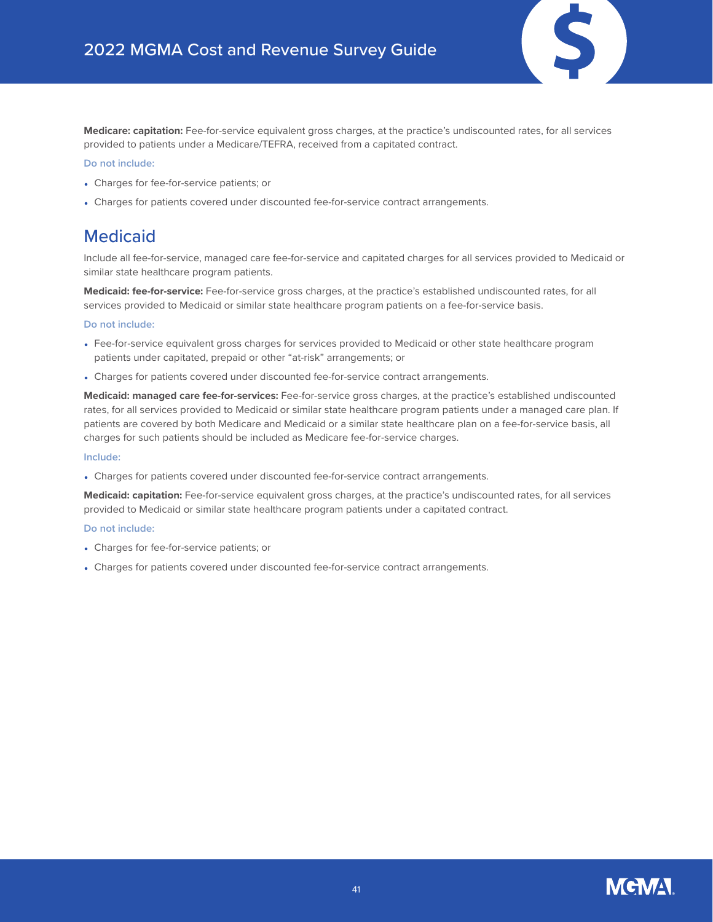**Medicare: capitation:** Fee-for-service equivalent gross charges, at the practice's undiscounted rates, for all services provided to patients under a Medicare/TEFRA, received from a capitated contract.

Do not include:

- Charges for fee-for-service patients; or
- Charges for patients covered under discounted fee-for-service contract arrangements.

## Medicaid

Include all fee-for-service, managed care fee-for-service and capitated charges for all services provided to Medicaid or similar state healthcare program patients.

**Medicaid: fee-for-service:** Fee-for-service gross charges, at the practice's established undiscounted rates, for all services provided to Medicaid or similar state healthcare program patients on a fee-for-service basis.

Do not include:

- Fee-for-service equivalent gross charges for services provided to Medicaid or other state healthcare program patients under capitated, prepaid or other "at-risk" arrangements; or
- Charges for patients covered under discounted fee-for-service contract arrangements.

**Medicaid: managed care fee-for-services:** Fee-for-service gross charges, at the practice's established undiscounted rates, for all services provided to Medicaid or similar state healthcare program patients under a managed care plan. If patients are covered by both Medicare and Medicaid or a similar state healthcare plan on a fee-for-service basis, all charges for such patients should be included as Medicare fee-for-service charges.

Include:

- Charges for patients covered under discounted fee-for-service contract arrangements.

**Medicaid: capitation:** Fee-for-service equivalent gross charges, at the practice's undiscounted rates, for all services provided to Medicaid or similar state healthcare program patients under a capitated contract.

Do not include:

- Charges for fee-for-service patients; or
- Charges for patients covered under discounted fee-for-service contract arrangements.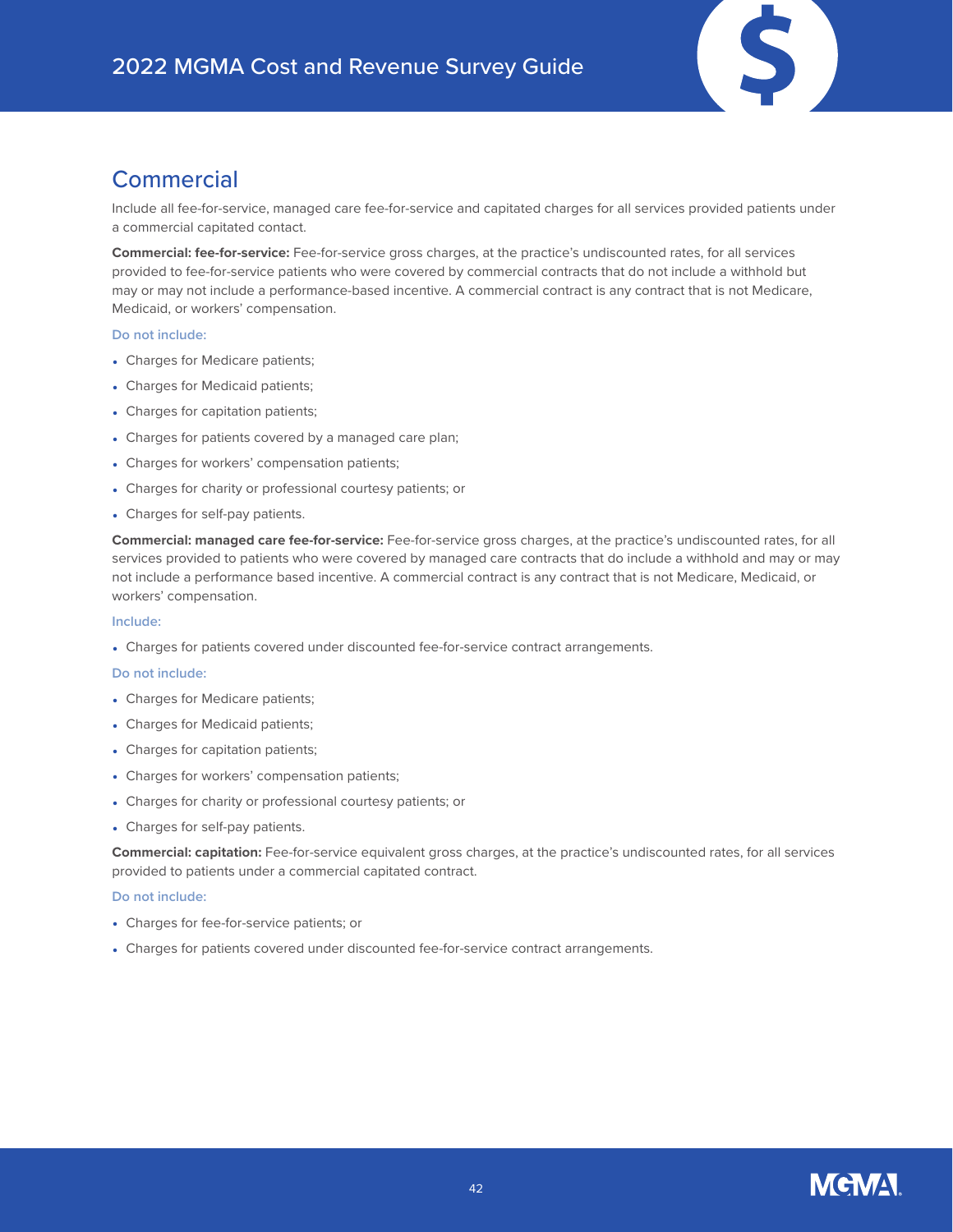## Commercial

Include all fee-for-service, managed care fee-for-service and capitated charges for all services provided patients under a commercial capitated contact.

**Commercial: fee-for-service:** Fee-for-service gross charges, at the practice's undiscounted rates, for all services provided to fee-for-service patients who were covered by commercial contracts that do not include a withhold but may or may not include a performance-based incentive. A commercial contract is any contract that is not Medicare, Medicaid, or workers' compensation.

**Do not include:**

- Charges for Medicare patients;
- Charges for Medicaid patients;
- Charges for capitation patients;
- Charges for patients covered by a managed care plan;
- Charges for workers' compensation patients;
- Charges for charity or professional courtesy patients; or
- Charges for self-pay patients.

**Commercial: managed care fee-for-service:** Fee-for-service gross charges, at the practice's undiscounted rates, for all services provided to patients who were covered by managed care contracts that do include a withhold and may or may not include a performance based incentive. A commercial contract is any contract that is not Medicare, Medicaid, or workers' compensation.

**Include:**

- Charges for patients covered under discounted fee-for-service contract arrangements.

**Do not include:**

- Charges for Medicare patients;
- Charges for Medicaid patients;
- Charges for capitation patients;
- Charges for workers' compensation patients;
- Charges for charity or professional courtesy patients; or
- Charges for self-pay patients.

**Commercial: capitation:** Fee-for-service equivalent gross charges, at the practice's undiscounted rates, for all services provided to patients under a commercial capitated contract.

**Do not include:**

- Charges for fee-for-service patients; or
- Charges for patients covered under discounted fee-for-service contract arrangements.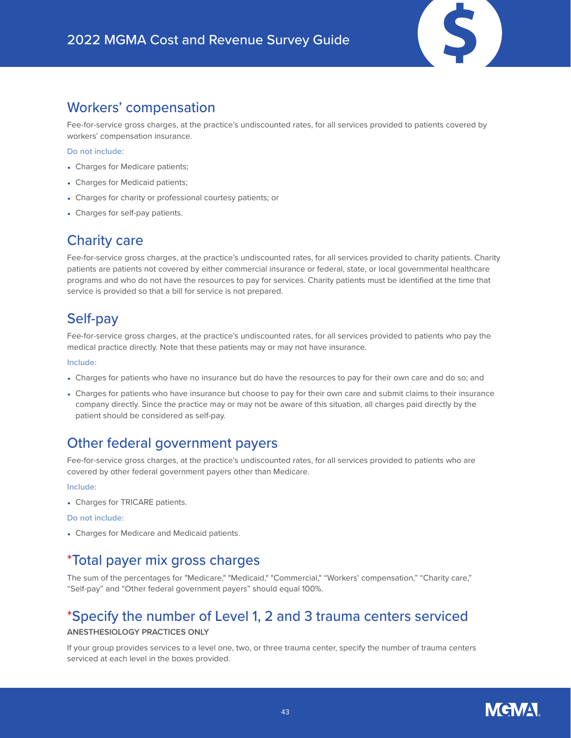## Workers' compensation

Fee-for-service gross charges, at the practice's undiscounted rates, for all services provided to patients covered by workers' compensation insurance.

**Do not include:**

- Charges for Medicare patients;
- Charges for Medicaid patients;
- Charges for charity or professional courtesy patients; or
- Charges for self-pay patients.

## Charity care

Fee-for-service gross charges, at the practice's undiscounted rates, for all services provided to charity patients. Charity patients are patients not covered by either commercial insurance or federal, state, or local governmental healthcare programs and who do not have the resources to pay for services. Charity patients must be identified at the time that service is provided so that a bill for service is not prepared.

## Self-pay

Fee-for-service gross charges, at the practice's undiscounted rates, for all services provided to patients who pay the medical practice directly. Note that these patients may or may not have insurance.

**Include:**

- Charges for patients who have no insurance but do have the resources to pay for their own care and do so; and
- Charges for patients who have insurance but choose to pay for their own care and submit claims to their insurance company directly. Since the practice may or may not be aware of this situation, all charges paid directly by the patient should be considered as self-pay.

## Other federal government payers

Fee-for-service gross charges, at the practice's undiscounted rates, for all services provided to patients who are covered by other federal government payers other than Medicare.

**Include:**

- Charges for TRICARE patients.

**Do not include:**

- Charges for Medicare and Medicaid patients.

## *Total payer mix gross charges

The sum of the percentages for "Medicare," "Medicaid," "Commercial," "Workers' compensation," "Charity care," "Self-pay" and "Other federal government payers" should equal 100%.

## *Specify the number of Level 1, 2 and 3 trauma centers serviced

**ANESTHESIOLOGY PRACTICES ONLY**

If your group provides services to a level one, two, or three trauma center, specify the number of trauma centers serviced at each level in the boxes provided.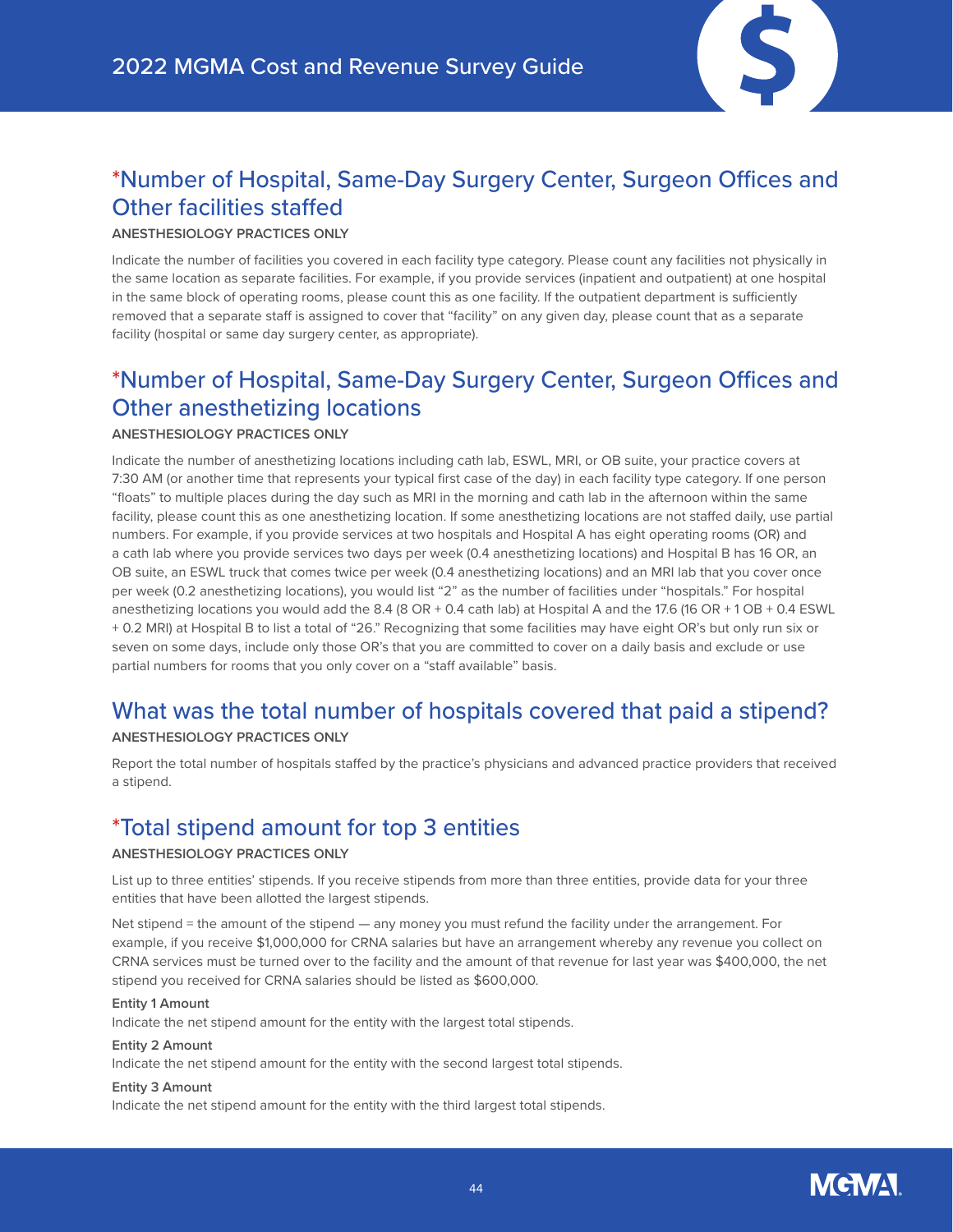## *Number of Hospital, Same-Day Surgery Center, Surgeon Offices and Other facilities staffed

**ANESTHESIOLOGY PRACTICES ONLY**

Indicate the number of facilities you covered in each facility type category. Please count any facilities not physically in the same location as separate facilities. For example, if you provide services (inpatient and outpatient) at one hospital in the same block of operating rooms, please count this as one facility. If the outpatient department is sufficiently removed that a separate staff is assigned to cover that "facility" on any given day, please count that as a separate facility (hospital or same day surgery center, as appropriate).

## *Number of Hospital, Same-Day Surgery Center, Surgeon Offices and Other anesthetizing locations

**ANESTHESIOLOGY PRACTICES ONLY**

Indicate the number of anesthetizing locations including cath lab, ESWL, MRI, or OB suite, your practice covers at 7:30 AM (or another time that represents your typical first case of the day) in each facility type category. If one person "floats" to multiple places during the day such as MRI in the morning and cath lab in the afternoon within the same facility, please count this as one anesthetizing location. If some anesthetizing locations are not staffed daily, use partial numbers. For example, if you provide services at two hospitals and Hospital A has eight operating rooms (OR) and a cath lab where you provide services two days per week (0.4 anesthetizing locations) and Hospital B has 16 OR, an OB suite, an ESWL truck that comes twice per week (0.4 anesthetizing locations) and an MRI lab that you cover once per week (0.2 anesthetizing locations), you would list "2" as the number of facilities under "hospitals." For hospital anesthetizing locations you would add the 8.4 (8 OR + 0.4 cath lab) at Hospital A and the 17.6 (16 OR + 1 OB + 0.4 ESWL + 0.2 MRI) at Hospital B to list a total of "26." Recognizing that some facilities may have eight OR's but only run six or seven on some days, include only those OR's that you are committed to cover on a daily basis and exclude or use partial numbers for rooms that you only cover on a "staff available" basis.

## What was the total number of hospitals covered that paid a stipend?

**ANESTHESIOLOGY PRACTICES ONLY**

Report the total number of hospitals staffed by the practice's physicians and advanced practice providers that received a stipend.

## *Total stipend amount for top 3 entities

**ANESTHESIOLOGY PRACTICES ONLY**

List up to three entities' stipends. If you receive stipends from more than three entities, provide data for your three entities that have been allotted the largest stipends.

Net stipend = the amount of the stipend — any money you must refund the facility under the arrangement. For example, if you receive $1,000,000 for CRNA salaries but have an arrangement whereby any revenue you collect on CRNA services must be turned over to the facility and the amount of that revenue for last year was $400,000, the net stipend you received for CRNA salaries should be listed as $600,000.

**Entity 1 Amount**

Indicate the net stipend amount for the entity with the largest total stipends.

**Entity 2 Amount**

Indicate the net stipend amount for the entity with the second largest total stipends.

**Entity 3 Amount**

Indicate the net stipend amount for the entity with the third largest total stipends.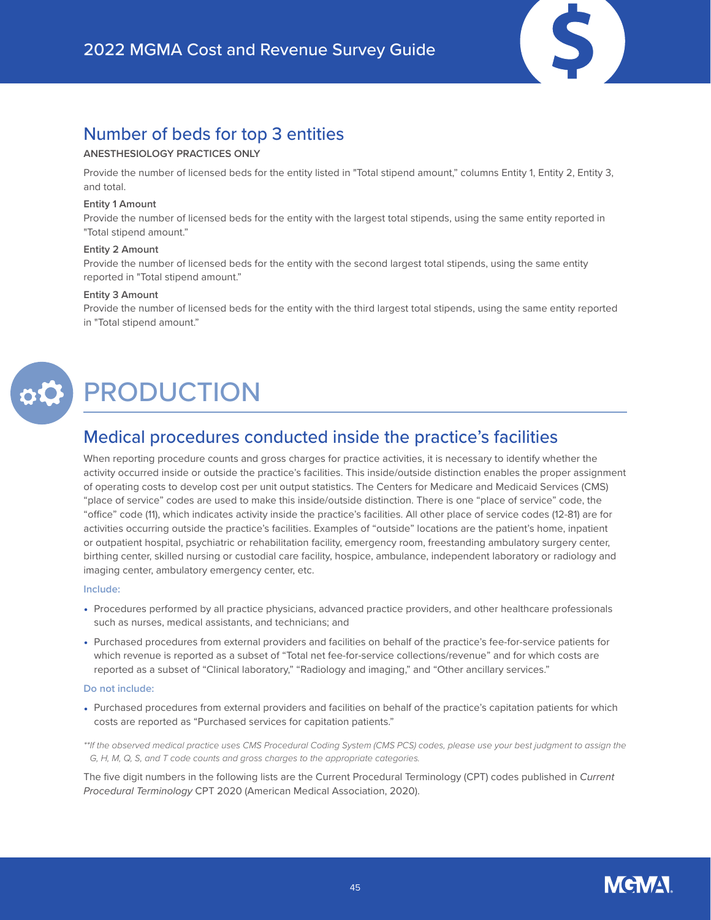## Number of beds for top 3 entities

**ANESTHESIOLOGY PRACTICES ONLY**

Provide the number of licensed beds for the entity listed in "Total stipend amount," columns Entity 1, Entity 2, Entity 3, and total.

**Entity 1 Amount**

Provide the number of licensed beds for the entity with the largest total stipends, using the same entity reported in "Total stipend amount."

**Entity 2 Amount**

Provide the number of licensed beds for the entity with the second largest total stipends, using the same entity reported in "Total stipend amount."

**Entity 3 Amount**

Provide the number of licensed beds for the entity with the third largest total stipends, using the same entity reported in "Total stipend amount."

# PRODUCTION

## Medical procedures conducted inside the practice's facilities

When reporting procedure counts and gross charges for practice activities, it is necessary to identify whether the activity occurred inside or outside the practice's facilities. This inside/outside distinction enables the proper assignment of operating costs to develop cost per unit output statistics. The Centers for Medicare and Medicaid Services (CMS) "place of service" codes are used to make this inside/outside distinction. There is one "place of service" code, the "office" code (11), which indicates activity inside the practice's facilities. All other place of service codes (12-81) are for activities occurring outside the practice's facilities. Examples of "outside" locations are the patient's home, inpatient or outpatient hospital, psychiatric or rehabilitation facility, emergency room, freestanding ambulatory surgery center, birthing center, skilled nursing or custodial care facility, hospice, ambulance, independent laboratory or radiology and imaging center, ambulatory emergency center, etc.

**Include:**

- Procedures performed by all practice physicians, advanced practice providers, and other healthcare professionals such as nurses, medical assistants, and technicians; and
- Purchased procedures from external providers and facilities on behalf of the practice's fee-for-service patients for which revenue is reported as a subset of "Total net fee-for-service collections/revenue" and for which costs are reported as a subset of "Clinical laboratory," "Radiology and imaging," and "Other ancillary services."

**Do not include:**

- Purchased procedures from external providers and facilities on behalf of the practice's capitation patients for which costs are reported as "Purchased services for capitation patients."

*\*\*If the observed medical practice uses CMS Procedural Coding System (CMS PCS) codes, please use your best judgment to assign the G, H, M, Q, S, and T code counts and gross charges to the appropriate categories.*

The five digit numbers in the following lists are the Current Procedural Terminology (CPT) codes published in *Current Procedural Terminology* CPT 2020 (American Medical Association, 2020).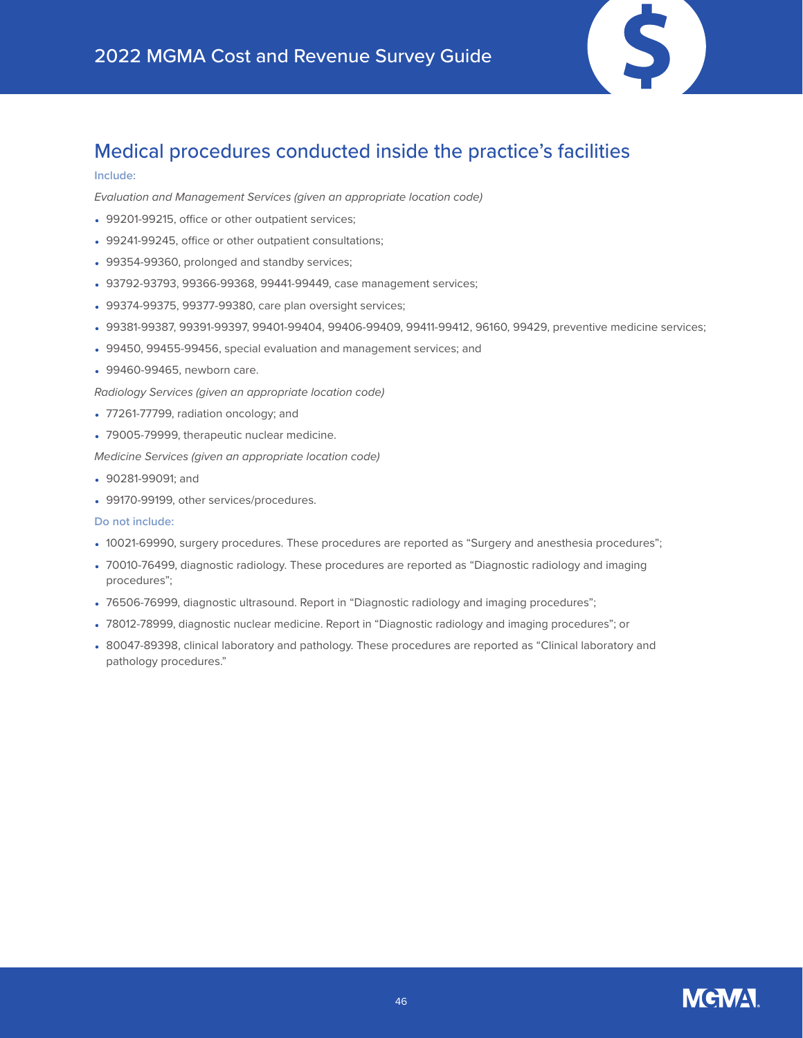## Medical procedures conducted inside the practice's facilities

**Include:**

*Evaluation and Management Services (given an appropriate location code)*

- 99201-99215, office or other outpatient services;
- 99241-99245, office or other outpatient consultations;
- 99354-99360, prolonged and standby services;
- 93792-93793, 99366-99368, 99441-99449, case management services;
- 99374-99375, 99377-99380, care plan oversight services;
- 99381-99387, 99391-99397, 99401-99404, 99406-99409, 99411-99412, 96160, 99429, preventive medicine services;
- 99450, 99455-99456, special evaluation and management services; and
- 99460-99465, newborn care.

*Radiology Services (given an appropriate location code)*

- 77261-77799, radiation oncology; and
- 79005-79999, therapeutic nuclear medicine.

*Medicine Services (given an appropriate location code)*

- 90281-99091; and
- 99170-99199, other services/procedures.

**Do not include:**

- 10021-69990, surgery procedures. These procedures are reported as "Surgery and anesthesia procedures";
- 70010-76499, diagnostic radiology. These procedures are reported as "Diagnostic radiology and imaging procedures";
- 76506-76999, diagnostic ultrasound. Report in "Diagnostic radiology and imaging procedures";
- 78012-78999, diagnostic nuclear medicine. Report in "Diagnostic radiology and imaging procedures"; or
- 80047-89398, clinical laboratory and pathology. These procedures are reported as "Clinical laboratory and pathology procedures."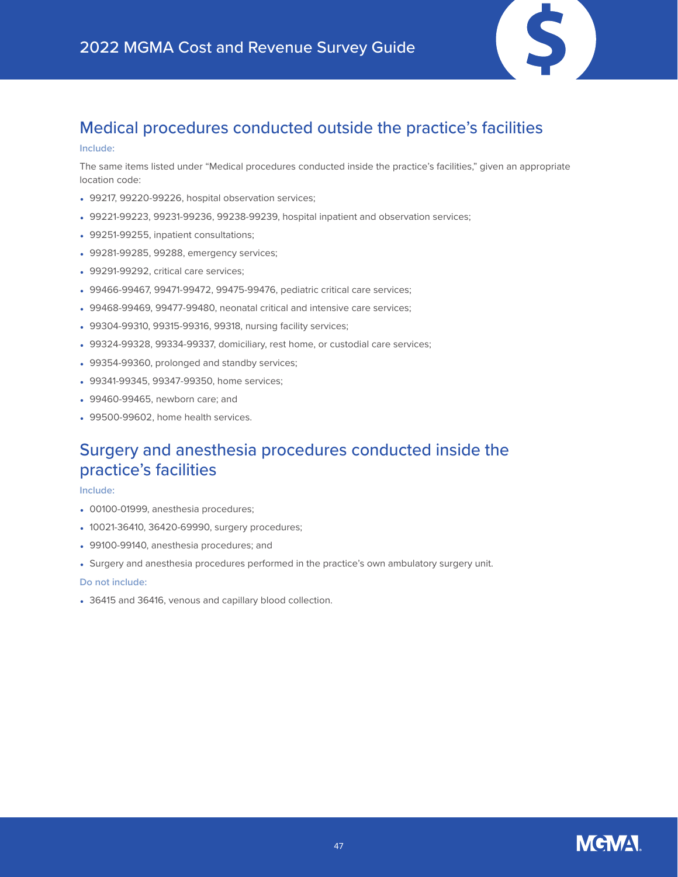## Medical procedures conducted outside the practice's facilities

**Include:**

The same items listed under "Medical procedures conducted inside the practice's facilities," given an appropriate location code:

- 99217, 99220-99226, hospital observation services;
- 99221-99223, 99231-99236, 99238-99239, hospital inpatient and observation services;
- 99251-99255, inpatient consultations;
- 99281-99285, 99288, emergency services;
- 99291-99292, critical care services;
- 99466-99467, 99471-99472, 99475-99476, pediatric critical care services;
- 99468-99469, 99477-99480, neonatal critical and intensive care services;
- 99304-99310, 99315-99316, 99318, nursing facility services;
- 99324-99328, 99334-99337, domiciliary, rest home, or custodial care services;
- 99354-99360, prolonged and standby services;
- 99341-99345, 99347-99350, home services;
- 99460-99465, newborn care; and
- 99500-99602, home health services.

## Surgery and anesthesia procedures conducted inside the practice's facilities

**Include:**

- 00100-01999, anesthesia procedures;
- 10021-36410, 36420-69990, surgery procedures;
- 99100-99140, anesthesia procedures; and
- Surgery and anesthesia procedures performed in the practice's own ambulatory surgery unit.

**Do not include:**

- 36415 and 36416, venous and capillary blood collection.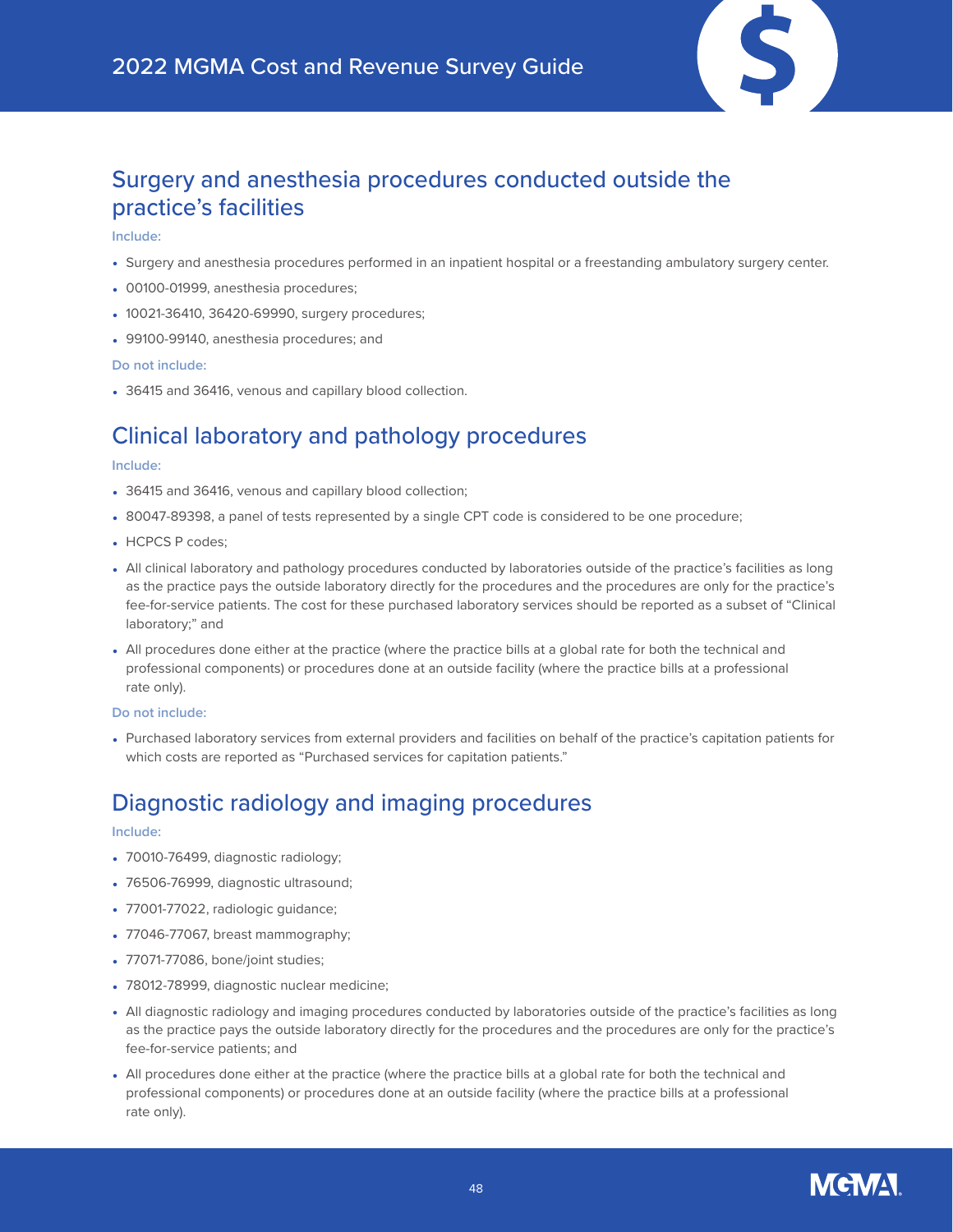## Surgery and anesthesia procedures conducted outside the practice's facilities

**Include:**

- Surgery and anesthesia procedures performed in an inpatient hospital or a freestanding ambulatory surgery center.
- 00100-01999, anesthesia procedures;
- 10021-36410, 36420-69990, surgery procedures;
- 99100-99140, anesthesia procedures; and

**Do not include:**

- 36415 and 36416, venous and capillary blood collection.

## Clinical laboratory and pathology procedures

**Include:**

- 36415 and 36416, venous and capillary blood collection;
- 80047-89398, a panel of tests represented by a single CPT code is considered to be one procedure;
- HCPCS P codes;
- All clinical laboratory and pathology procedures conducted by laboratories outside of the practice's facilities as long as the practice pays the outside laboratory directly for the procedures and the procedures are only for the practice's fee-for-service patients. The cost for these purchased laboratory services should be reported as a subset of "Clinical laboratory;" and
- All procedures done either at the practice (where the practice bills at a global rate for both the technical and professional components) or procedures done at an outside facility (where the practice bills at a professional rate only).

**Do not include:**

- Purchased laboratory services from external providers and facilities on behalf of the practice's capitation patients for which costs are reported as "Purchased services for capitation patients."

## Diagnostic radiology and imaging procedures

**Include:**

- 70010-76499, diagnostic radiology;
- 76506-76999, diagnostic ultrasound;
- 77001-77022, radiologic guidance;
- 77046-77067, breast mammography;
- 77071-77086, bone/joint studies;
- 78012-78999, diagnostic nuclear medicine;
- All diagnostic radiology and imaging procedures conducted by laboratories outside of the practice's facilities as long as the practice pays the outside laboratory directly for the procedures and the procedures are only for the practice's fee-for-service patients; and
- All procedures done either at the practice (where the practice bills at a global rate for both the technical and professional components) or procedures done at an outside facility (where the practice bills at a professional rate only).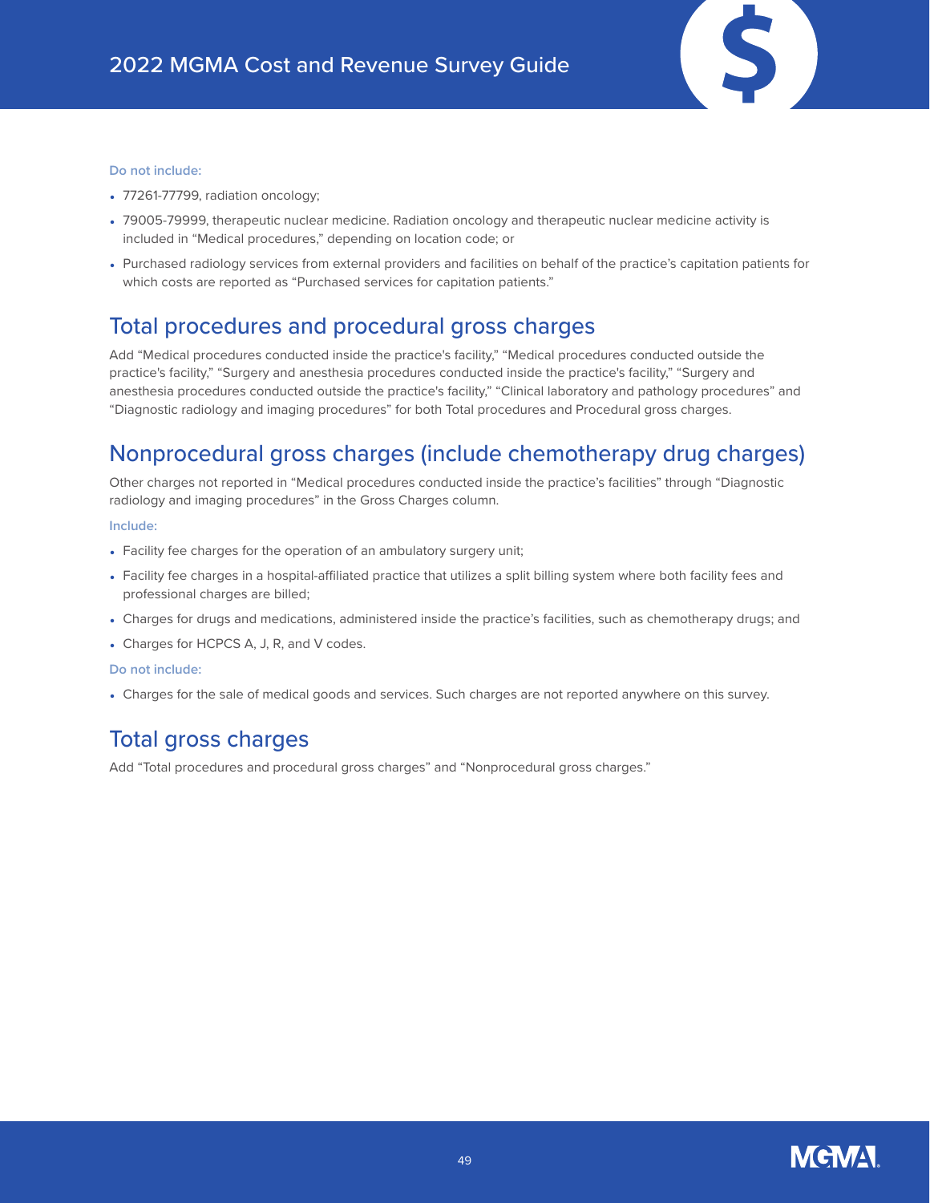**Do not include:**

- 77261-77799, radiation oncology;
- 79005-79999, therapeutic nuclear medicine. Radiation oncology and therapeutic nuclear medicine activity is included in "Medical procedures," depending on location code; or
- Purchased radiology services from external providers and facilities on behalf of the practice's capitation patients for which costs are reported as "Purchased services for capitation patients."

## Total procedures and procedural gross charges

Add "Medical procedures conducted inside the practice's facility," "Medical procedures conducted outside the practice's facility," "Surgery and anesthesia procedures conducted inside the practice's facility," "Surgery and anesthesia procedures conducted outside the practice's facility," "Clinical laboratory and pathology procedures" and "Diagnostic radiology and imaging procedures" for both Total procedures and Procedural gross charges.

## Nonprocedural gross charges (include chemotherapy drug charges)

Other charges not reported in "Medical procedures conducted inside the practice's facilities" through "Diagnostic radiology and imaging procedures" in the Gross Charges column.

**Include:**

- Facility fee charges for the operation of an ambulatory surgery unit;
- Facility fee charges in a hospital-affiliated practice that utilizes a split billing system where both facility fees and professional charges are billed;
- Charges for drugs and medications, administered inside the practice's facilities, such as chemotherapy drugs; and
- Charges for HCPCS A, J, R, and V codes.

**Do not include:**

- Charges for the sale of medical goods and services. Such charges are not reported anywhere on this survey.

## Total gross charges

Add "Total procedures and procedural gross charges" and "Nonprocedural gross charges."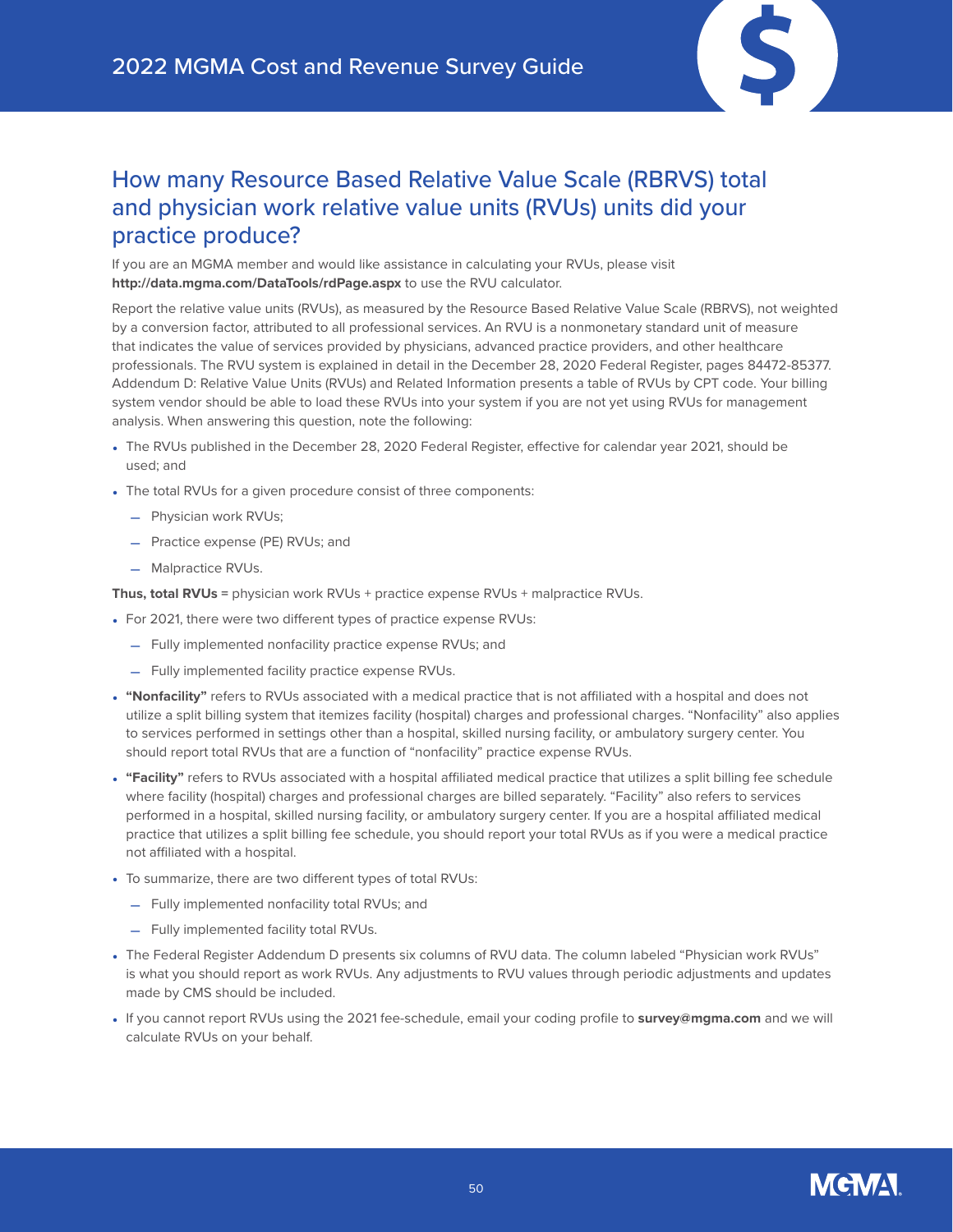## How many Resource Based Relative Value Scale (RBRVS) total and physician work relative value units (RVUs) units did your practice produce?

If you are an MGMA member and would like assistance in calculating your RVUs, please visit **http://data.mgma.com/DataTools/rdPage.aspx** to use the RVU calculator.

Report the relative value units (RVUs), as measured by the Resource Based Relative Value Scale (RBRVS), not weighted by a conversion factor, attributed to all professional services. An RVU is a nonmonetary standard unit of measure that indicates the value of services provided by physicians, advanced practice providers, and other healthcare professionals. The RVU system is explained in detail in the December 28, 2020 Federal Register, pages 84472-85377. Addendum D: Relative Value Units (RVUs) and Related Information presents a table of RVUs by CPT code. Your billing system vendor should be able to load these RVUs into your system if you are not yet using RVUs for management analysis. When answering this question, note the following:

- The RVUs published in the December 28, 2020 Federal Register, effective for calendar year 2021, should be used; and
- The total RVUs for a given procedure consist of three components:
  - Physician work RVUs;
  - Practice expense (PE) RVUs; and
  - Malpractice RVUs.

**Thus, total RVUs** = physician work RVUs + practice expense RVUs + malpractice RVUs.

- For 2021, there were two different types of practice expense RVUs:
  - Fully implemented nonfacility practice expense RVUs; and
  - Fully implemented facility practice expense RVUs.
- **"Nonfacility"** refers to RVUs associated with a medical practice that is not affiliated with a hospital and does not utilize a split billing system that itemizes facility (hospital) charges and professional charges. "Nonfacility" also applies to services performed in settings other than a hospital, skilled nursing facility, or ambulatory surgery center. You should report total RVUs that are a function of "nonfacility" practice expense RVUs.
- **"Facility"** refers to RVUs associated with a hospital affiliated medical practice that utilizes a split billing fee schedule where facility (hospital) charges and professional charges are billed separately. "Facility" also refers to services performed in a hospital, skilled nursing facility, or ambulatory surgery center. If you are a hospital affiliated medical practice that utilizes a split billing fee schedule, you should report your total RVUs as if you were a medical practice not affiliated with a hospital.
- To summarize, there are two different types of total RVUs:
  - Fully implemented nonfacility total RVUs; and
  - Fully implemented facility total RVUs.
- The Federal Register Addendum D presents six columns of RVU data. The column labeled "Physician work RVUs" is what you should report as work RVUs. Any adjustments to RVU values through periodic adjustments and updates made by CMS should be included.
- If you cannot report RVUs using the 2021 fee-schedule, email your coding profile to **survey@mgma.com** and we will calculate RVUs on your behalf.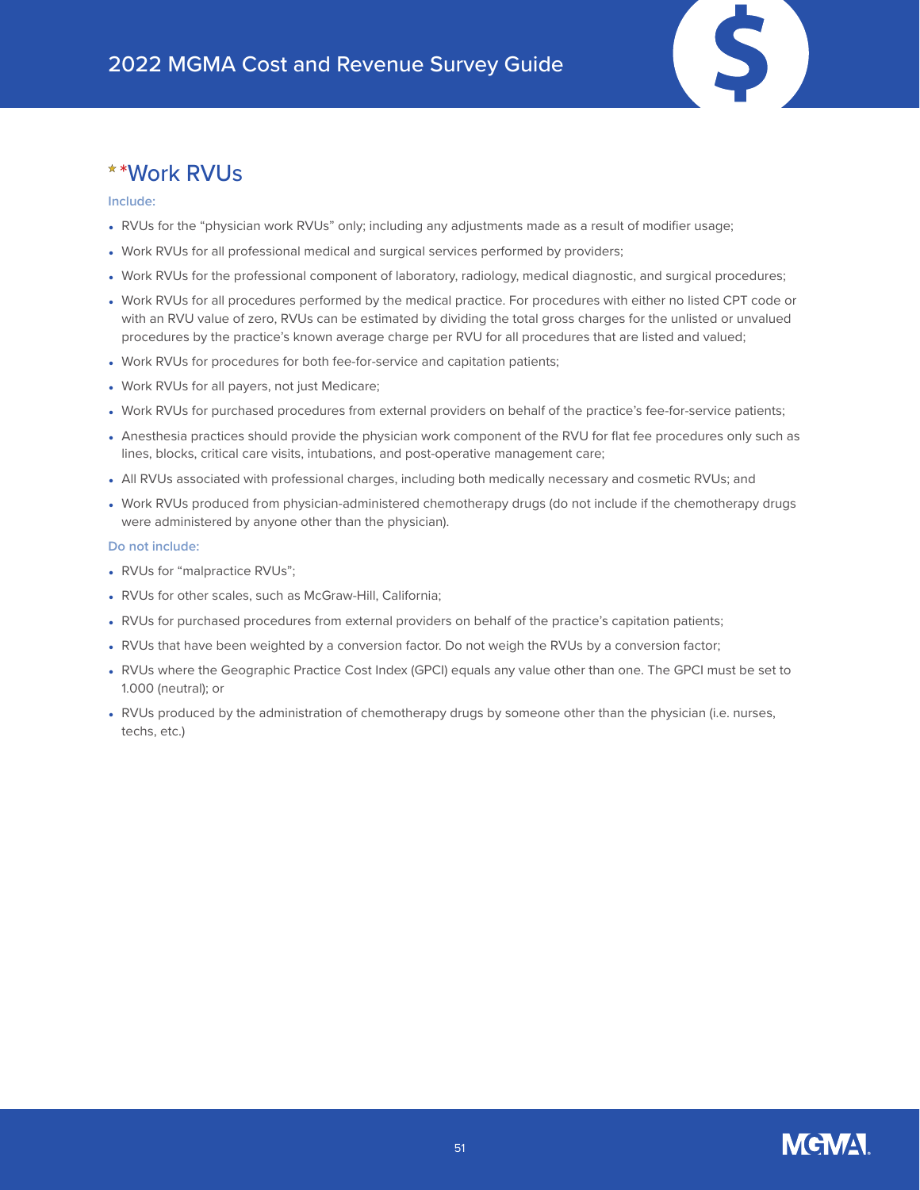## **Work RVUs

**Include:**

- RVUs for the "physician work RVUs" only; including any adjustments made as a result of modifier usage;
- Work RVUs for all professional medical and surgical services performed by providers;
- Work RVUs for the professional component of laboratory, radiology, medical diagnostic, and surgical procedures;
- Work RVUs for all procedures performed by the medical practice. For procedures with either no listed CPT code or with an RVU value of zero, RVUs can be estimated by dividing the total gross charges for the unlisted or unvalued procedures by the practice's known average charge per RVU for all procedures that are listed and valued;
- Work RVUs for procedures for both fee-for-service and capitation patients;
- Work RVUs for all payers, not just Medicare;
- Work RVUs for purchased procedures from external providers on behalf of the practice's fee-for-service patients;
- Anesthesia practices should provide the physician work component of the RVU for flat fee procedures only such as lines, blocks, critical care visits, intubations, and post-operative management care;
- All RVUs associated with professional charges, including both medically necessary and cosmetic RVUs; and
- Work RVUs produced from physician-administered chemotherapy drugs (do not include if the chemotherapy drugs were administered by anyone other than the physician).

**Do not include:**

- RVUs for "malpractice RVUs";
- RVUs for other scales, such as McGraw-Hill, California;
- RVUs for purchased procedures from external providers on behalf of the practice's capitation patients;
- RVUs that have been weighted by a conversion factor. Do not weigh the RVUs by a conversion factor;
- RVUs where the Geographic Practice Cost Index (GPCI) equals any value other than one. The GPCI must be set to 1.000 (neutral); or
- RVUs produced by the administration of chemotherapy drugs by someone other than the physician (i.e. nurses, techs, etc.)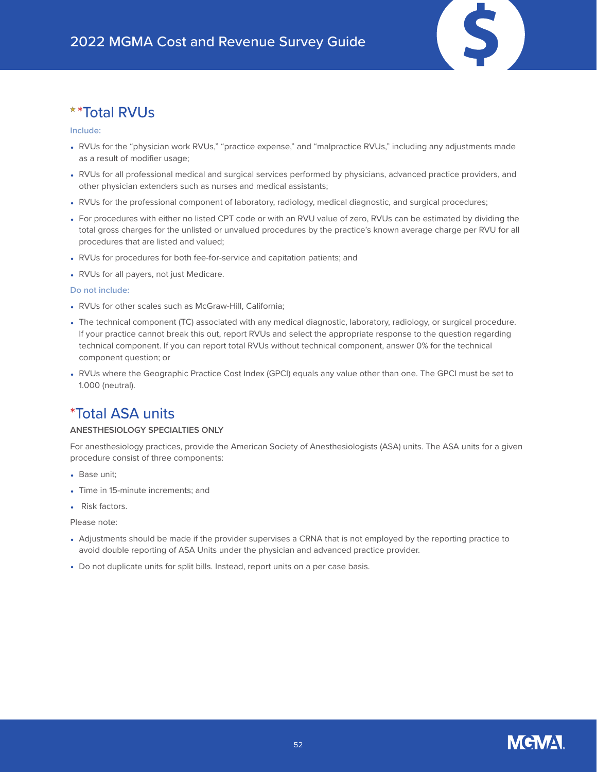## **Total RVUs

**Include:**

- RVUs for the “physician work RVUs,” “practice expense,” and “malpractice RVUs,” including any adjustments made as a result of modifier usage;
- RVUs for all professional medical and surgical services performed by physicians, advanced practice providers, and other physician extenders such as nurses and medical assistants;
- RVUs for the professional component of laboratory, radiology, medical diagnostic, and surgical procedures;
- For procedures with either no listed CPT code or with an RVU value of zero, RVUs can be estimated by dividing the total gross charges for the unlisted or unvalued procedures by the practice’s known average charge per RVU for all procedures that are listed and valued;
- RVUs for procedures for both fee-for-service and capitation patients; and
- RVUs for all payers, not just Medicare.

**Do not include:**

- RVUs for other scales such as McGraw-Hill, California;
- The technical component (TC) associated with any medical diagnostic, laboratory, radiology, or surgical procedure. If your practice cannot break this out, report RVUs and select the appropriate response to the question regarding technical component. If you can report total RVUs without technical component, answer 0% for the technical component question; or
- RVUs where the Geographic Practice Cost Index (GPCI) equals any value other than one. The GPCI must be set to 1.000 (neutral).

## *Total ASA units

**ANESTHESIOLOGY SPECIALTIES ONLY**

For anesthesiology practices, provide the American Society of Anesthesiologists (ASA) units. The ASA units for a given procedure consist of three components:

- Base unit;
- Time in 15-minute increments; and
- Risk factors.

Please note:

- Adjustments should be made if the provider supervises a CRNA that is not employed by the reporting practice to avoid double reporting of ASA Units under the physician and advanced practice provider.
- Do not duplicate units for split bills. Instead, report units on a per case basis.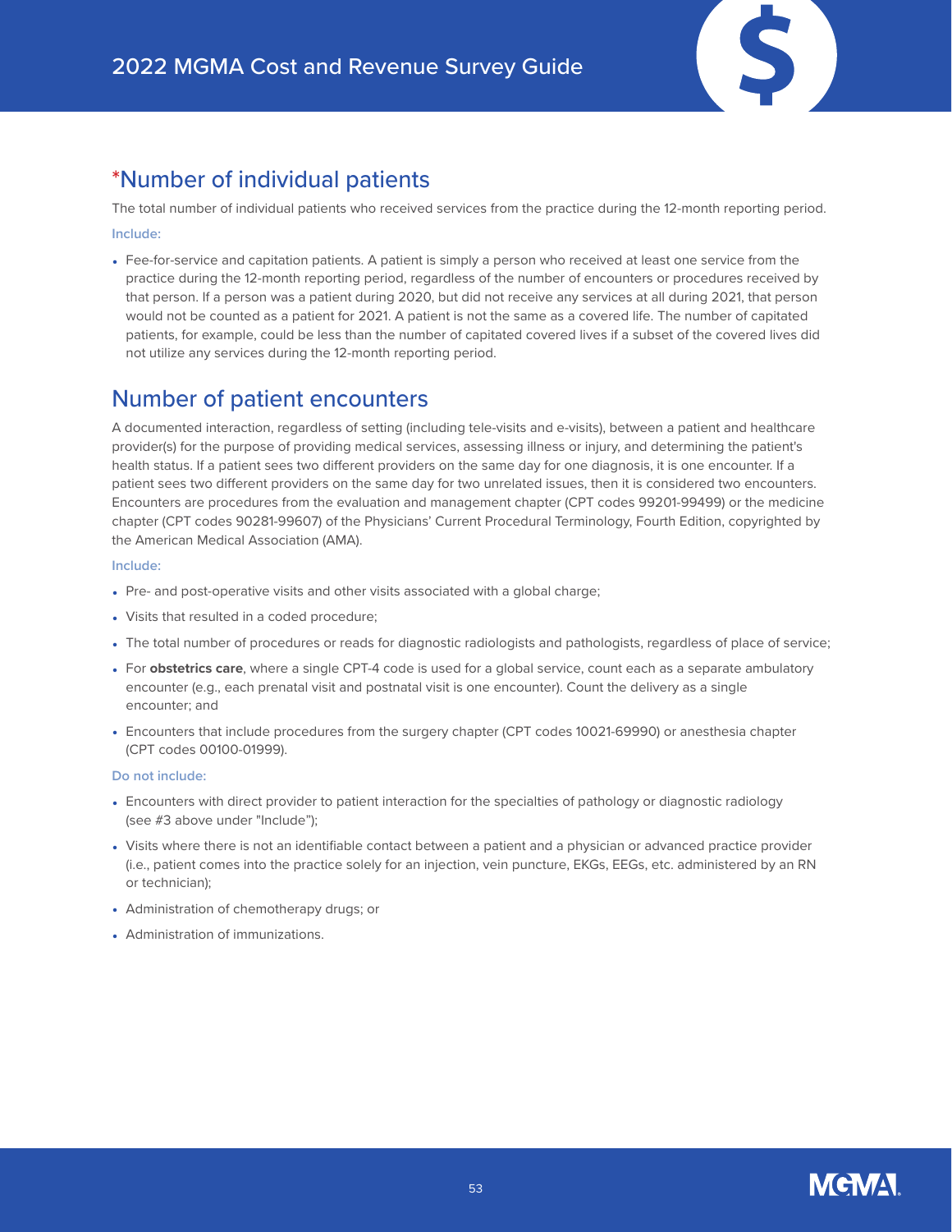## *Number of individual patients

The total number of individual patients who received services from the practice during the 12-month reporting period.

**Include:**

- Fee-for-service and capitation patients. A patient is simply a person who received at least one service from the practice during the 12-month reporting period, regardless of the number of encounters or procedures received by that person. If a person was a patient during 2020, but did not receive any services at all during 2021, that person would not be counted as a patient for 2021. A patient is not the same as a covered life. The number of capitated patients, for example, could be less than the number of capitated covered lives if a subset of the covered lives did not utilize any services during the 12-month reporting period.

## Number of patient encounters

A documented interaction, regardless of setting (including tele-visits and e-visits), between a patient and healthcare provider(s) for the purpose of providing medical services, assessing illness or injury, and determining the patient's health status. If a patient sees two different providers on the same day for one diagnosis, it is one encounter. If a patient sees two different providers on the same day for two unrelated issues, then it is considered two encounters. Encounters are procedures from the evaluation and management chapter (CPT codes 99201-99499) or the medicine chapter (CPT codes 90281-99607) of the Physicians' Current Procedural Terminology, Fourth Edition, copyrighted by the American Medical Association (AMA).

**Include:**

- Pre- and post-operative visits and other visits associated with a global charge;
- Visits that resulted in a coded procedure;
- The total number of procedures or reads for diagnostic radiologists and pathologists, regardless of place of service;
- For **obstetrics care**, where a single CPT-4 code is used for a global service, count each as a separate ambulatory encounter (e.g., each prenatal visit and postnatal visit is one encounter). Count the delivery as a single encounter; and
- Encounters that include procedures from the surgery chapter (CPT codes 10021-69990) or anesthesia chapter (CPT codes 00100-01999).

**Do not include:**

- Encounters with direct provider to patient interaction for the specialties of pathology or diagnostic radiology (see #3 above under "Include");
- Visits where there is not an identifiable contact between a patient and a physician or advanced practice provider (i.e., patient comes into the practice solely for an injection, vein puncture, EKGs, EEGs, etc. administered by an RN or technician);
- Administration of chemotherapy drugs; or
- Administration of immunizations.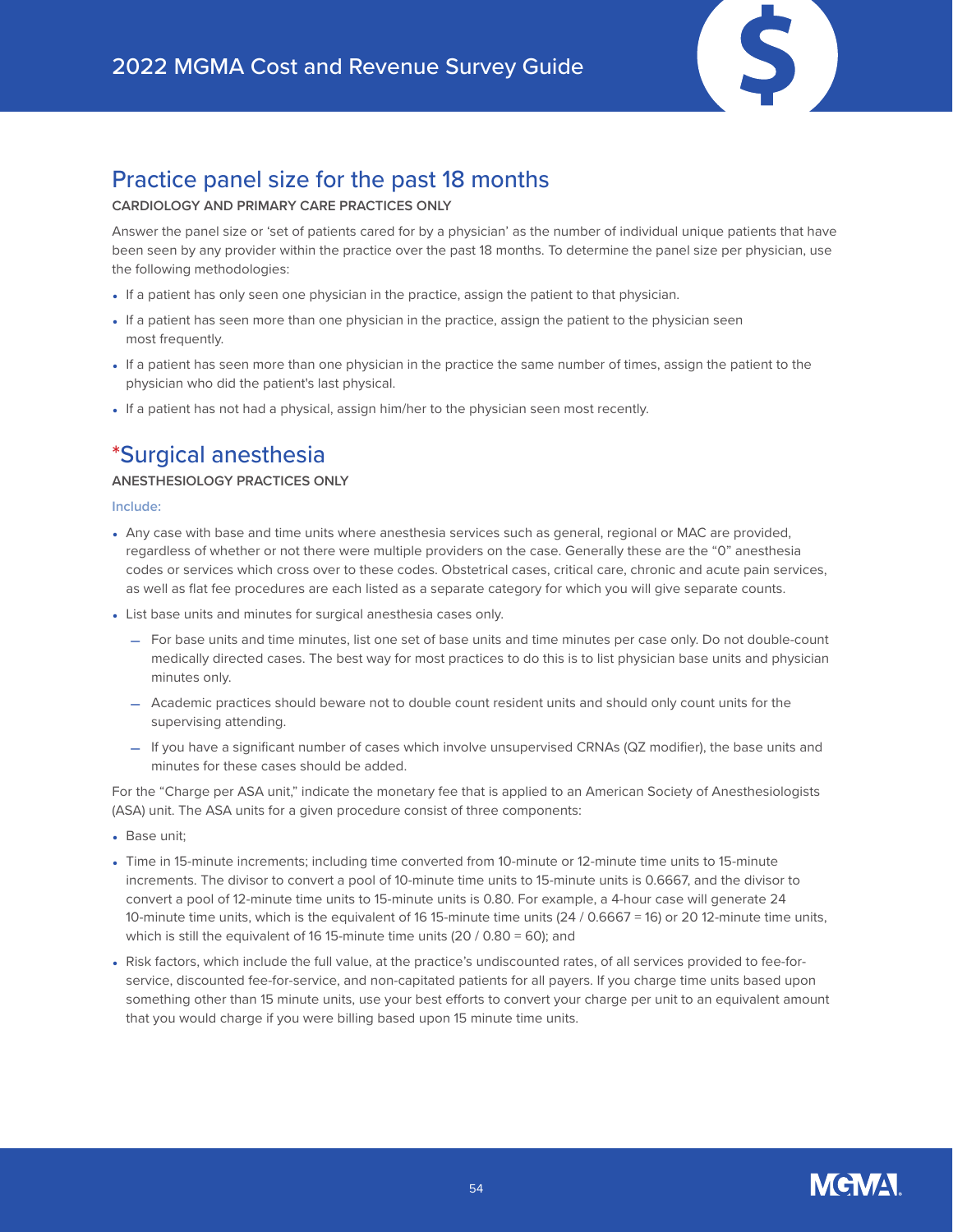## Practice panel size for the past 18 months

**CARDIOLOGY AND PRIMARY CARE PRACTICES ONLY**

Answer the panel size or 'set of patients cared for by a physician' as the number of individual unique patients that have been seen by any provider within the practice over the past 18 months. To determine the panel size per physician, use the following methodologies:

- If a patient has only seen one physician in the practice, assign the patient to that physician.
- If a patient has seen more than one physician in the practice, assign the patient to the physician seen most frequently.
- If a patient has seen more than one physician in the practice the same number of times, assign the patient to the physician who did the patient's last physical.
- If a patient has not had a physical, assign him/her to the physician seen most recently.

## *Surgical anesthesia

**ANESTHESIOLOGY PRACTICES ONLY**

**Include:**

- Any case with base and time units where anesthesia services such as general, regional or MAC are provided, regardless of whether or not there were multiple providers on the case. Generally these are the "0" anesthesia codes or services which cross over to these codes. Obstetrical cases, critical care, chronic and acute pain services, as well as flat fee procedures are each listed as a separate category for which you will give separate counts.
- List base units and minutes for surgical anesthesia cases only.
  - For base units and time minutes, list one set of base units and time minutes per case only. Do not double-count medically directed cases. The best way for most practices to do this is to list physician base units and physician minutes only.
  - Academic practices should beware not to double count resident units and should only count units for the supervising attending.
  - If you have a significant number of cases which involve unsupervised CRNAs (QZ modifier), the base units and minutes for these cases should be added.

For the "Charge per ASA unit," indicate the monetary fee that is applied to an American Society of Anesthesiologists (ASA) unit. The ASA units for a given procedure consist of three components:

- Base unit;
- Time in 15-minute increments; including time converted from 10-minute or 12-minute time units to 15-minute increments. The divisor to convert a pool of 10-minute time units to 15-minute units is 0.6667, and the divisor to convert a pool of 12-minute time units to 15-minute units is 0.80. For example, a 4-hour case will generate 24 10-minute time units, which is the equivalent of 16 15-minute time units (24 / 0.6667 = 16) or 20 12-minute time units, which is still the equivalent of 16 15-minute time units (20 / 0.80 = 60); and
- Risk factors, which include the full value, at the practice's undiscounted rates, of all services provided to fee-for-service, discounted fee-for-service, and non-capitated patients for all payers. If you charge time units based upon something other than 15 minute units, use your best efforts to convert your charge per unit to an equivalent amount that you would charge if you were billing based upon 15 minute time units.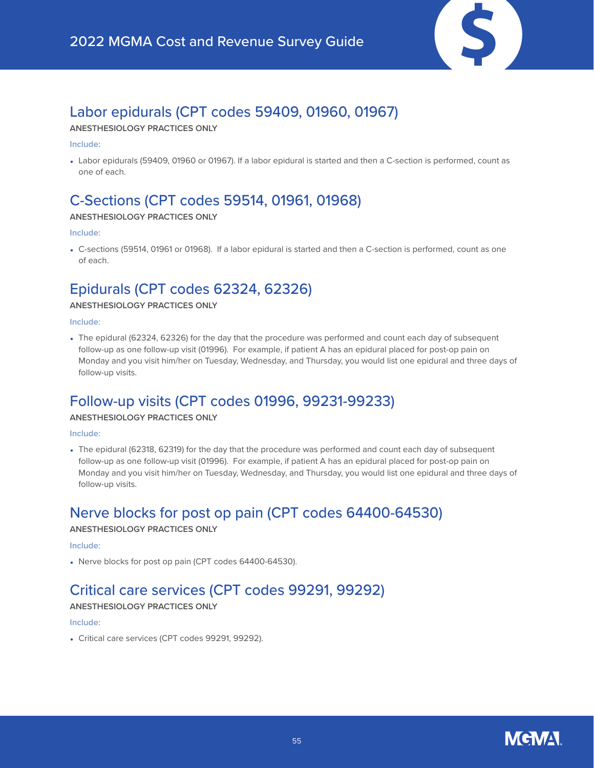## Labor epidurals (CPT codes 59409, 01960, 01967)

**ANESTHESIOLOGY PRACTICES ONLY**

**Include:**

- Labor epidurals (59409, 01960 or 01967). If a labor epidural is started and then a C-section is performed, count as one of each.

## C-Sections (CPT codes 59514, 01961, 01968)

**ANESTHESIOLOGY PRACTICES ONLY**

**Include:**

- C-sections (59514, 01961 or 01968). If a labor epidural is started and then a C-section is performed, count as one of each.

## Epidurals (CPT codes 62324, 62326)

**ANESTHESIOLOGY PRACTICES ONLY**

**Include:**

- The epidural (62324, 62326) for the day that the procedure was performed and count each day of subsequent follow-up as one follow-up visit (01996). For example, if patient A has an epidural placed for post-op pain on Monday and you visit him/her on Tuesday, Wednesday, and Thursday, you would list one epidural and three days of follow-up visits.

## Follow-up visits (CPT codes 01996, 99231-99233)

**ANESTHESIOLOGY PRACTICES ONLY**

**Include:**

- The epidural (62318, 62319) for the day that the procedure was performed and count each day of subsequent follow-up as one follow-up visit (01996). For example, if patient A has an epidural placed for post-op pain on Monday and you visit him/her on Tuesday, Wednesday, and Thursday, you would list one epidural and three days of follow-up visits.

## Nerve blocks for post op pain (CPT codes 64400-64530)

**ANESTHESIOLOGY PRACTICES ONLY**

**Include:**

- Nerve blocks for post op pain (CPT codes 64400-64530).

## Critical care services (CPT codes 99291, 99292)

**ANESTHESIOLOGY PRACTICES ONLY**

**Include:**

- Critical care services (CPT codes 99291, 99292).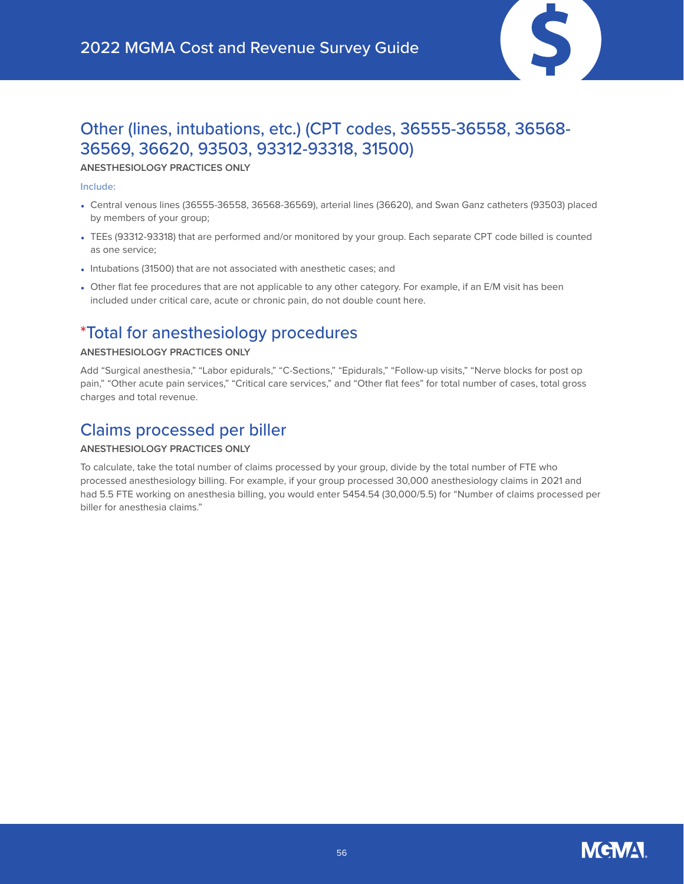## Other (lines, intubations, etc.) (CPT codes, 36555-36558, 36568-36569, 36620, 93503, 93312-93318, 31500)

**ANESTHESIOLOGY PRACTICES ONLY**

**Include:**

- Central venous lines (36555-36558, 36568-36569), arterial lines (36620), and Swan Ganz catheters (93503) placed by members of your group;
- TEEs (93312-93318) that are performed and/or monitored by your group. Each separate CPT code billed is counted as one service;
- Intubations (31500) that are not associated with anesthetic cases; and
- Other flat fee procedures that are not applicable to any other category. For example, if an E/M visit has been included under critical care, acute or chronic pain, do not double count here.

## *Total for anesthesiology procedures

**ANESTHESIOLOGY PRACTICES ONLY**

Add "Surgical anesthesia," "Labor epidurals," "C-Sections," "Epidurals," "Follow-up visits," "Nerve blocks for post op pain," "Other acute pain services," "Critical care services," and "Other flat fees" for total number of cases, total gross charges and total revenue.

## Claims processed per biller

**ANESTHESIOLOGY PRACTICES ONLY**

To calculate, take the total number of claims processed by your group, divide by the total number of FTE who processed anesthesiology billing. For example, if your group processed 30,000 anesthesiology claims in 2021 and had 5.5 FTE working on anesthesia billing, you would enter 5454.54 (30,000/5.5) for "Number of claims processed per biller for anesthesia claims."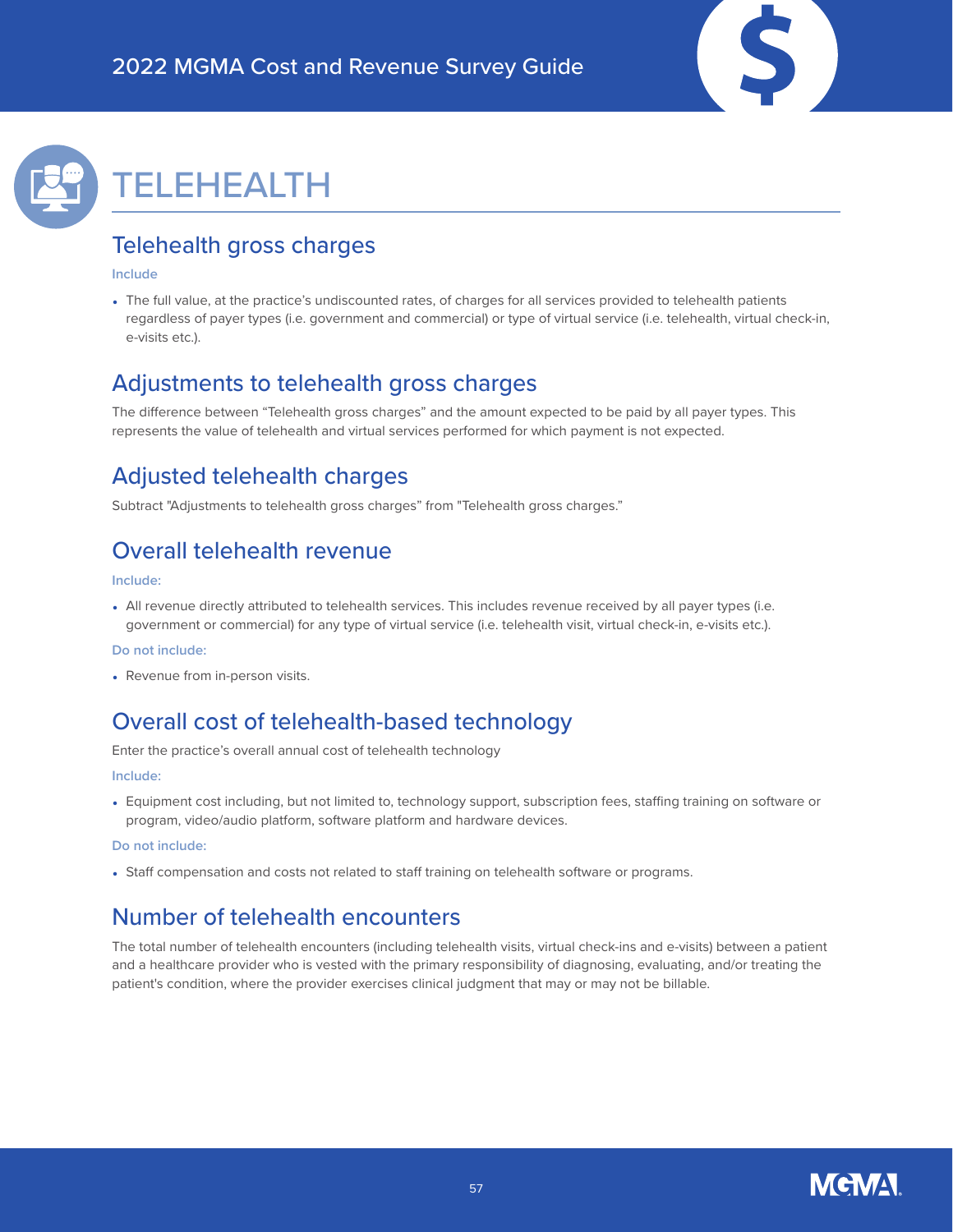# TELEHEALTH

## Telehealth gross charges

**Include**

- The full value, at the practice's undiscounted rates, of charges for all services provided to telehealth patients regardless of payer types (i.e. government and commercial) or type of virtual service (i.e. telehealth, virtual check-in, e-visits etc.).

## Adjustments to telehealth gross charges

The difference between "Telehealth gross charges" and the amount expected to be paid by all payer types. This represents the value of telehealth and virtual services performed for which payment is not expected.

## Adjusted telehealth charges

Subtract "Adjustments to telehealth gross charges" from "Telehealth gross charges."

## Overall telehealth revenue

**Include:**

- All revenue directly attributed to telehealth services. This includes revenue received by all payer types (i.e. government or commercial) for any type of virtual service (i.e. telehealth visit, virtual check-in, e-visits etc.).

**Do not include:**

- Revenue from in-person visits.

## Overall cost of telehealth-based technology

Enter the practice's overall annual cost of telehealth technology

**Include:**

- Equipment cost including, but not limited to, technology support, subscription fees, staffing training on software or program, video/audio platform, software platform and hardware devices.

**Do not include:**

- Staff compensation and costs not related to staff training on telehealth software or programs.

## Number of telehealth encounters

The total number of telehealth encounters (including telehealth visits, virtual check-ins and e-visits) between a patient and a healthcare provider who is vested with the primary responsibility of diagnosing, evaluating, and/or treating the patient's condition, where the provider exercises clinical judgment that may or may not be billable.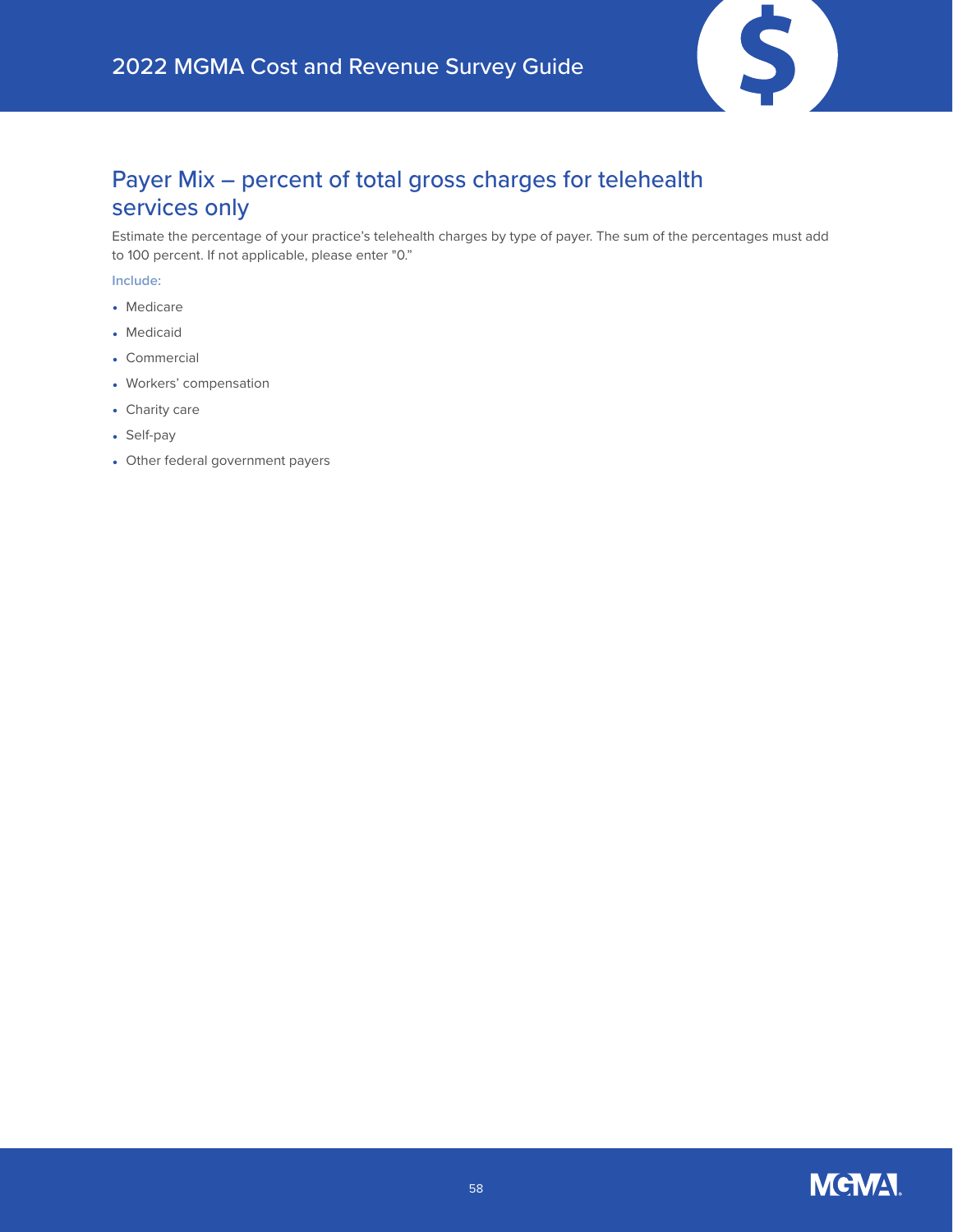## Payer Mix – percent of total gross charges for telehealth services only

Estimate the percentage of your practice's telehealth charges by type of payer. The sum of the percentages must add to 100 percent. If not applicable, please enter "0."

**Include:**

- Medicare
- Medicaid
- Commercial
- Workers' compensation
- Charity care
- Self-pay
- Other federal government payers